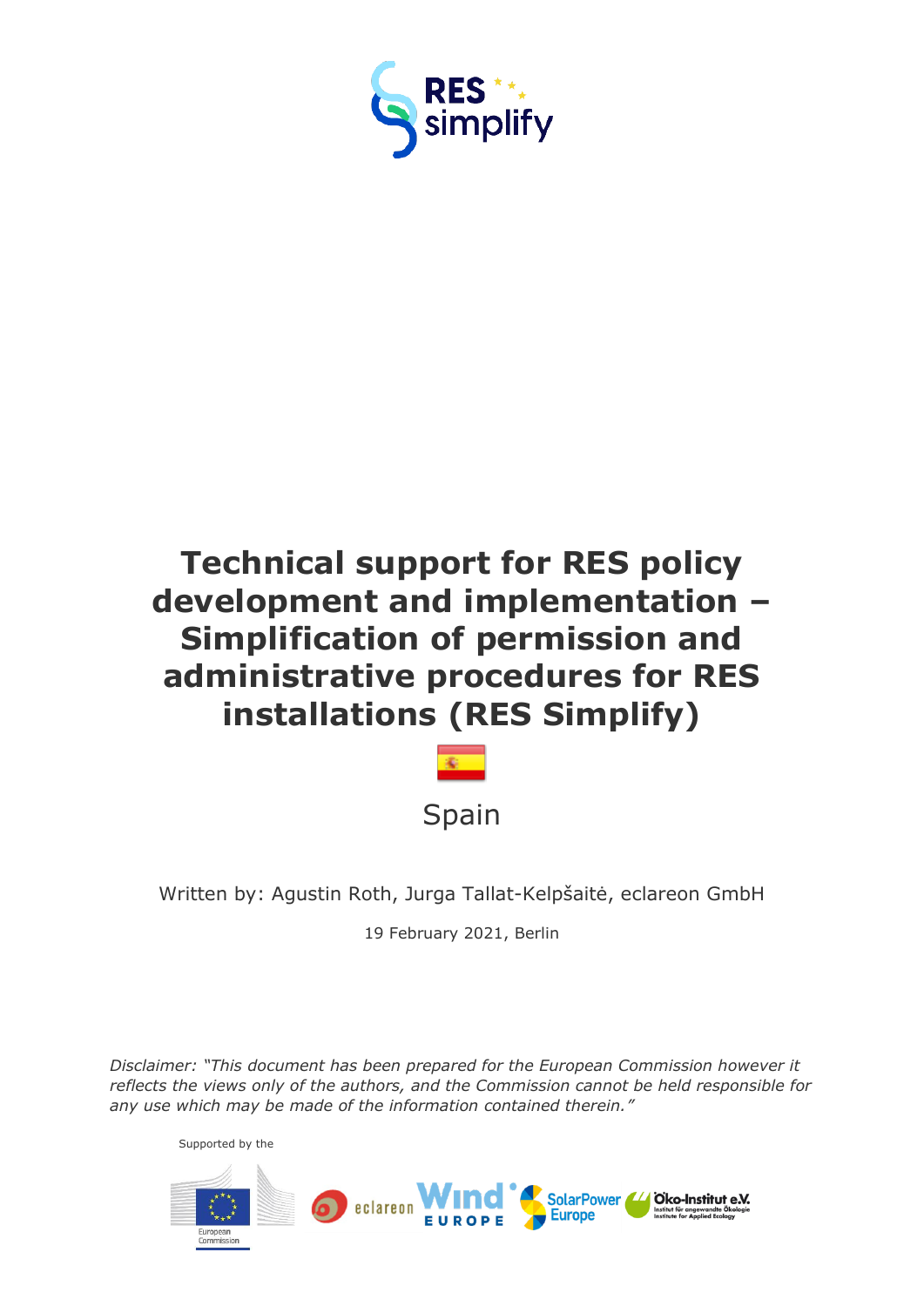RES simplify

# Technical support for RES policy development and implementation – Simplification of permission and administrative procedures for RES installations (RES Simplify)

Spain

Written by: Agustin Roth, Jurga Tallat-Kelpšaitė, eclareon GmbH

19 February 2021, Berlin

*Disclaimer: "This document has been prepared for the European Commission however it reflects the views only of the authors, and the Commission cannot be held responsible for any use which may be made of the information contained therein."*

Supported by the

European Commission

eclareon

Wind Europe

SolarPower Europe

Öko-Institut e.V. Institut für angewandte Ökologie Institute for Applied Ecology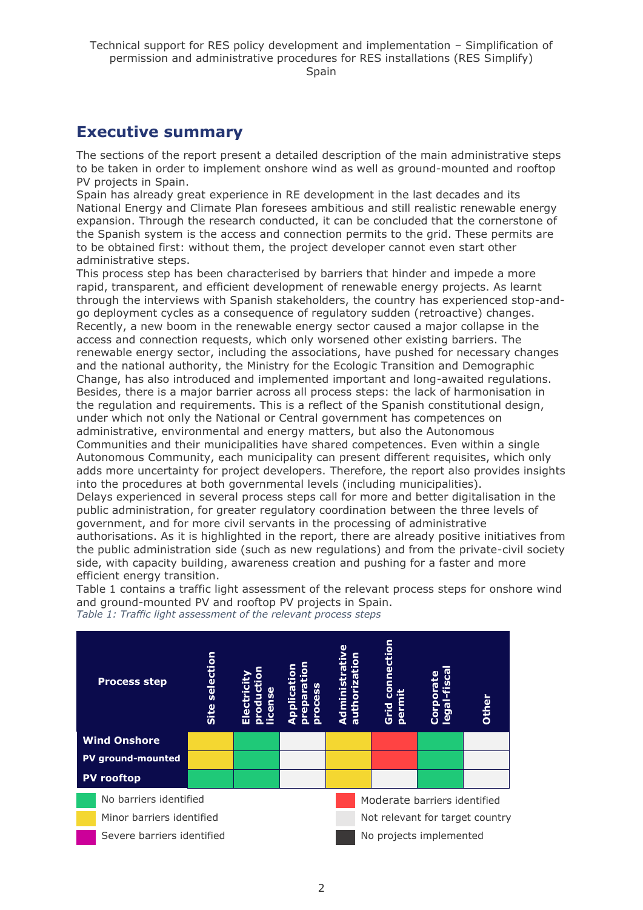# Executive summary

The sections of the report present a detailed description of the main administrative steps to be taken in order to implement onshore wind as well as ground-mounted and rooftop PV projects in Spain.

Spain has already great experience in RE development in the last decades and its National Energy and Climate Plan foresees ambitious and still realistic renewable energy expansion. Through the research conducted, it can be concluded that the cornerstone of the Spanish system is the access and connection permits to the grid. These permits are to be obtained first: without them, the project developer cannot even start other administrative steps.

This process step has been characterised by barriers that hinder and impede a more rapid, transparent, and efficient development of renewable energy projects. As learnt through the interviews with Spanish stakeholders, the country has experienced stop-and-go deployment cycles as a consequence of regulatory sudden (retroactive) changes. Recently, a new boom in the renewable energy sector caused a major collapse in the access and connection requests, which only worsened other existing barriers. The renewable energy sector, including the associations, have pushed for necessary changes and the national authority, the Ministry for the Ecologic Transition and Demographic Change, has also introduced and implemented important and long-awaited regulations. Besides, there is a major barrier across all process steps: the lack of harmonisation in the regulation and requirements. This is a reflect of the Spanish constitutional design, under which not only the National or Central government has competences on administrative, environmental and energy matters, but also the Autonomous Communities and their municipalities have shared competences. Even within a single Autonomous Community, each municipality can present different requisites, which only adds more uncertainty for project developers. Therefore, the report also provides insights into the procedures at both governmental levels (including municipalities).

Delays experienced in several process steps call for more and better digitalisation in the public administration, for greater regulatory coordination between the three levels of government, and for more civil servants in the processing of administrative authorisations. As it is highlighted in the report, there are already positive initiatives from the public administration side (such as new regulations) and from the private-civil society side, with capacity building, awareness creation and pushing for a faster and more efficient energy transition.

Table 1 contains a traffic light assessment of the relevant process steps for onshore wind and ground-mounted PV and rooftop PV projects in Spain.

*Table 1: Traffic light assessment of the relevant process steps*

| Process step | Site selection | Electricity production license | Application preparation process | Administrative authorization | Grid connection permit | Corporate legal-fiscal | Other |
|---|---|---|---|---|---|---|---|
| Wind Onshore | Minor barriers identified | No barriers identified | Not relevant for target country | Minor barriers identified | Moderate barriers identified | No barriers identified | Not relevant for target country |
| PV ground-mounted | Minor barriers identified | No barriers identified | Not relevant for target country | Minor barriers identified | Moderate barriers identified | No barriers identified | Not relevant for target country |
| PV rooftop | No barriers identified | No barriers identified | Not relevant for target country | Minor barriers identified | Not relevant for target country | No barriers identified | Not relevant for target country |

Legend: No barriers identified; Minor barriers identified; Severe barriers identified; Moderate barriers identified; Not relevant for target country; No projects implemented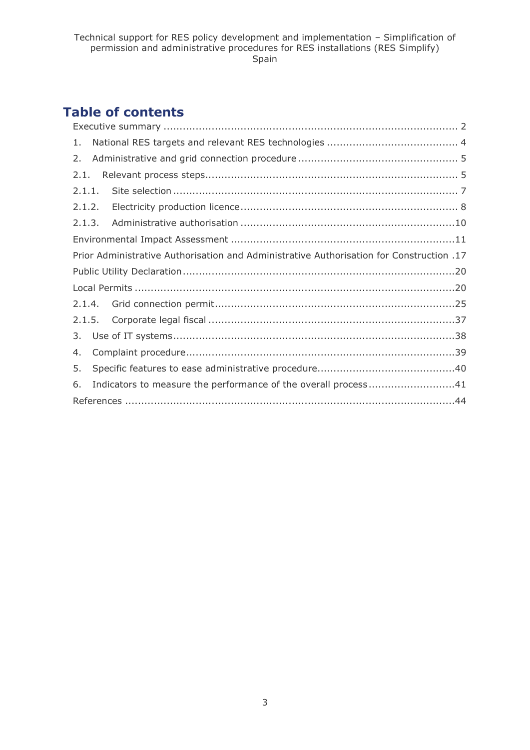# Table of contents

Executive summary ............................................................................................ 2

1. National RES targets and relevant RES technologies ......................................... 4

2. Administrative and grid connection procedure .................................................. 5

2.1. Relevant process steps............................................................................... 5

2.1.1. Site selection ......................................................................................... 7

2.1.2. Electricity production licence.................................................................... 8

2.1.3. Administrative authorisation ...................................................................10

Environmental Impact Assessment .....................................................................11

Prior Administrative Authorisation and Administrative Authorisation for Construction .17

Public Utility Declaration.....................................................................................20

Local Permits ...................................................................................................20

2.1.4. Grid connection permit...........................................................................25

2.1.5. Corporate legal fiscal .............................................................................37

3. Use of IT systems........................................................................................38

4. Complaint procedure....................................................................................39

5. Specific features to ease administrative procedure...........................................40

6. Indicators to measure the performance of the overall process...........................41

References ......................................................................................................44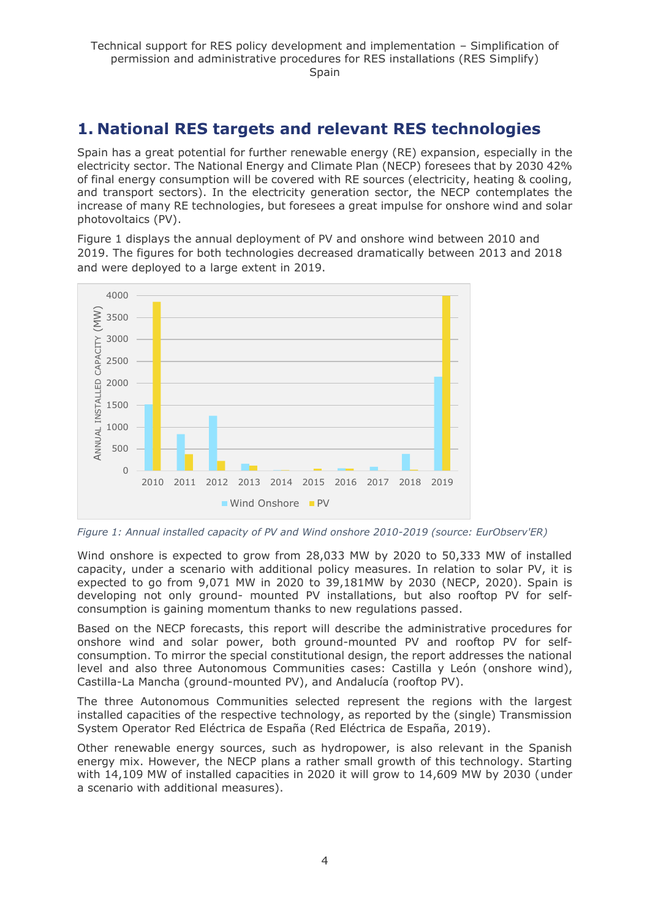## 1. National RES targets and relevant RES technologies

Spain has a great potential for further renewable energy (RE) expansion, especially in the electricity sector. The National Energy and Climate Plan (NECP) foresees that by 2030 42% of final energy consumption will be covered with RE sources (electricity, heating & cooling, and transport sectors). In the electricity generation sector, the NECP contemplates the increase of many RE technologies, but foresees a great impulse for onshore wind and solar photovoltaics (PV).

Figure 1 displays the annual deployment of PV and onshore wind between 2010 and 2019. The figures for both technologies decreased dramatically between 2013 and 2018 and were deployed to a large extent in 2019.

*Figure 1: Annual installed capacity of PV and Wind onshore 2010-2019 (source: EurObserv'ER)*

Wind onshore is expected to grow from 28,033 MW by 2020 to 50,333 MW of installed capacity, under a scenario with additional policy measures. In relation to solar PV, it is expected to go from 9,071 MW in 2020 to 39,181MW by 2030 (NECP, 2020). Spain is developing not only ground- mounted PV installations, but also rooftop PV for self-consumption is gaining momentum thanks to new regulations passed.

Based on the NECP forecasts, this report will describe the administrative procedures for onshore wind and solar power, both ground-mounted PV and rooftop PV for self-consumption. To mirror the special constitutional design, the report addresses the national level and also three Autonomous Communities cases: Castilla y León (onshore wind), Castilla-La Mancha (ground-mounted PV), and Andalucía (rooftop PV).

The three Autonomous Communities selected represent the regions with the largest installed capacities of the respective technology, as reported by the (single) Transmission System Operator Red Eléctrica de España (Red Eléctrica de España, 2019).

Other renewable energy sources, such as hydropower, is also relevant in the Spanish energy mix. However, the NECP plans a rather small growth of this technology. Starting with 14,109 MW of installed capacities in 2020 it will grow to 14,609 MW by 2030 (under a scenario with additional measures).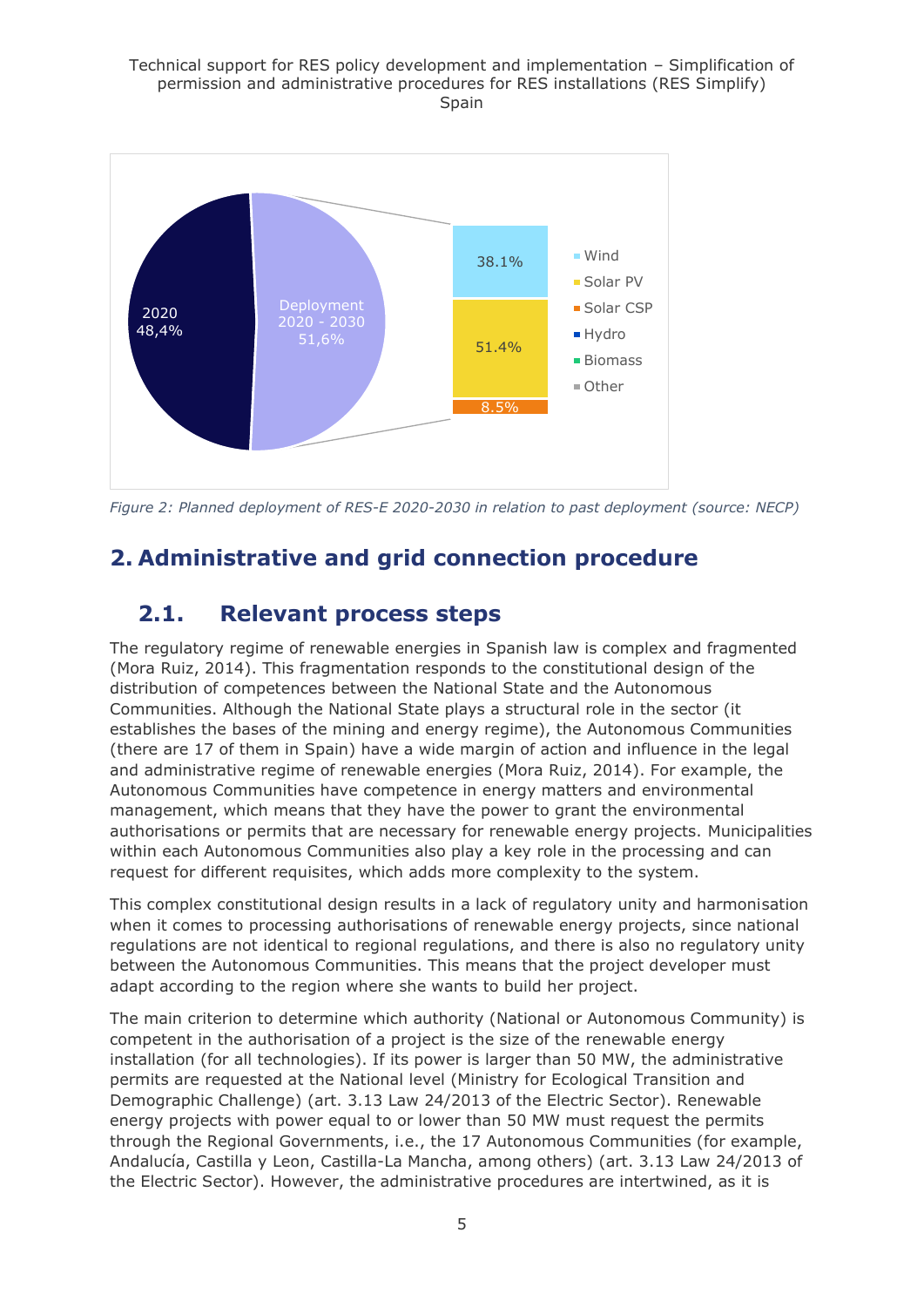Figure 2: Planned deployment of RES-E 2020-2030 in relation to past deployment (source: NECP)

## 2. Administrative and grid connection procedure

### 2.1. Relevant process steps

The regulatory regime of renewable energies in Spanish law is complex and fragmented (Mora Ruiz, 2014). This fragmentation responds to the constitutional design of the distribution of competences between the National State and the Autonomous Communities. Although the National State plays a structural role in the sector (it establishes the bases of the mining and energy regime), the Autonomous Communities (there are 17 of them in Spain) have a wide margin of action and influence in the legal and administrative regime of renewable energies (Mora Ruiz, 2014). For example, the Autonomous Communities have competence in energy matters and environmental management, which means that they have the power to grant the environmental authorisations or permits that are necessary for renewable energy projects. Municipalities within each Autonomous Communities also play a key role in the processing and can request for different requisites, which adds more complexity to the system.

This complex constitutional design results in a lack of regulatory unity and harmonisation when it comes to processing authorisations of renewable energy projects, since national regulations are not identical to regional regulations, and there is also no regulatory unity between the Autonomous Communities. This means that the project developer must adapt according to the region where she wants to build her project.

The main criterion to determine which authority (National or Autonomous Community) is competent in the authorisation of a project is the size of the renewable energy installation (for all technologies). If its power is larger than 50 MW, the administrative permits are requested at the National level (Ministry for Ecological Transition and Demographic Challenge) (art. 3.13 Law 24/2013 of the Electric Sector). Renewable energy projects with power equal to or lower than 50 MW must request the permits through the Regional Governments, i.e., the 17 Autonomous Communities (for example, Andalucía, Castilla y Leon, Castilla-La Mancha, among others) (art. 3.13 Law 24/2013 of the Electric Sector). However, the administrative procedures are intertwined, as it is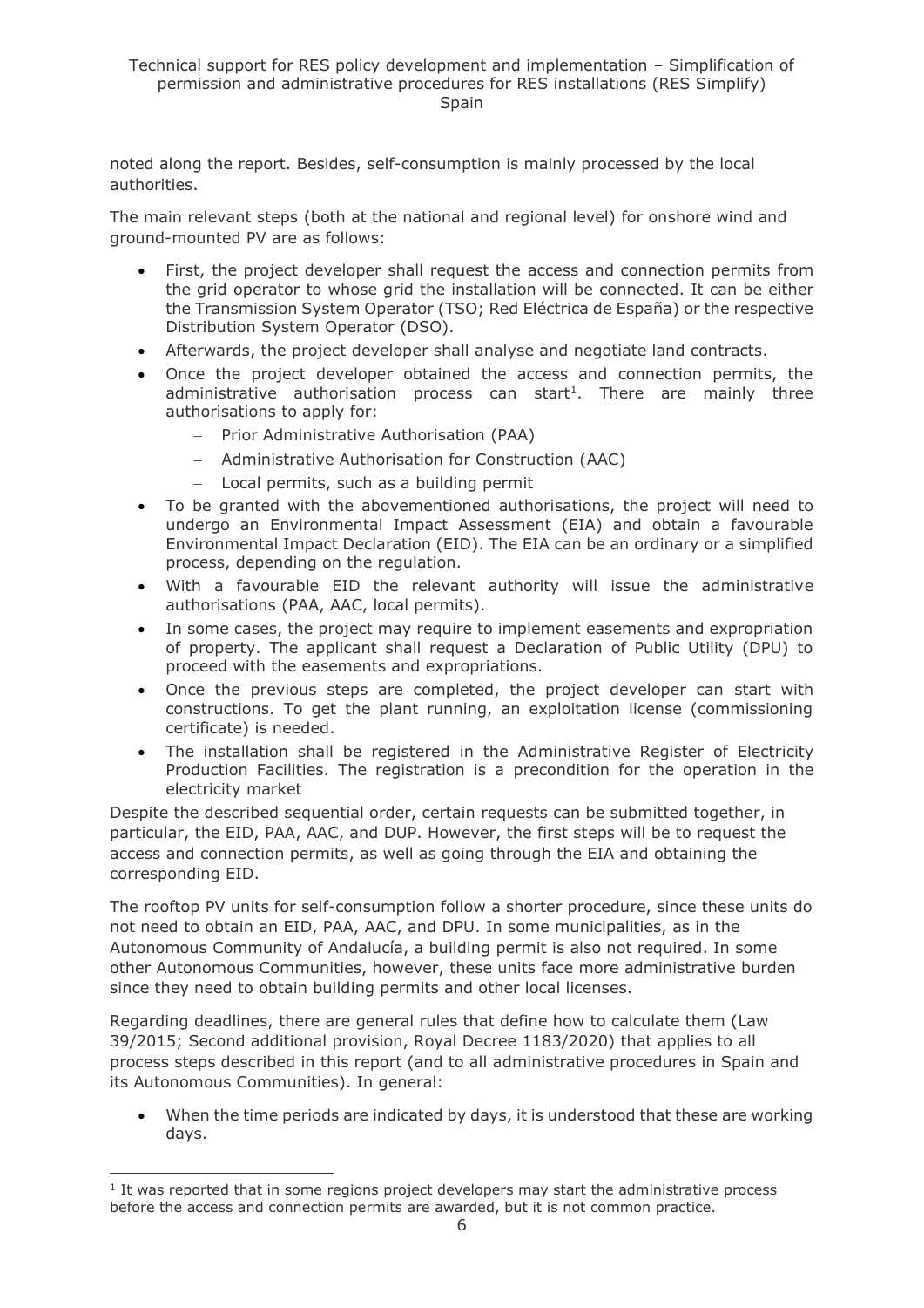noted along the report. Besides, self-consumption is mainly processed by the local authorities.

The main relevant steps (both at the national and regional level) for onshore wind and ground-mounted PV are as follows:

- First, the project developer shall request the access and connection permits from the grid operator to whose grid the installation will be connected. It can be either the Transmission System Operator (TSO; Red Eléctrica de España) or the respective Distribution System Operator (DSO).
- Afterwards, the project developer shall analyse and negotiate land contracts.
- Once the project developer obtained the access and connection permits, the administrative authorisation process can start[1]. There are mainly three authorisations to apply for:
  - Prior Administrative Authorisation (PAA)
  - Administrative Authorisation for Construction (AAC)
  - Local permits, such as a building permit
- To be granted with the abovementioned authorisations, the project will need to undergo an Environmental Impact Assessment (EIA) and obtain a favourable Environmental Impact Declaration (EID). The EIA can be an ordinary or a simplified process, depending on the regulation.
- With a favourable EID the relevant authority will issue the administrative authorisations (PAA, AAC, local permits).
- In some cases, the project may require to implement easements and expropriation of property. The applicant shall request a Declaration of Public Utility (DPU) to proceed with the easements and expropriations.
- Once the previous steps are completed, the project developer can start with constructions. To get the plant running, an exploitation license (commissioning certificate) is needed.
- The installation shall be registered in the Administrative Register of Electricity Production Facilities. The registration is a precondition for the operation in the electricity market

Despite the described sequential order, certain requests can be submitted together, in particular, the EID, PAA, AAC, and DUP. However, the first steps will be to request the access and connection permits, as well as going through the EIA and obtaining the corresponding EID.

The rooftop PV units for self-consumption follow a shorter procedure, since these units do not need to obtain an EID, PAA, AAC, and DPU. In some municipalities, as in the Autonomous Community of Andalucía, a building permit is also not required. In some other Autonomous Communities, however, these units face more administrative burden since they need to obtain building permits and other local licenses.

Regarding deadlines, there are general rules that define how to calculate them (Law 39/2015; Second additional provision, Royal Decree 1183/2020) that applies to all process steps described in this report (and to all administrative procedures in Spain and its Autonomous Communities). In general:

- When the time periods are indicated by days, it is understood that these are working days.

[1] It was reported that in some regions project developers may start the administrative process before the access and connection permits are awarded, but it is not common practice.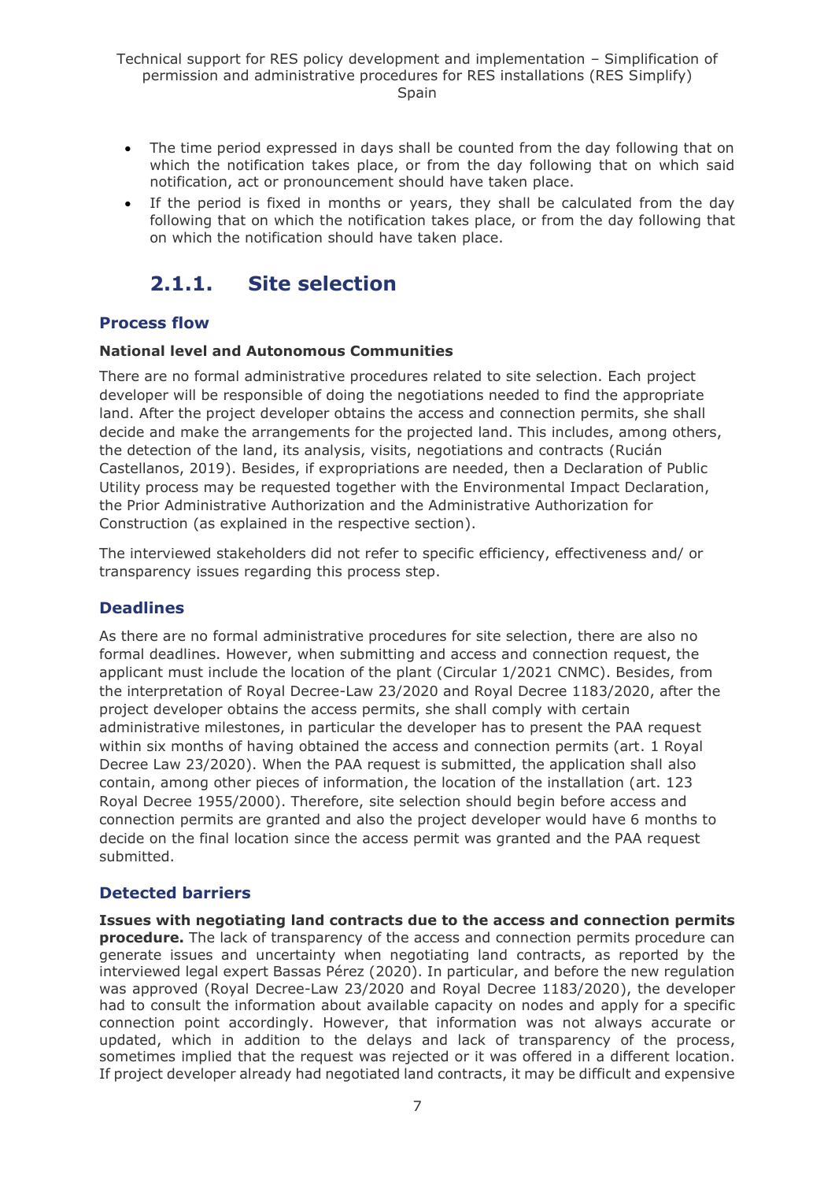- The time period expressed in days shall be counted from the day following that on which the notification takes place, or from the day following that on which said notification, act or pronouncement should have taken place.
- If the period is fixed in months or years, they shall be calculated from the day following that on which the notification takes place, or from the day following that on which the notification should have taken place.

### 2.1.1. Site selection

#### Process flow

**National level and Autonomous Communities**

There are no formal administrative procedures related to site selection. Each project developer will be responsible of doing the negotiations needed to find the appropriate land. After the project developer obtains the access and connection permits, she shall decide and make the arrangements for the projected land. This includes, among others, the detection of the land, its analysis, visits, negotiations and contracts (Rucián Castellanos, 2019). Besides, if expropriations are needed, then a Declaration of Public Utility process may be requested together with the Environmental Impact Declaration, the Prior Administrative Authorization and the Administrative Authorization for Construction (as explained in the respective section).

The interviewed stakeholders did not refer to specific efficiency, effectiveness and/ or transparency issues regarding this process step.

#### Deadlines

As there are no formal administrative procedures for site selection, there are also no formal deadlines. However, when submitting and access and connection request, the applicant must include the location of the plant (Circular 1/2021 CNMC). Besides, from the interpretation of Royal Decree-Law 23/2020 and Royal Decree 1183/2020, after the project developer obtains the access permits, she shall comply with certain administrative milestones, in particular the developer has to present the PAA request within six months of having obtained the access and connection permits (art. 1 Royal Decree Law 23/2020). When the PAA request is submitted, the application shall also contain, among other pieces of information, the location of the installation (art. 123 Royal Decree 1955/2000). Therefore, site selection should begin before access and connection permits are granted and also the project developer would have 6 months to decide on the final location since the access permit was granted and the PAA request submitted.

#### Detected barriers

**Issues with negotiating land contracts due to the access and connection permits procedure.** The lack of transparency of the access and connection permits procedure can generate issues and uncertainty when negotiating land contracts, as reported by the interviewed legal expert Bassas Pérez (2020). In particular, and before the new regulation was approved (Royal Decree-Law 23/2020 and Royal Decree 1183/2020), the developer had to consult the information about available capacity on nodes and apply for a specific connection point accordingly. However, that information was not always accurate or updated, which in addition to the delays and lack of transparency of the process, sometimes implied that the request was rejected or it was offered in a different location. If project developer already had negotiated land contracts, it may be difficult and expensive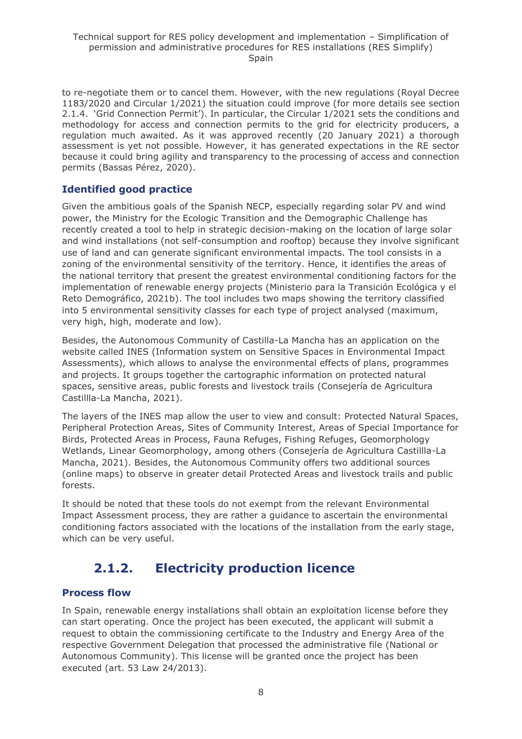to re-negotiate them or to cancel them. However, with the new regulations (Royal Decree 1183/2020 and Circular 1/2021) the situation could improve (for more details see section 2.1.4. 'Grid Connection Permit'). In particular, the Circular 1/2021 sets the conditions and methodology for access and connection permits to the grid for electricity producers, a regulation much awaited. As it was approved recently (20 January 2021) a thorough assessment is yet not possible. However, it has generated expectations in the RE sector because it could bring agility and transparency to the processing of access and connection permits (Bassas Pérez, 2020).

### Identified good practice

Given the ambitious goals of the Spanish NECP, especially regarding solar PV and wind power, the Ministry for the Ecologic Transition and the Demographic Challenge has recently created a tool to help in strategic decision-making on the location of large solar and wind installations (not self-consumption and rooftop) because they involve significant use of land and can generate significant environmental impacts. The tool consists in a zoning of the environmental sensitivity of the territory. Hence, it identifies the areas of the national territory that present the greatest environmental conditioning factors for the implementation of renewable energy projects (Ministerio para la Transición Ecológica y el Reto Demográfico, 2021b). The tool includes two maps showing the territory classified into 5 environmental sensitivity classes for each type of project analysed (maximum, very high, high, moderate and low).

Besides, the Autonomous Community of Castilla-La Mancha has an application on the website called INES (Information system on Sensitive Spaces in Environmental Impact Assessments), which allows to analyse the environmental effects of plans, programmes and projects. It groups together the cartographic information on protected natural spaces, sensitive areas, public forests and livestock trails (Consejería de Agricultura Castillla-La Mancha, 2021).

The layers of the INES map allow the user to view and consult: Protected Natural Spaces, Peripheral Protection Areas, Sites of Community Interest, Areas of Special Importance for Birds, Protected Areas in Process, Fauna Refuges, Fishing Refuges, Geomorphology Wetlands, Linear Geomorphology, among others (Consejería de Agricultura Castillla-La Mancha, 2021). Besides, the Autonomous Community offers two additional sources (online maps) to observe in greater detail Protected Areas and livestock trails and public forests.

It should be noted that these tools do not exempt from the relevant Environmental Impact Assessment process, they are rather a guidance to ascertain the environmental conditioning factors associated with the locations of the installation from the early stage, which can be very useful.

## 2.1.2. Electricity production licence

### Process flow

In Spain, renewable energy installations shall obtain an exploitation license before they can start operating. Once the project has been executed, the applicant will submit a request to obtain the commissioning certificate to the Industry and Energy Area of the respective Government Delegation that processed the administrative file (National or Autonomous Community). This license will be granted once the project has been executed (art. 53 Law 24/2013).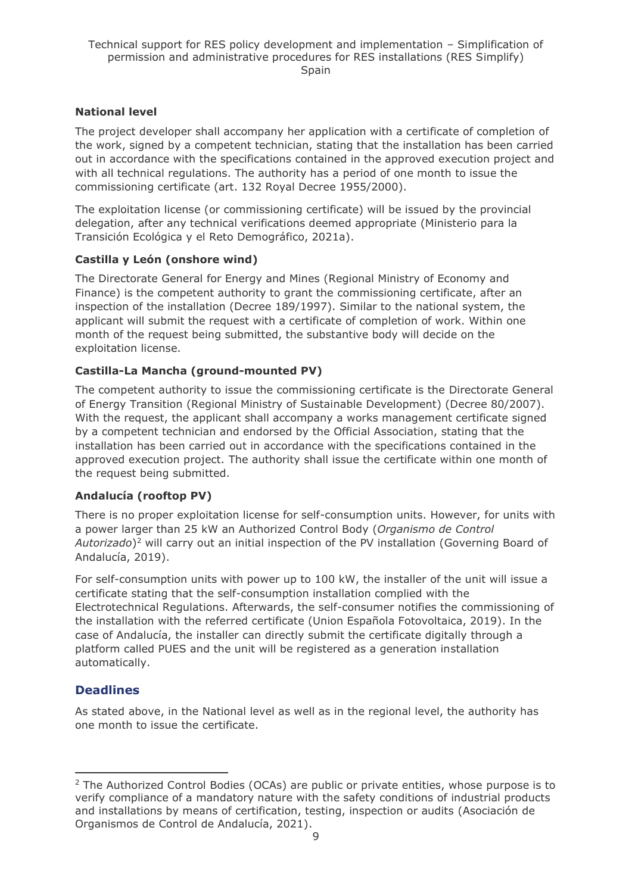**National level**

The project developer shall accompany her application with a certificate of completion of the work, signed by a competent technician, stating that the installation has been carried out in accordance with the specifications contained in the approved execution project and with all technical regulations. The authority has a period of one month to issue the commissioning certificate (art. 132 Royal Decree 1955/2000).

The exploitation license (or commissioning certificate) will be issued by the provincial delegation, after any technical verifications deemed appropriate (Ministerio para la Transición Ecológica y el Reto Demográfico, 2021a).

**Castilla y León (onshore wind)**

The Directorate General for Energy and Mines (Regional Ministry of Economy and Finance) is the competent authority to grant the commissioning certificate, after an inspection of the installation (Decree 189/1997). Similar to the national system, the applicant will submit the request with a certificate of completion of work. Within one month of the request being submitted, the substantive body will decide on the exploitation license.

**Castilla-La Mancha (ground-mounted PV)**

The competent authority to issue the commissioning certificate is the Directorate General of Energy Transition (Regional Ministry of Sustainable Development) (Decree 80/2007). With the request, the applicant shall accompany a works management certificate signed by a competent technician and endorsed by the Official Association, stating that the installation has been carried out in accordance with the specifications contained in the approved execution project. The authority shall issue the certificate within one month of the request being submitted.

**Andalucía (rooftop PV)**

There is no proper exploitation license for self-consumption units. However, for units with a power larger than 25 kW an Authorized Control Body (*Organismo de Control Autorizado*)[2] will carry out an initial inspection of the PV installation (Governing Board of Andalucía, 2019).

For self-consumption units with power up to 100 kW, the installer of the unit will issue a certificate stating that the self-consumption installation complied with the Electrotechnical Regulations. Afterwards, the self-consumer notifies the commissioning of the installation with the referred certificate (Union Española Fotovoltaica, 2019). In the case of Andalucía, the installer can directly submit the certificate digitally through a platform called PUES and the unit will be registered as a generation installation automatically.

## Deadlines

As stated above, in the National level as well as in the regional level, the authority has one month to issue the certificate.

---

[2] The Authorized Control Bodies (OCAs) are public or private entities, whose purpose is to verify compliance of a mandatory nature with the safety conditions of industrial products and installations by means of certification, testing, inspection or audits (Asociación de Organismos de Control de Andalucía, 2021).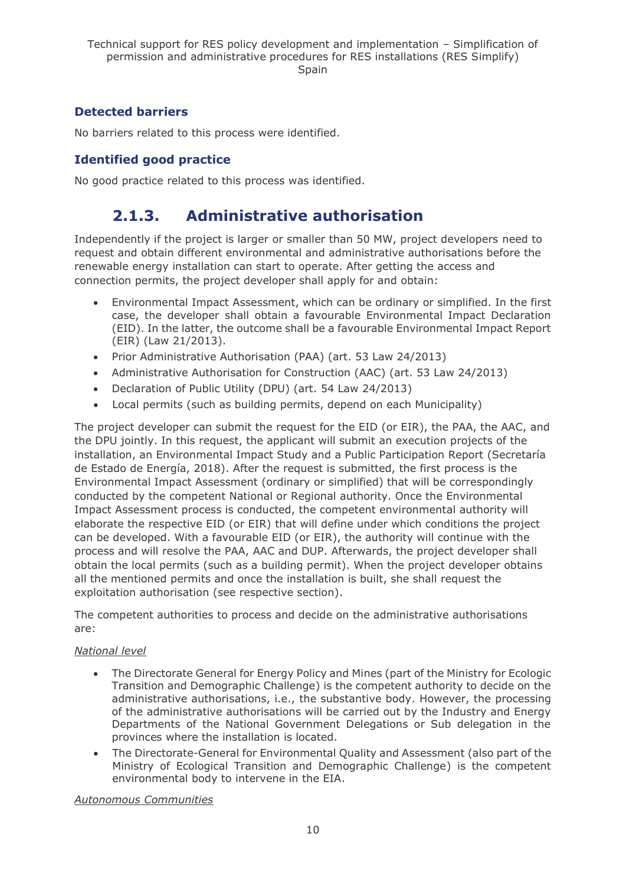### Detected barriers

No barriers related to this process were identified.

### Identified good practice

No good practice related to this process was identified.

## 2.1.3. Administrative authorisation

Independently if the project is larger or smaller than 50 MW, project developers need to request and obtain different environmental and administrative authorisations before the renewable energy installation can start to operate. After getting the access and connection permits, the project developer shall apply for and obtain:

- Environmental Impact Assessment, which can be ordinary or simplified. In the first case, the developer shall obtain a favourable Environmental Impact Declaration (EID). In the latter, the outcome shall be a favourable Environmental Impact Report (EIR) (Law 21/2013).
- Prior Administrative Authorisation (PAA) (art. 53 Law 24/2013)
- Administrative Authorisation for Construction (AAC) (art. 53 Law 24/2013)
- Declaration of Public Utility (DPU) (art. 54 Law 24/2013)
- Local permits (such as building permits, depend on each Municipality)

The project developer can submit the request for the EID (or EIR), the PAA, the AAC, and the DPU jointly. In this request, the applicant will submit an execution projects of the installation, an Environmental Impact Study and a Public Participation Report (Secretaría de Estado de Energía, 2018). After the request is submitted, the first process is the Environmental Impact Assessment (ordinary or simplified) that will be correspondingly conducted by the competent National or Regional authority. Once the Environmental Impact Assessment process is conducted, the competent environmental authority will elaborate the respective EID (or EIR) that will define under which conditions the project can be developed. With a favourable EID (or EIR), the authority will continue with the process and will resolve the PAA, AAC and DUP. Afterwards, the project developer shall obtain the local permits (such as a building permit). When the project developer obtains all the mentioned permits and once the installation is built, she shall request the exploitation authorisation (see respective section).

The competent authorities to process and decide on the administrative authorisations are:

*National level*

- The Directorate General for Energy Policy and Mines (part of the Ministry for Ecologic Transition and Demographic Challenge) is the competent authority to decide on the administrative authorisations, i.e., the substantive body. However, the processing of the administrative authorisations will be carried out by the Industry and Energy Departments of the National Government Delegations or Sub delegation in the provinces where the installation is located.
- The Directorate-General for Environmental Quality and Assessment (also part of the Ministry of Ecological Transition and Demographic Challenge) is the competent environmental body to intervene in the EIA.

*Autonomous Communities*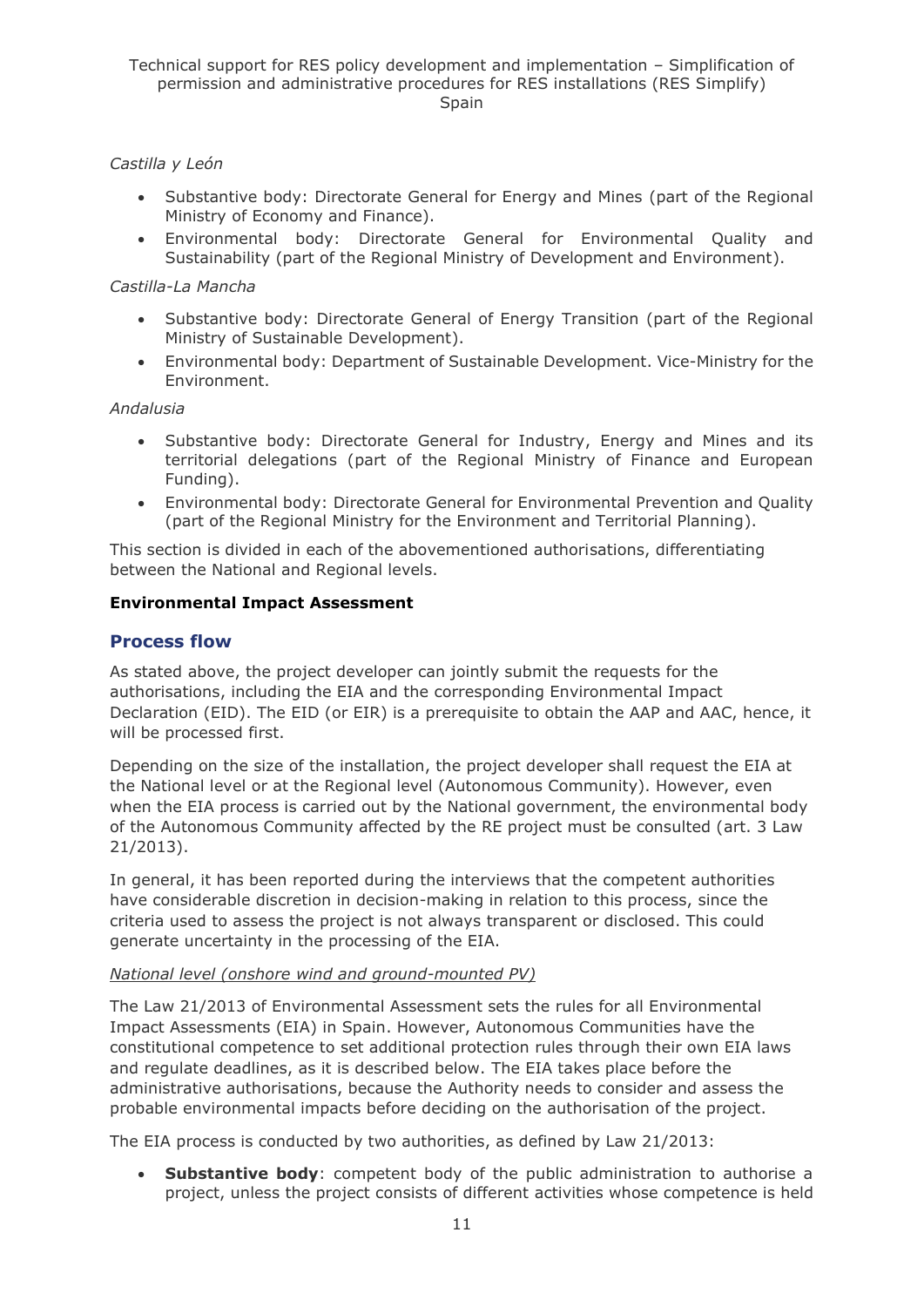*Castilla y León*

- Substantive body: Directorate General for Energy and Mines (part of the Regional Ministry of Economy and Finance).
- Environmental body: Directorate General for Environmental Quality and Sustainability (part of the Regional Ministry of Development and Environment).

*Castilla-La Mancha*

- Substantive body: Directorate General of Energy Transition (part of the Regional Ministry of Sustainable Development).
- Environmental body: Department of Sustainable Development. Vice-Ministry for the Environment.

*Andalusia*

- Substantive body: Directorate General for Industry, Energy and Mines and its territorial delegations (part of the Regional Ministry of Finance and European Funding).
- Environmental body: Directorate General for Environmental Prevention and Quality (part of the Regional Ministry for the Environment and Territorial Planning).

This section is divided in each of the abovementioned authorisations, differentiating between the National and Regional levels.

**Environmental Impact Assessment**

## Process flow

As stated above, the project developer can jointly submit the requests for the authorisations, including the EIA and the corresponding Environmental Impact Declaration (EID). The EID (or EIR) is a prerequisite to obtain the AAP and AAC, hence, it will be processed first.

Depending on the size of the installation, the project developer shall request the EIA at the National level or at the Regional level (Autonomous Community). However, even when the EIA process is carried out by the National government, the environmental body of the Autonomous Community affected by the RE project must be consulted (art. 3 Law 21/2013).

In general, it has been reported during the interviews that the competent authorities have considerable discretion in decision-making in relation to this process, since the criteria used to assess the project is not always transparent or disclosed. This could generate uncertainty in the processing of the EIA.

*National level (onshore wind and ground-mounted PV)*

The Law 21/2013 of Environmental Assessment sets the rules for all Environmental Impact Assessments (EIA) in Spain. However, Autonomous Communities have the constitutional competence to set additional protection rules through their own EIA laws and regulate deadlines, as it is described below. The EIA takes place before the administrative authorisations, because the Authority needs to consider and assess the probable environmental impacts before deciding on the authorisation of the project.

The EIA process is conducted by two authorities, as defined by Law 21/2013:

- **Substantive body**: competent body of the public administration to authorise a project, unless the project consists of different activities whose competence is held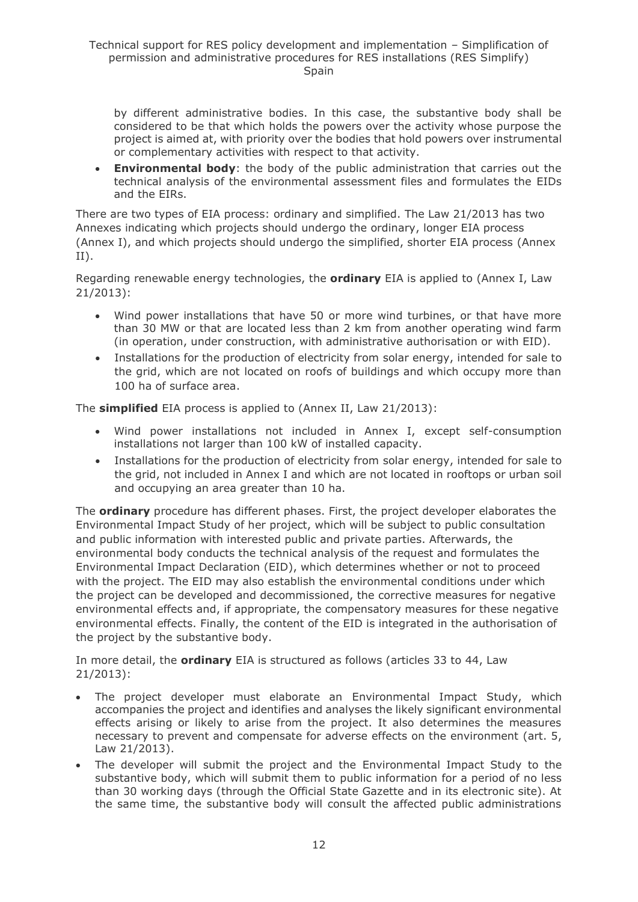by different administrative bodies. In this case, the substantive body shall be considered to be that which holds the powers over the activity whose purpose the project is aimed at, with priority over the bodies that hold powers over instrumental or complementary activities with respect to that activity.

- **Environmental body**: the body of the public administration that carries out the technical analysis of the environmental assessment files and formulates the EIDs and the EIRs.

There are two types of EIA process: ordinary and simplified. The Law 21/2013 has two Annexes indicating which projects should undergo the ordinary, longer EIA process (Annex I), and which projects should undergo the simplified, shorter EIA process (Annex II).

Regarding renewable energy technologies, the **ordinary** EIA is applied to (Annex I, Law 21/2013):

- Wind power installations that have 50 or more wind turbines, or that have more than 30 MW or that are located less than 2 km from another operating wind farm (in operation, under construction, with administrative authorisation or with EID).
- Installations for the production of electricity from solar energy, intended for sale to the grid, which are not located on roofs of buildings and which occupy more than 100 ha of surface area.

The **simplified** EIA process is applied to (Annex II, Law 21/2013):

- Wind power installations not included in Annex I, except self-consumption installations not larger than 100 kW of installed capacity.
- Installations for the production of electricity from solar energy, intended for sale to the grid, not included in Annex I and which are not located in rooftops or urban soil and occupying an area greater than 10 ha.

The **ordinary** procedure has different phases. First, the project developer elaborates the Environmental Impact Study of her project, which will be subject to public consultation and public information with interested public and private parties. Afterwards, the environmental body conducts the technical analysis of the request and formulates the Environmental Impact Declaration (EID), which determines whether or not to proceed with the project. The EID may also establish the environmental conditions under which the project can be developed and decommissioned, the corrective measures for negative environmental effects and, if appropriate, the compensatory measures for these negative environmental effects. Finally, the content of the EID is integrated in the authorisation of the project by the substantive body.

In more detail, the **ordinary** EIA is structured as follows (articles 33 to 44, Law 21/2013):

- The project developer must elaborate an Environmental Impact Study, which accompanies the project and identifies and analyses the likely significant environmental effects arising or likely to arise from the project. It also determines the measures necessary to prevent and compensate for adverse effects on the environment (art. 5, Law 21/2013).
- The developer will submit the project and the Environmental Impact Study to the substantive body, which will submit them to public information for a period of no less than 30 working days (through the Official State Gazette and in its electronic site). At the same time, the substantive body will consult the affected public administrations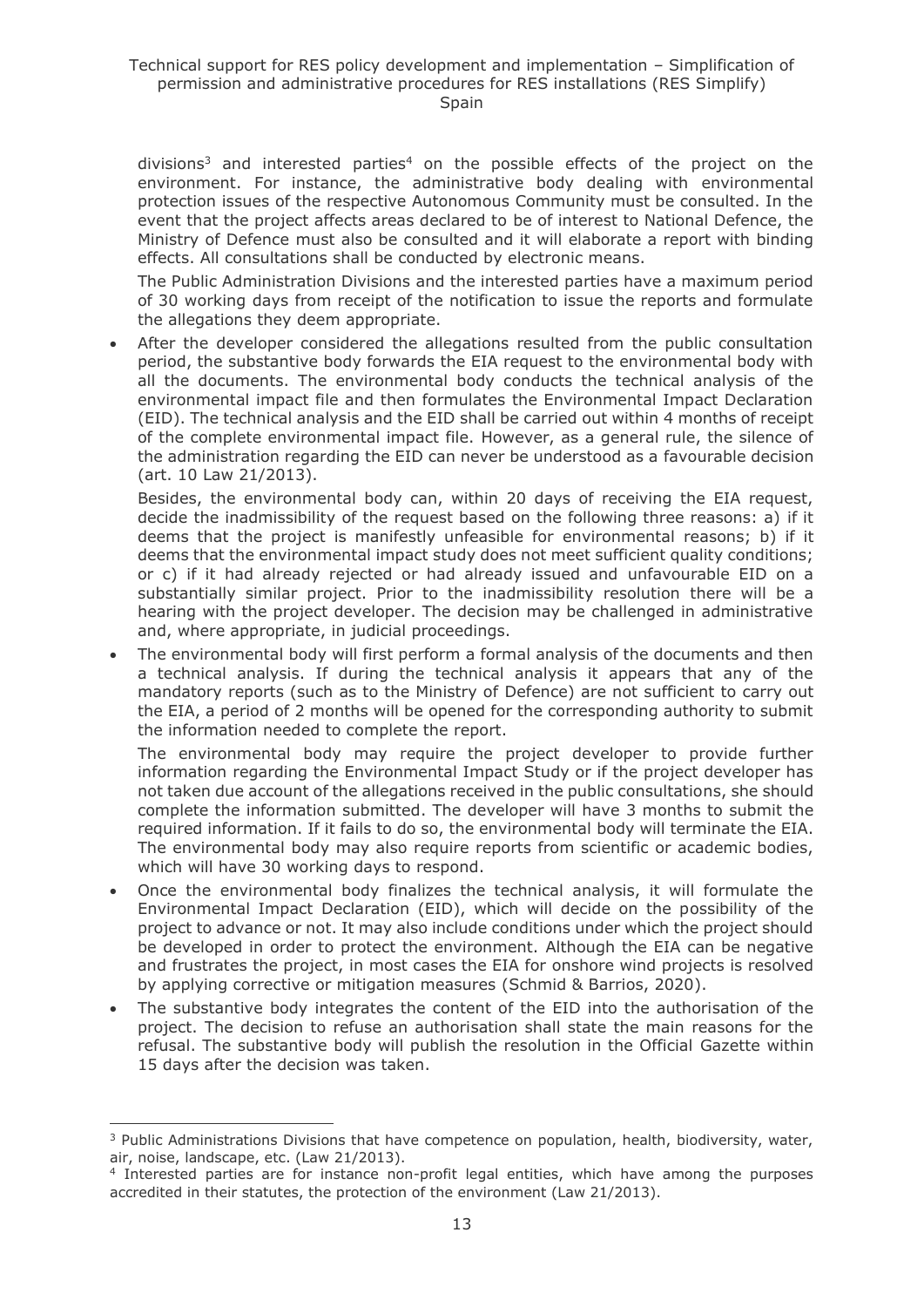divisions[3] and interested parties[4] on the possible effects of the project on the environment. For instance, the administrative body dealing with environmental protection issues of the respective Autonomous Community must be consulted. In the event that the project affects areas declared to be of interest to National Defence, the Ministry of Defence must also be consulted and it will elaborate a report with binding effects. All consultations shall be conducted by electronic means.

The Public Administration Divisions and the interested parties have a maximum period of 30 working days from receipt of the notification to issue the reports and formulate the allegations they deem appropriate.

- After the developer considered the allegations resulted from the public consultation period, the substantive body forwards the EIA request to the environmental body with all the documents. The environmental body conducts the technical analysis of the environmental impact file and then formulates the Environmental Impact Declaration (EID). The technical analysis and the EID shall be carried out within 4 months of receipt of the complete environmental impact file. However, as a general rule, the silence of the administration regarding the EID can never be understood as a favourable decision (art. 10 Law 21/2013).

  Besides, the environmental body can, within 20 days of receiving the EIA request, decide the inadmissibility of the request based on the following three reasons: a) if it deems that the project is manifestly unfeasible for environmental reasons; b) if it deems that the environmental impact study does not meet sufficient quality conditions; or c) if it had already rejected or had already issued and unfavourable EID on a substantially similar project. Prior to the inadmissibility resolution there will be a hearing with the project developer. The decision may be challenged in administrative and, where appropriate, in judicial proceedings.

- The environmental body will first perform a formal analysis of the documents and then a technical analysis. If during the technical analysis it appears that any of the mandatory reports (such as to the Ministry of Defence) are not sufficient to carry out the EIA, a period of 2 months will be opened for the corresponding authority to submit the information needed to complete the report.

  The environmental body may require the project developer to provide further information regarding the Environmental Impact Study or if the project developer has not taken due account of the allegations received in the public consultations, she should complete the information submitted. The developer will have 3 months to submit the required information. If it fails to do so, the environmental body will terminate the EIA. The environmental body may also require reports from scientific or academic bodies, which will have 30 working days to respond.

- Once the environmental body finalizes the technical analysis, it will formulate the Environmental Impact Declaration (EID), which will decide on the possibility of the project to advance or not. It may also include conditions under which the project should be developed in order to protect the environment. Although the EIA can be negative and frustrates the project, in most cases the EIA for onshore wind projects is resolved by applying corrective or mitigation measures (Schmid & Barrios, 2020).

- The substantive body integrates the content of the EID into the authorisation of the project. The decision to refuse an authorisation shall state the main reasons for the refusal. The substantive body will publish the resolution in the Official Gazette within 15 days after the decision was taken.

---

[3] Public Administrations Divisions that have competence on population, health, biodiversity, water, air, noise, landscape, etc. (Law 21/2013).

[4] Interested parties are for instance non-profit legal entities, which have among the purposes accredited in their statutes, the protection of the environment (Law 21/2013).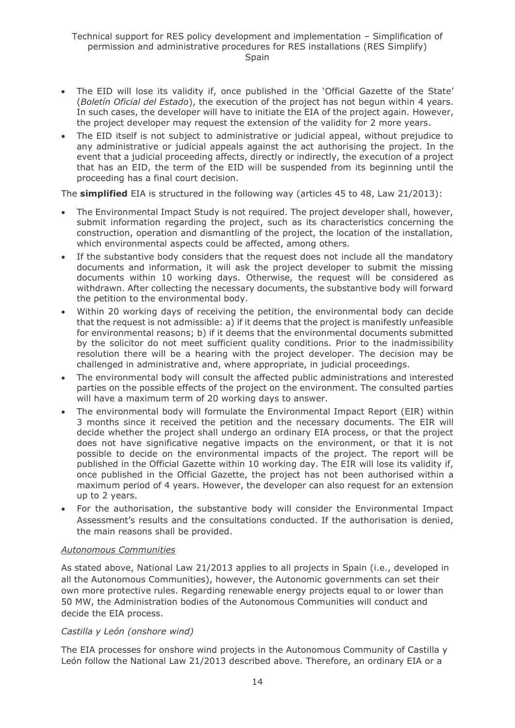- The EID will lose its validity if, once published in the 'Official Gazette of the State' (*Boletín Oficial del Estado*), the execution of the project has not begun within 4 years. In such cases, the developer will have to initiate the EIA of the project again. However, the project developer may request the extension of the validity for 2 more years.
- The EID itself is not subject to administrative or judicial appeal, without prejudice to any administrative or judicial appeals against the act authorising the project. In the event that a judicial proceeding affects, directly or indirectly, the execution of a project that has an EID, the term of the EID will be suspended from its beginning until the proceeding has a final court decision.

The **simplified** EIA is structured in the following way (articles 45 to 48, Law 21/2013):

- The Environmental Impact Study is not required. The project developer shall, however, submit information regarding the project, such as its characteristics concerning the construction, operation and dismantling of the project, the location of the installation, which environmental aspects could be affected, among others.
- If the substantive body considers that the request does not include all the mandatory documents and information, it will ask the project developer to submit the missing documents within 10 working days. Otherwise, the request will be considered as withdrawn. After collecting the necessary documents, the substantive body will forward the petition to the environmental body.
- Within 20 working days of receiving the petition, the environmental body can decide that the request is not admissible: a) if it deems that the project is manifestly unfeasible for environmental reasons; b) if it deems that the environmental documents submitted by the solicitor do not meet sufficient quality conditions. Prior to the inadmissibility resolution there will be a hearing with the project developer. The decision may be challenged in administrative and, where appropriate, in judicial proceedings.
- The environmental body will consult the affected public administrations and interested parties on the possible effects of the project on the environment. The consulted parties will have a maximum term of 20 working days to answer.
- The environmental body will formulate the Environmental Impact Report (EIR) within 3 months since it received the petition and the necessary documents. The EIR will decide whether the project shall undergo an ordinary EIA process, or that the project does not have significative negative impacts on the environment, or that it is not possible to decide on the environmental impacts of the project. The report will be published in the Official Gazette within 10 working day. The EIR will lose its validity if, once published in the Official Gazette, the project has not been authorised within a maximum period of 4 years. However, the developer can also request for an extension up to 2 years.
- For the authorisation, the substantive body will consider the Environmental Impact Assessment's results and the consultations conducted. If the authorisation is denied, the main reasons shall be provided.

*Autonomous Communities*

As stated above, National Law 21/2013 applies to all projects in Spain (i.e., developed in all the Autonomous Communities), however, the Autonomic governments can set their own more protective rules. Regarding renewable energy projects equal to or lower than 50 MW, the Administration bodies of the Autonomous Communities will conduct and decide the EIA process.

*Castilla y León (onshore wind)*

The EIA processes for onshore wind projects in the Autonomous Community of Castilla y León follow the National Law 21/2013 described above. Therefore, an ordinary EIA or a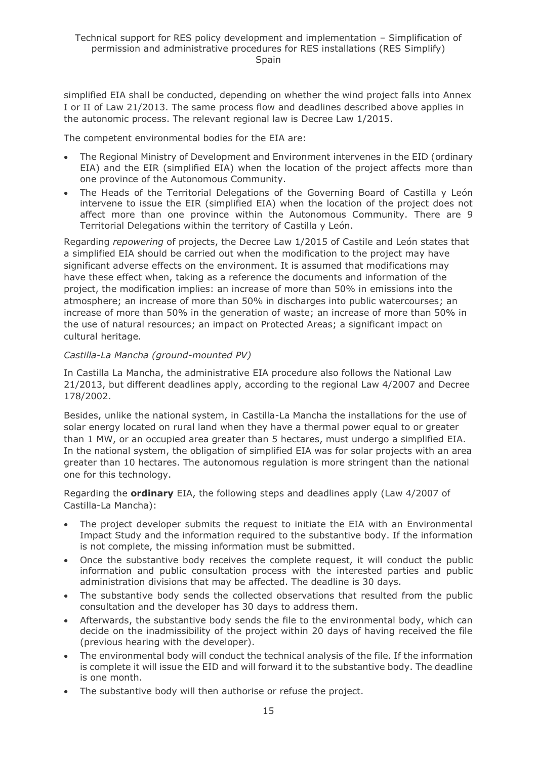simplified EIA shall be conducted, depending on whether the wind project falls into Annex I or II of Law 21/2013. The same process flow and deadlines described above applies in the autonomic process. The relevant regional law is Decree Law 1/2015.

The competent environmental bodies for the EIA are:

- The Regional Ministry of Development and Environment intervenes in the EID (ordinary EIA) and the EIR (simplified EIA) when the location of the project affects more than one province of the Autonomous Community.
- The Heads of the Territorial Delegations of the Governing Board of Castilla y León intervene to issue the EIR (simplified EIA) when the location of the project does not affect more than one province within the Autonomous Community. There are 9 Territorial Delegations within the territory of Castilla y León.

Regarding *repowering* of projects, the Decree Law 1/2015 of Castile and León states that a simplified EIA should be carried out when the modification to the project may have significant adverse effects on the environment. It is assumed that modifications may have these effect when, taking as a reference the documents and information of the project, the modification implies: an increase of more than 50% in emissions into the atmosphere; an increase of more than 50% in discharges into public watercourses; an increase of more than 50% in the generation of waste; an increase of more than 50% in the use of natural resources; an impact on Protected Areas; a significant impact on cultural heritage.

*Castilla-La Mancha (ground-mounted PV)*

In Castilla La Mancha, the administrative EIA procedure also follows the National Law 21/2013, but different deadlines apply, according to the regional Law 4/2007 and Decree 178/2002.

Besides, unlike the national system, in Castilla-La Mancha the installations for the use of solar energy located on rural land when they have a thermal power equal to or greater than 1 MW, or an occupied area greater than 5 hectares, must undergo a simplified EIA. In the national system, the obligation of simplified EIA was for solar projects with an area greater than 10 hectares. The autonomous regulation is more stringent than the national one for this technology.

Regarding the **ordinary** EIA, the following steps and deadlines apply (Law 4/2007 of Castilla-La Mancha):

- The project developer submits the request to initiate the EIA with an Environmental Impact Study and the information required to the substantive body. If the information is not complete, the missing information must be submitted.
- Once the substantive body receives the complete request, it will conduct the public information and public consultation process with the interested parties and public administration divisions that may be affected. The deadline is 30 days.
- The substantive body sends the collected observations that resulted from the public consultation and the developer has 30 days to address them.
- Afterwards, the substantive body sends the file to the environmental body, which can decide on the inadmissibility of the project within 20 days of having received the file (previous hearing with the developer).
- The environmental body will conduct the technical analysis of the file. If the information is complete it will issue the EID and will forward it to the substantive body. The deadline is one month.
- The substantive body will then authorise or refuse the project.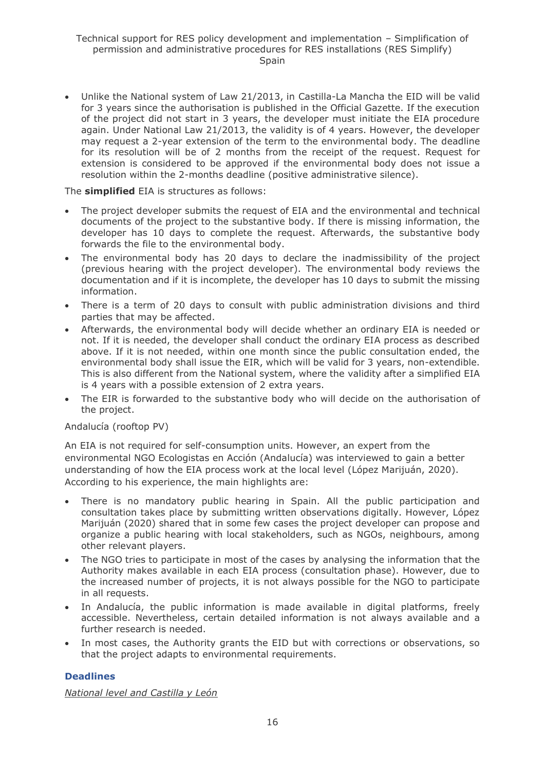- Unlike the National system of Law 21/2013, in Castilla-La Mancha the EID will be valid for 3 years since the authorisation is published in the Official Gazette. If the execution of the project did not start in 3 years, the developer must initiate the EIA procedure again. Under National Law 21/2013, the validity is of 4 years. However, the developer may request a 2-year extension of the term to the environmental body. The deadline for its resolution will be of 2 months from the receipt of the request. Request for extension is considered to be approved if the environmental body does not issue a resolution within the 2-months deadline (positive administrative silence).

The **simplified** EIA is structures as follows:

- The project developer submits the request of EIA and the environmental and technical documents of the project to the substantive body. If there is missing information, the developer has 10 days to complete the request. Afterwards, the substantive body forwards the file to the environmental body.
- The environmental body has 20 days to declare the inadmissibility of the project (previous hearing with the project developer). The environmental body reviews the documentation and if it is incomplete, the developer has 10 days to submit the missing information.
- There is a term of 20 days to consult with public administration divisions and third parties that may be affected.
- Afterwards, the environmental body will decide whether an ordinary EIA is needed or not. If it is needed, the developer shall conduct the ordinary EIA process as described above. If it is not needed, within one month since the public consultation ended, the environmental body shall issue the EIR, which will be valid for 3 years, non-extendible. This is also different from the National system, where the validity after a simplified EIA is 4 years with a possible extension of 2 extra years.
- The EIR is forwarded to the substantive body who will decide on the authorisation of the project.

Andalucía (rooftop PV)

An EIA is not required for self-consumption units. However, an expert from the environmental NGO Ecologistas en Acción (Andalucía) was interviewed to gain a better understanding of how the EIA process work at the local level (López Marijuán, 2020). According to his experience, the main highlights are:

- There is no mandatory public hearing in Spain. All the public participation and consultation takes place by submitting written observations digitally. However, López Marijuán (2020) shared that in some few cases the project developer can propose and organize a public hearing with local stakeholders, such as NGOs, neighbours, among other relevant players.
- The NGO tries to participate in most of the cases by analysing the information that the Authority makes available in each EIA process (consultation phase). However, due to the increased number of projects, it is not always possible for the NGO to participate in all requests.
- In Andalucía, the public information is made available in digital platforms, freely accessible. Nevertheless, certain detailed information is not always available and a further research is needed.
- In most cases, the Authority grants the EID but with corrections or observations, so that the project adapts to environmental requirements.

### Deadlines

*National level and Castilla y León*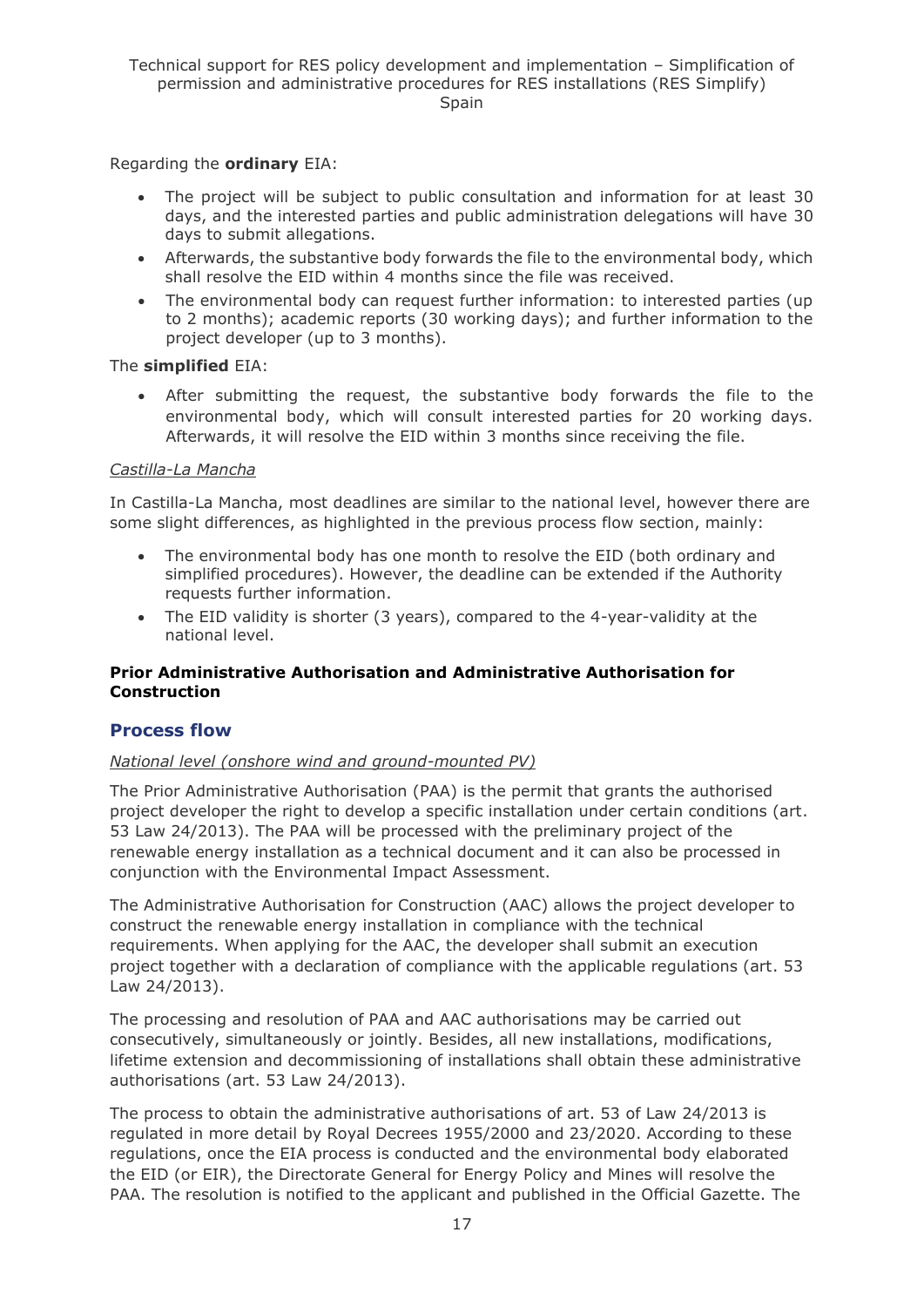Regarding the **ordinary** EIA:

- The project will be subject to public consultation and information for at least 30 days, and the interested parties and public administration delegations will have 30 days to submit allegations.
- Afterwards, the substantive body forwards the file to the environmental body, which shall resolve the EID within 4 months since the file was received.
- The environmental body can request further information: to interested parties (up to 2 months); academic reports (30 working days); and further information to the project developer (up to 3 months).

The **simplified** EIA:

- After submitting the request, the substantive body forwards the file to the environmental body, which will consult interested parties for 20 working days. Afterwards, it will resolve the EID within 3 months since receiving the file.

*Castilla-La Mancha*

In Castilla-La Mancha, most deadlines are similar to the national level, however there are some slight differences, as highlighted in the previous process flow section, mainly:

- The environmental body has one month to resolve the EID (both ordinary and simplified procedures). However, the deadline can be extended if the Authority requests further information.
- The EID validity is shorter (3 years), compared to the 4-year-validity at the national level.

**Prior Administrative Authorisation and Administrative Authorisation for Construction**

## Process flow

*National level (onshore wind and ground-mounted PV)*

The Prior Administrative Authorisation (PAA) is the permit that grants the authorised project developer the right to develop a specific installation under certain conditions (art. 53 Law 24/2013). The PAA will be processed with the preliminary project of the renewable energy installation as a technical document and it can also be processed in conjunction with the Environmental Impact Assessment.

The Administrative Authorisation for Construction (AAC) allows the project developer to construct the renewable energy installation in compliance with the technical requirements. When applying for the AAC, the developer shall submit an execution project together with a declaration of compliance with the applicable regulations (art. 53 Law 24/2013).

The processing and resolution of PAA and AAC authorisations may be carried out consecutively, simultaneously or jointly. Besides, all new installations, modifications, lifetime extension and decommissioning of installations shall obtain these administrative authorisations (art. 53 Law 24/2013).

The process to obtain the administrative authorisations of art. 53 of Law 24/2013 is regulated in more detail by Royal Decrees 1955/2000 and 23/2020. According to these regulations, once the EIA process is conducted and the environmental body elaborated the EID (or EIR), the Directorate General for Energy Policy and Mines will resolve the PAA. The resolution is notified to the applicant and published in the Official Gazette. The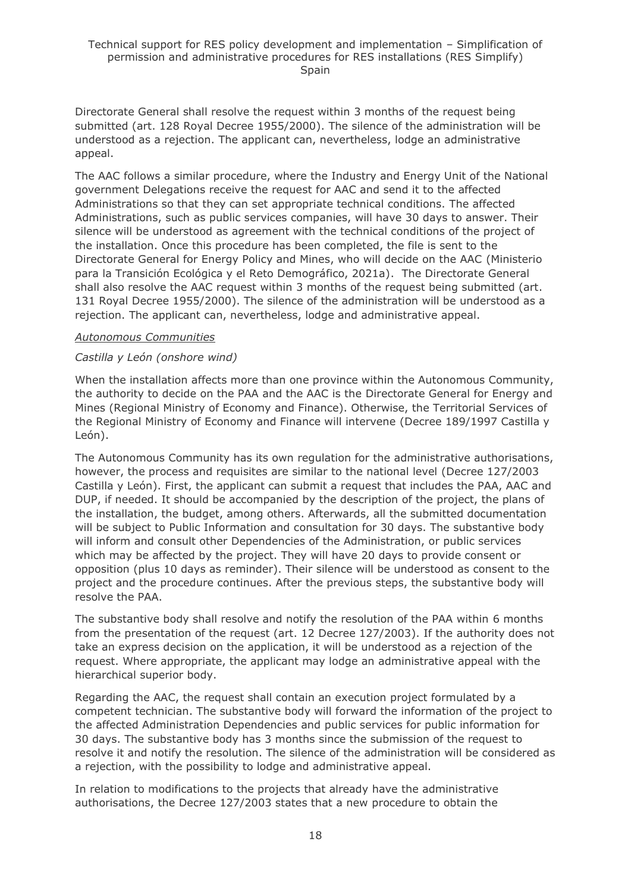Directorate General shall resolve the request within 3 months of the request being submitted (art. 128 Royal Decree 1955/2000). The silence of the administration will be understood as a rejection. The applicant can, nevertheless, lodge an administrative appeal.

The AAC follows a similar procedure, where the Industry and Energy Unit of the National government Delegations receive the request for AAC and send it to the affected Administrations so that they can set appropriate technical conditions. The affected Administrations, such as public services companies, will have 30 days to answer. Their silence will be understood as agreement with the technical conditions of the project of the installation. Once this procedure has been completed, the file is sent to the Directorate General for Energy Policy and Mines, who will decide on the AAC (Ministerio para la Transición Ecológica y el Reto Demográfico, 2021a). The Directorate General shall also resolve the AAC request within 3 months of the request being submitted (art. 131 Royal Decree 1955/2000). The silence of the administration will be understood as a rejection. The applicant can, nevertheless, lodge and administrative appeal.

*Autonomous Communities*

*Castilla y León (onshore wind)*

When the installation affects more than one province within the Autonomous Community, the authority to decide on the PAA and the AAC is the Directorate General for Energy and Mines (Regional Ministry of Economy and Finance). Otherwise, the Territorial Services of the Regional Ministry of Economy and Finance will intervene (Decree 189/1997 Castilla y León).

The Autonomous Community has its own regulation for the administrative authorisations, however, the process and requisites are similar to the national level (Decree 127/2003 Castilla y León). First, the applicant can submit a request that includes the PAA, AAC and DUP, if needed. It should be accompanied by the description of the project, the plans of the installation, the budget, among others. Afterwards, all the submitted documentation will be subject to Public Information and consultation for 30 days. The substantive body will inform and consult other Dependencies of the Administration, or public services which may be affected by the project. They will have 20 days to provide consent or opposition (plus 10 days as reminder). Their silence will be understood as consent to the project and the procedure continues. After the previous steps, the substantive body will resolve the PAA.

The substantive body shall resolve and notify the resolution of the PAA within 6 months from the presentation of the request (art. 12 Decree 127/2003). If the authority does not take an express decision on the application, it will be understood as a rejection of the request. Where appropriate, the applicant may lodge an administrative appeal with the hierarchical superior body.

Regarding the AAC, the request shall contain an execution project formulated by a competent technician. The substantive body will forward the information of the project to the affected Administration Dependencies and public services for public information for 30 days. The substantive body has 3 months since the submission of the request to resolve it and notify the resolution. The silence of the administration will be considered as a rejection, with the possibility to lodge and administrative appeal.

In relation to modifications to the projects that already have the administrative authorisations, the Decree 127/2003 states that a new procedure to obtain the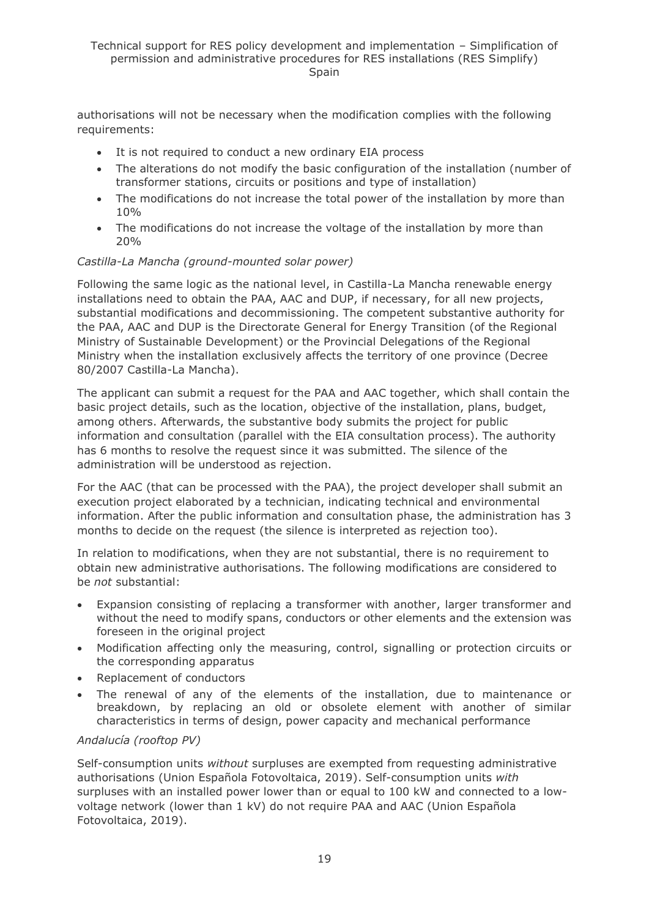authorisations will not be necessary when the modification complies with the following requirements:

- It is not required to conduct a new ordinary EIA process
- The alterations do not modify the basic configuration of the installation (number of transformer stations, circuits or positions and type of installation)
- The modifications do not increase the total power of the installation by more than 10%
- The modifications do not increase the voltage of the installation by more than 20%

*Castilla-La Mancha (ground-mounted solar power)*

Following the same logic as the national level, in Castilla-La Mancha renewable energy installations need to obtain the PAA, AAC and DUP, if necessary, for all new projects, substantial modifications and decommissioning. The competent substantive authority for the PAA, AAC and DUP is the Directorate General for Energy Transition (of the Regional Ministry of Sustainable Development) or the Provincial Delegations of the Regional Ministry when the installation exclusively affects the territory of one province (Decree 80/2007 Castilla-La Mancha).

The applicant can submit a request for the PAA and AAC together, which shall contain the basic project details, such as the location, objective of the installation, plans, budget, among others. Afterwards, the substantive body submits the project for public information and consultation (parallel with the EIA consultation process). The authority has 6 months to resolve the request since it was submitted. The silence of the administration will be understood as rejection.

For the AAC (that can be processed with the PAA), the project developer shall submit an execution project elaborated by a technician, indicating technical and environmental information. After the public information and consultation phase, the administration has 3 months to decide on the request (the silence is interpreted as rejection too).

In relation to modifications, when they are not substantial, there is no requirement to obtain new administrative authorisations. The following modifications are considered to be *not* substantial:

- Expansion consisting of replacing a transformer with another, larger transformer and without the need to modify spans, conductors or other elements and the extension was foreseen in the original project
- Modification affecting only the measuring, control, signalling or protection circuits or the corresponding apparatus
- Replacement of conductors
- The renewal of any of the elements of the installation, due to maintenance or breakdown, by replacing an old or obsolete element with another of similar characteristics in terms of design, power capacity and mechanical performance

*Andalucía (rooftop PV)*

Self-consumption units *without* surpluses are exempted from requesting administrative authorisations (Union Española Fotovoltaica, 2019). Self-consumption units *with* surpluses with an installed power lower than or equal to 100 kW and connected to a low-voltage network (lower than 1 kV) do not require PAA and AAC (Union Española Fotovoltaica, 2019).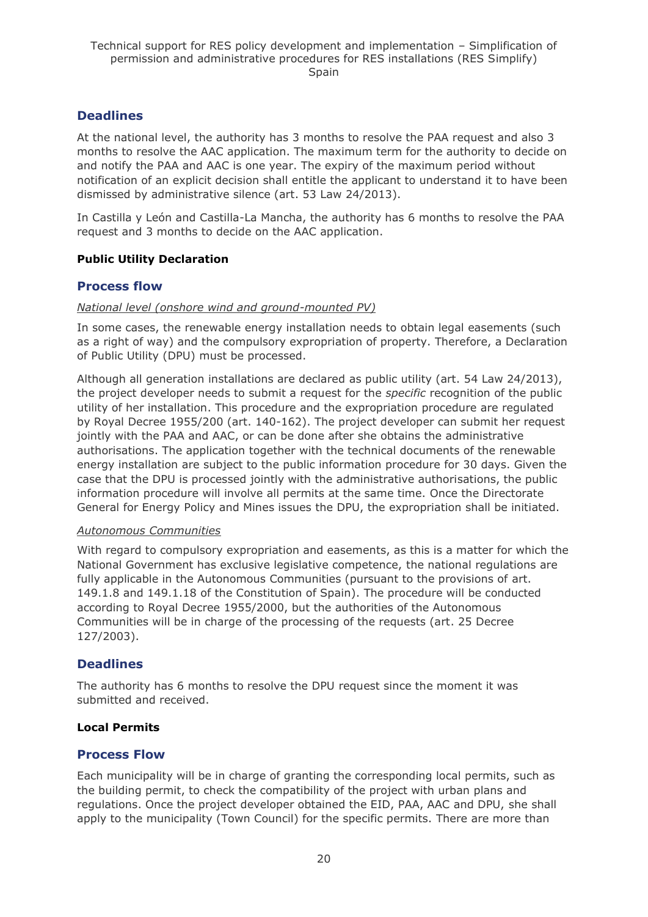### Deadlines

At the national level, the authority has 3 months to resolve the PAA request and also 3 months to resolve the AAC application. The maximum term for the authority to decide on and notify the PAA and AAC is one year. The expiry of the maximum period without notification of an explicit decision shall entitle the applicant to understand it to have been dismissed by administrative silence (art. 53 Law 24/2013).

In Castilla y León and Castilla-La Mancha, the authority has 6 months to resolve the PAA request and 3 months to decide on the AAC application.

**Public Utility Declaration**

### Process flow

*National level (onshore wind and ground-mounted PV)*

In some cases, the renewable energy installation needs to obtain legal easements (such as a right of way) and the compulsory expropriation of property. Therefore, a Declaration of Public Utility (DPU) must be processed.

Although all generation installations are declared as public utility (art. 54 Law 24/2013), the project developer needs to submit a request for the *specific* recognition of the public utility of her installation. This procedure and the expropriation procedure are regulated by Royal Decree 1955/200 (art. 140-162). The project developer can submit her request jointly with the PAA and AAC, or can be done after she obtains the administrative authorisations. The application together with the technical documents of the renewable energy installation are subject to the public information procedure for 30 days. Given the case that the DPU is processed jointly with the administrative authorisations, the public information procedure will involve all permits at the same time. Once the Directorate General for Energy Policy and Mines issues the DPU, the expropriation shall be initiated.

*Autonomous Communities*

With regard to compulsory expropriation and easements, as this is a matter for which the National Government has exclusive legislative competence, the national regulations are fully applicable in the Autonomous Communities (pursuant to the provisions of art. 149.1.8 and 149.1.18 of the Constitution of Spain). The procedure will be conducted according to Royal Decree 1955/2000, but the authorities of the Autonomous Communities will be in charge of the processing of the requests (art. 25 Decree 127/2003).

### Deadlines

The authority has 6 months to resolve the DPU request since the moment it was submitted and received.

**Local Permits**

### Process Flow

Each municipality will be in charge of granting the corresponding local permits, such as the building permit, to check the compatibility of the project with urban plans and regulations. Once the project developer obtained the EID, PAA, AAC and DPU, she shall apply to the municipality (Town Council) for the specific permits. There are more than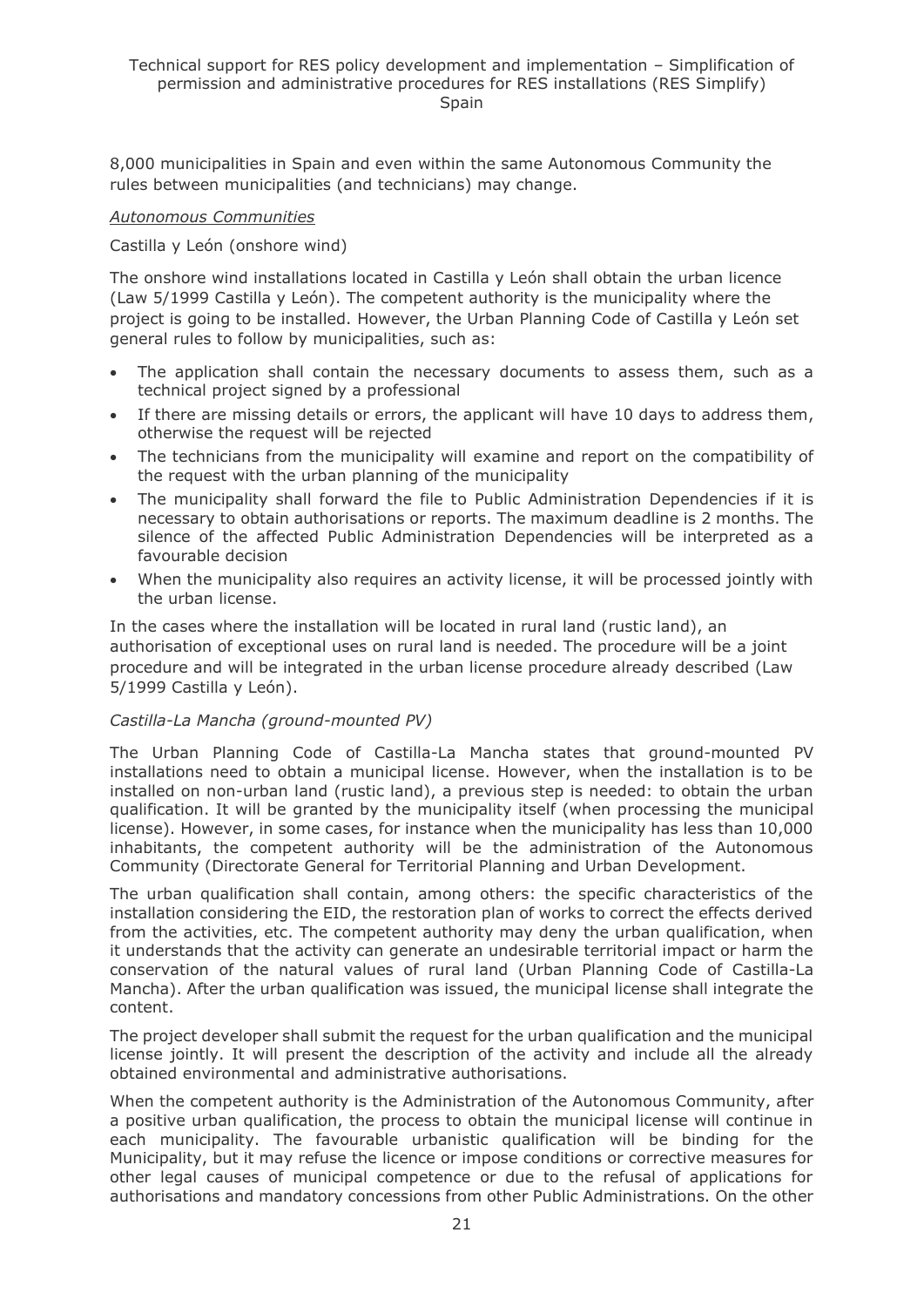8,000 municipalities in Spain and even within the same Autonomous Community the rules between municipalities (and technicians) may change.

*Autonomous Communities*

Castilla y León (onshore wind)

The onshore wind installations located in Castilla y León shall obtain the urban licence (Law 5/1999 Castilla y León). The competent authority is the municipality where the project is going to be installed. However, the Urban Planning Code of Castilla y León set general rules to follow by municipalities, such as:

- The application shall contain the necessary documents to assess them, such as a technical project signed by a professional
- If there are missing details or errors, the applicant will have 10 days to address them, otherwise the request will be rejected
- The technicians from the municipality will examine and report on the compatibility of the request with the urban planning of the municipality
- The municipality shall forward the file to Public Administration Dependencies if it is necessary to obtain authorisations or reports. The maximum deadline is 2 months. The silence of the affected Public Administration Dependencies will be interpreted as a favourable decision
- When the municipality also requires an activity license, it will be processed jointly with the urban license.

In the cases where the installation will be located in rural land (rustic land), an authorisation of exceptional uses on rural land is needed. The procedure will be a joint procedure and will be integrated in the urban license procedure already described (Law 5/1999 Castilla y León).

*Castilla-La Mancha (ground-mounted PV)*

The Urban Planning Code of Castilla-La Mancha states that ground-mounted PV installations need to obtain a municipal license. However, when the installation is to be installed on non-urban land (rustic land), a previous step is needed: to obtain the urban qualification. It will be granted by the municipality itself (when processing the municipal license). However, in some cases, for instance when the municipality has less than 10,000 inhabitants, the competent authority will be the administration of the Autonomous Community (Directorate General for Territorial Planning and Urban Development.

The urban qualification shall contain, among others: the specific characteristics of the installation considering the EID, the restoration plan of works to correct the effects derived from the activities, etc. The competent authority may deny the urban qualification, when it understands that the activity can generate an undesirable territorial impact or harm the conservation of the natural values of rural land (Urban Planning Code of Castilla-La Mancha). After the urban qualification was issued, the municipal license shall integrate the content.

The project developer shall submit the request for the urban qualification and the municipal license jointly. It will present the description of the activity and include all the already obtained environmental and administrative authorisations.

When the competent authority is the Administration of the Autonomous Community, after a positive urban qualification, the process to obtain the municipal license will continue in each municipality. The favourable urbanistic qualification will be binding for the Municipality, but it may refuse the licence or impose conditions or corrective measures for other legal causes of municipal competence or due to the refusal of applications for authorisations and mandatory concessions from other Public Administrations. On the other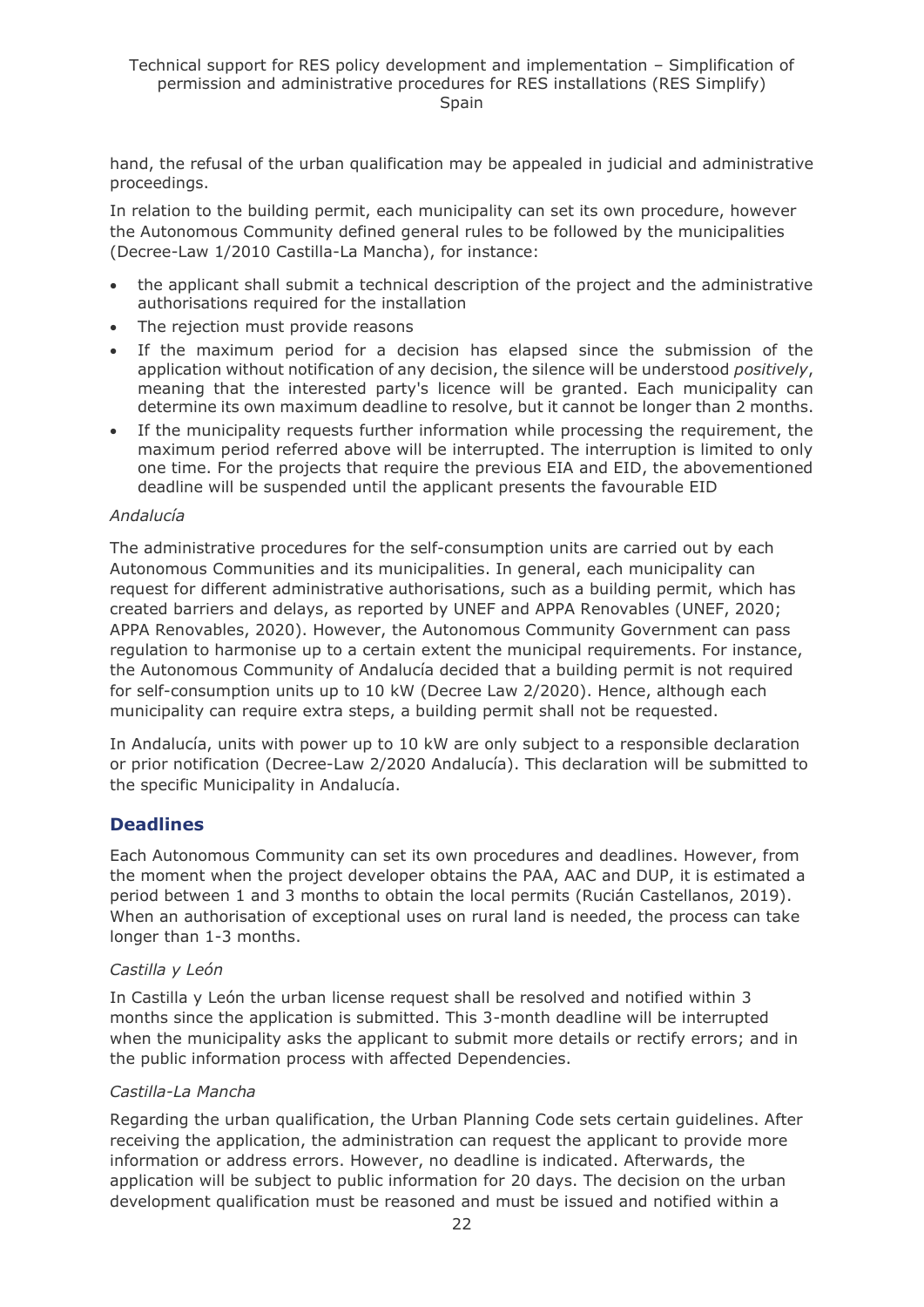hand, the refusal of the urban qualification may be appealed in judicial and administrative proceedings.

In relation to the building permit, each municipality can set its own procedure, however the Autonomous Community defined general rules to be followed by the municipalities (Decree-Law 1/2010 Castilla-La Mancha), for instance:

- the applicant shall submit a technical description of the project and the administrative authorisations required for the installation
- The rejection must provide reasons
- If the maximum period for a decision has elapsed since the submission of the application without notification of any decision, the silence will be understood *positively*, meaning that the interested party's licence will be granted. Each municipality can determine its own maximum deadline to resolve, but it cannot be longer than 2 months.
- If the municipality requests further information while processing the requirement, the maximum period referred above will be interrupted. The interruption is limited to only one time. For the projects that require the previous EIA and EID, the abovementioned deadline will be suspended until the applicant presents the favourable EID

*Andalucía*

The administrative procedures for the self-consumption units are carried out by each Autonomous Communities and its municipalities. In general, each municipality can request for different administrative authorisations, such as a building permit, which has created barriers and delays, as reported by UNEF and APPA Renovables (UNEF, 2020; APPA Renovables, 2020). However, the Autonomous Community Government can pass regulation to harmonise up to a certain extent the municipal requirements. For instance, the Autonomous Community of Andalucía decided that a building permit is not required for self-consumption units up to 10 kW (Decree Law 2/2020). Hence, although each municipality can require extra steps, a building permit shall not be requested.

In Andalucía, units with power up to 10 kW are only subject to a responsible declaration or prior notification (Decree-Law 2/2020 Andalucía). This declaration will be submitted to the specific Municipality in Andalucía.

## Deadlines

Each Autonomous Community can set its own procedures and deadlines. However, from the moment when the project developer obtains the PAA, AAC and DUP, it is estimated a period between 1 and 3 months to obtain the local permits (Rucián Castellanos, 2019). When an authorisation of exceptional uses on rural land is needed, the process can take longer than 1-3 months.

*Castilla y León*

In Castilla y León the urban license request shall be resolved and notified within 3 months since the application is submitted. This 3-month deadline will be interrupted when the municipality asks the applicant to submit more details or rectify errors; and in the public information process with affected Dependencies.

*Castilla-La Mancha*

Regarding the urban qualification, the Urban Planning Code sets certain guidelines. After receiving the application, the administration can request the applicant to provide more information or address errors. However, no deadline is indicated. Afterwards, the application will be subject to public information for 20 days. The decision on the urban development qualification must be reasoned and must be issued and notified within a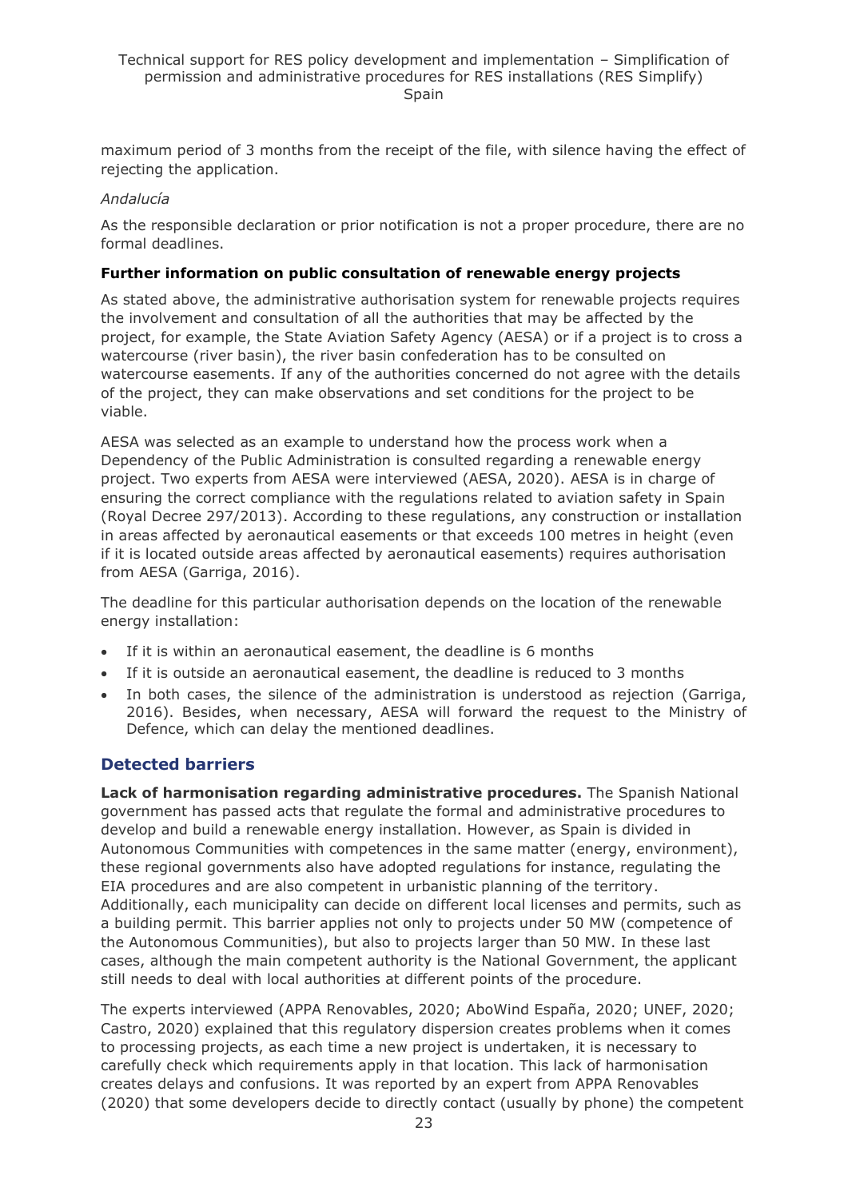maximum period of 3 months from the receipt of the file, with silence having the effect of rejecting the application.

*Andalucía*

As the responsible declaration or prior notification is not a proper procedure, there are no formal deadlines.

**Further information on public consultation of renewable energy projects**

As stated above, the administrative authorisation system for renewable projects requires the involvement and consultation of all the authorities that may be affected by the project, for example, the State Aviation Safety Agency (AESA) or if a project is to cross a watercourse (river basin), the river basin confederation has to be consulted on watercourse easements. If any of the authorities concerned do not agree with the details of the project, they can make observations and set conditions for the project to be viable.

AESA was selected as an example to understand how the process work when a Dependency of the Public Administration is consulted regarding a renewable energy project. Two experts from AESA were interviewed (AESA, 2020). AESA is in charge of ensuring the correct compliance with the regulations related to aviation safety in Spain (Royal Decree 297/2013). According to these regulations, any construction or installation in areas affected by aeronautical easements or that exceeds 100 metres in height (even if it is located outside areas affected by aeronautical easements) requires authorisation from AESA (Garriga, 2016).

The deadline for this particular authorisation depends on the location of the renewable energy installation:

- If it is within an aeronautical easement, the deadline is 6 months
- If it is outside an aeronautical easement, the deadline is reduced to 3 months
- In both cases, the silence of the administration is understood as rejection (Garriga, 2016). Besides, when necessary, AESA will forward the request to the Ministry of Defence, which can delay the mentioned deadlines.

## Detected barriers

**Lack of harmonisation regarding administrative procedures.** The Spanish National government has passed acts that regulate the formal and administrative procedures to develop and build a renewable energy installation. However, as Spain is divided in Autonomous Communities with competences in the same matter (energy, environment), these regional governments also have adopted regulations for instance, regulating the EIA procedures and are also competent in urbanistic planning of the territory. Additionally, each municipality can decide on different local licenses and permits, such as a building permit. This barrier applies not only to projects under 50 MW (competence of the Autonomous Communities), but also to projects larger than 50 MW. In these last cases, although the main competent authority is the National Government, the applicant still needs to deal with local authorities at different points of the procedure.

The experts interviewed (APPA Renovables, 2020; AboWind España, 2020; UNEF, 2020; Castro, 2020) explained that this regulatory dispersion creates problems when it comes to processing projects, as each time a new project is undertaken, it is necessary to carefully check which requirements apply in that location. This lack of harmonisation creates delays and confusions. It was reported by an expert from APPA Renovables (2020) that some developers decide to directly contact (usually by phone) the competent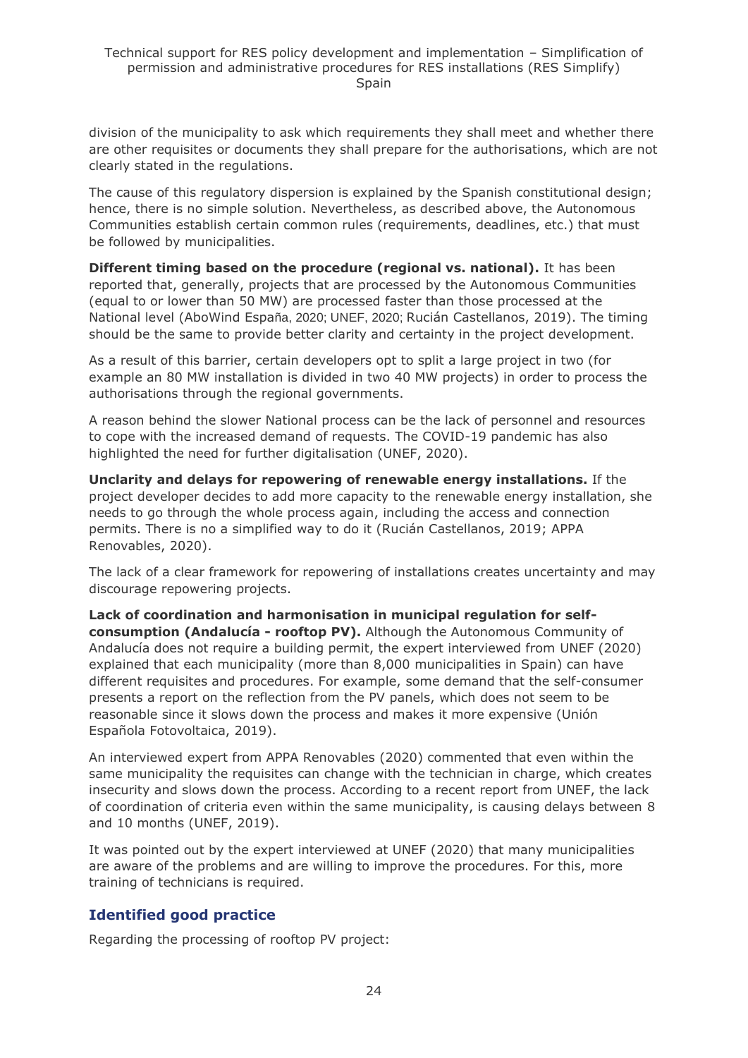division of the municipality to ask which requirements they shall meet and whether there are other requisites or documents they shall prepare for the authorisations, which are not clearly stated in the regulations.

The cause of this regulatory dispersion is explained by the Spanish constitutional design; hence, there is no simple solution. Nevertheless, as described above, the Autonomous Communities establish certain common rules (requirements, deadlines, etc.) that must be followed by municipalities.

**Different timing based on the procedure (regional vs. national).** It has been reported that, generally, projects that are processed by the Autonomous Communities (equal to or lower than 50 MW) are processed faster than those processed at the National level (AboWind España, 2020; UNEF, 2020; Rucián Castellanos, 2019). The timing should be the same to provide better clarity and certainty in the project development.

As a result of this barrier, certain developers opt to split a large project in two (for example an 80 MW installation is divided in two 40 MW projects) in order to process the authorisations through the regional governments.

A reason behind the slower National process can be the lack of personnel and resources to cope with the increased demand of requests. The COVID-19 pandemic has also highlighted the need for further digitalisation (UNEF, 2020).

**Unclarity and delays for repowering of renewable energy installations.** If the project developer decides to add more capacity to the renewable energy installation, she needs to go through the whole process again, including the access and connection permits. There is no a simplified way to do it (Rucián Castellanos, 2019; APPA Renovables, 2020).

The lack of a clear framework for repowering of installations creates uncertainty and may discourage repowering projects.

**Lack of coordination and harmonisation in municipal regulation for self-consumption (Andalucía - rooftop PV).** Although the Autonomous Community of Andalucía does not require a building permit, the expert interviewed from UNEF (2020) explained that each municipality (more than 8,000 municipalities in Spain) can have different requisites and procedures. For example, some demand that the self-consumer presents a report on the reflection from the PV panels, which does not seem to be reasonable since it slows down the process and makes it more expensive (Unión Española Fotovoltaica, 2019).

An interviewed expert from APPA Renovables (2020) commented that even within the same municipality the requisites can change with the technician in charge, which creates insecurity and slows down the process. According to a recent report from UNEF, the lack of coordination of criteria even within the same municipality, is causing delays between 8 and 10 months (UNEF, 2019).

It was pointed out by the expert interviewed at UNEF (2020) that many municipalities are aware of the problems and are willing to improve the procedures. For this, more training of technicians is required.

### Identified good practice

Regarding the processing of rooftop PV project: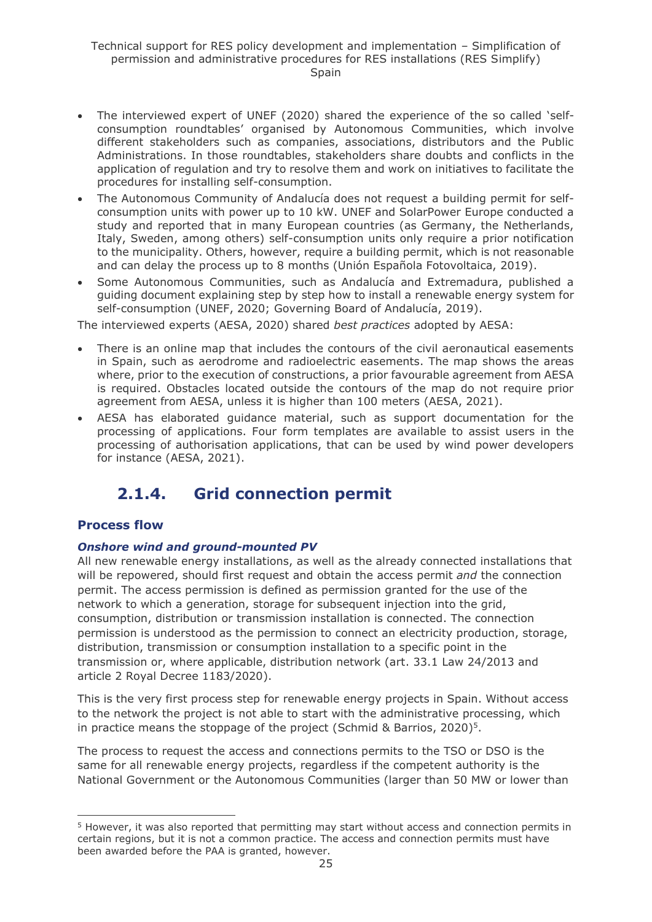- The interviewed expert of UNEF (2020) shared the experience of the so called 'self-consumption roundtables' organised by Autonomous Communities, which involve different stakeholders such as companies, associations, distributors and the Public Administrations. In those roundtables, stakeholders share doubts and conflicts in the application of regulation and try to resolve them and work on initiatives to facilitate the procedures for installing self-consumption.
- The Autonomous Community of Andalucía does not request a building permit for self-consumption units with power up to 10 kW. UNEF and SolarPower Europe conducted a study and reported that in many European countries (as Germany, the Netherlands, Italy, Sweden, among others) self-consumption units only require a prior notification to the municipality. Others, however, require a building permit, which is not reasonable and can delay the process up to 8 months (Unión Española Fotovoltaica, 2019).
- Some Autonomous Communities, such as Andalucía and Extremadura, published a guiding document explaining step by step how to install a renewable energy system for self-consumption (UNEF, 2020; Governing Board of Andalucía, 2019).

The interviewed experts (AESA, 2020) shared *best practices* adopted by AESA:

- There is an online map that includes the contours of the civil aeronautical easements in Spain, such as aerodrome and radioelectric easements. The map shows the areas where, prior to the execution of constructions, a prior favourable agreement from AESA is required. Obstacles located outside the contours of the map do not require prior agreement from AESA, unless it is higher than 100 meters (AESA, 2021).
- AESA has elaborated guidance material, such as support documentation for the processing of applications. Four form templates are available to assist users in the processing of authorisation applications, that can be used by wind power developers for instance (AESA, 2021).

### 2.1.4. Grid connection permit

#### Process flow

##### *Onshore wind and ground-mounted PV*

All new renewable energy installations, as well as the already connected installations that will be repowered, should first request and obtain the access permit *and* the connection permit. The access permission is defined as permission granted for the use of the network to which a generation, storage for subsequent injection into the grid, consumption, distribution or transmission installation is connected. The connection permission is understood as the permission to connect an electricity production, storage, distribution, transmission or consumption installation to a specific point in the transmission or, where applicable, distribution network (art. 33.1 Law 24/2013 and article 2 Royal Decree 1183/2020).

This is the very first process step for renewable energy projects in Spain. Without access to the network the project is not able to start with the administrative processing, which in practice means the stoppage of the project (Schmid & Barrios, 2020)[5].

The process to request the access and connections permits to the TSO or DSO is the same for all renewable energy projects, regardless if the competent authority is the National Government or the Autonomous Communities (larger than 50 MW or lower than

[5] However, it was also reported that permitting may start without access and connection permits in certain regions, but it is not a common practice. The access and connection permits must have been awarded before the PAA is granted, however.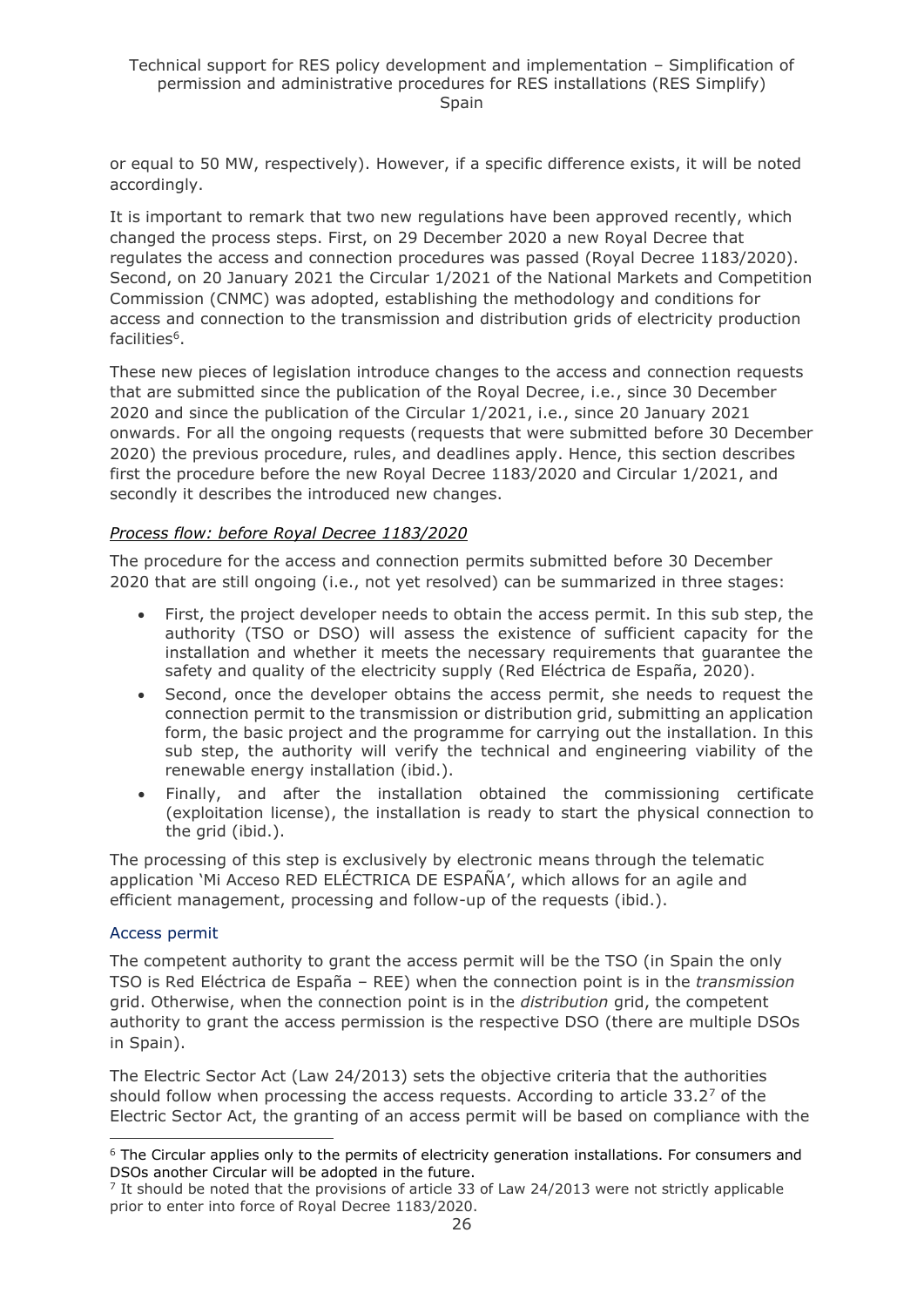or equal to 50 MW, respectively). However, if a specific difference exists, it will be noted accordingly.

It is important to remark that two new regulations have been approved recently, which changed the process steps. First, on 29 December 2020 a new Royal Decree that regulates the access and connection procedures was passed (Royal Decree 1183/2020). Second, on 20 January 2021 the Circular 1/2021 of the National Markets and Competition Commission (CNMC) was adopted, establishing the methodology and conditions for access and connection to the transmission and distribution grids of electricity production facilities[6].

These new pieces of legislation introduce changes to the access and connection requests that are submitted since the publication of the Royal Decree, i.e., since 30 December 2020 and since the publication of the Circular 1/2021, i.e., since 20 January 2021 onwards. For all the ongoing requests (requests that were submitted before 30 December 2020) the previous procedure, rules, and deadlines apply. Hence, this section describes first the procedure before the new Royal Decree 1183/2020 and Circular 1/2021, and secondly it describes the introduced new changes.

*Process flow: before Royal Decree 1183/2020*

The procedure for the access and connection permits submitted before 30 December 2020 that are still ongoing (i.e., not yet resolved) can be summarized in three stages:

- First, the project developer needs to obtain the access permit. In this sub step, the authority (TSO or DSO) will assess the existence of sufficient capacity for the installation and whether it meets the necessary requirements that guarantee the safety and quality of the electricity supply (Red Eléctrica de España, 2020).
- Second, once the developer obtains the access permit, she needs to request the connection permit to the transmission or distribution grid, submitting an application form, the basic project and the programme for carrying out the installation. In this sub step, the authority will verify the technical and engineering viability of the renewable energy installation (ibid.).
- Finally, and after the installation obtained the commissioning certificate (exploitation license), the installation is ready to start the physical connection to the grid (ibid.).

The processing of this step is exclusively by electronic means through the telematic application 'Mi Acceso RED ELÉCTRICA DE ESPAÑA', which allows for an agile and efficient management, processing and follow-up of the requests (ibid.).

### Access permit

The competent authority to grant the access permit will be the TSO (in Spain the only TSO is Red Eléctrica de España – REE) when the connection point is in the *transmission* grid. Otherwise, when the connection point is in the *distribution* grid, the competent authority to grant the access permission is the respective DSO (there are multiple DSOs in Spain).

The Electric Sector Act (Law 24/2013) sets the objective criteria that the authorities should follow when processing the access requests. According to article 33.2[7] of the Electric Sector Act, the granting of an access permit will be based on compliance with the

---

[6] The Circular applies only to the permits of electricity generation installations. For consumers and DSOs another Circular will be adopted in the future.

[7] It should be noted that the provisions of article 33 of Law 24/2013 were not strictly applicable prior to enter into force of Royal Decree 1183/2020.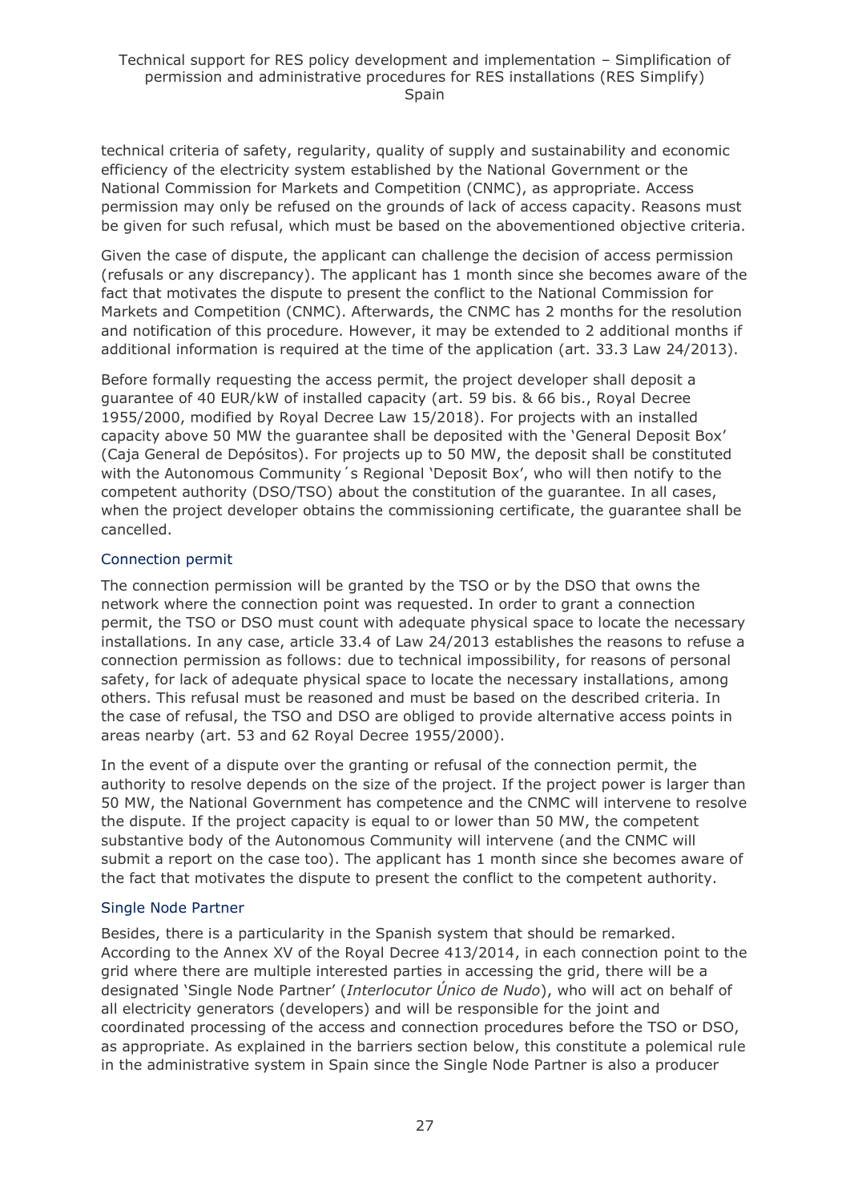technical criteria of safety, regularity, quality of supply and sustainability and economic efficiency of the electricity system established by the National Government or the National Commission for Markets and Competition (CNMC), as appropriate. Access permission may only be refused on the grounds of lack of access capacity. Reasons must be given for such refusal, which must be based on the abovementioned objective criteria.

Given the case of dispute, the applicant can challenge the decision of access permission (refusals or any discrepancy). The applicant has 1 month since she becomes aware of the fact that motivates the dispute to present the conflict to the National Commission for Markets and Competition (CNMC). Afterwards, the CNMC has 2 months for the resolution and notification of this procedure. However, it may be extended to 2 additional months if additional information is required at the time of the application (art. 33.3 Law 24/2013).

Before formally requesting the access permit, the project developer shall deposit a guarantee of 40 EUR/kW of installed capacity (art. 59 bis. & 66 bis., Royal Decree 1955/2000, modified by Royal Decree Law 15/2018). For projects with an installed capacity above 50 MW the guarantee shall be deposited with the 'General Deposit Box' (Caja General de Depósitos). For projects up to 50 MW, the deposit shall be constituted with the Autonomous Community´s Regional 'Deposit Box', who will then notify to the competent authority (DSO/TSO) about the constitution of the guarantee. In all cases, when the project developer obtains the commissioning certificate, the guarantee shall be cancelled.

### Connection permit

The connection permission will be granted by the TSO or by the DSO that owns the network where the connection point was requested. In order to grant a connection permit, the TSO or DSO must count with adequate physical space to locate the necessary installations. In any case, article 33.4 of Law 24/2013 establishes the reasons to refuse a connection permission as follows: due to technical impossibility, for reasons of personal safety, for lack of adequate physical space to locate the necessary installations, among others. This refusal must be reasoned and must be based on the described criteria. In the case of refusal, the TSO and DSO are obliged to provide alternative access points in areas nearby (art. 53 and 62 Royal Decree 1955/2000).

In the event of a dispute over the granting or refusal of the connection permit, the authority to resolve depends on the size of the project. If the project power is larger than 50 MW, the National Government has competence and the CNMC will intervene to resolve the dispute. If the project capacity is equal to or lower than 50 MW, the competent substantive body of the Autonomous Community will intervene (and the CNMC will submit a report on the case too). The applicant has 1 month since she becomes aware of the fact that motivates the dispute to present the conflict to the competent authority.

### Single Node Partner

Besides, there is a particularity in the Spanish system that should be remarked. According to the Annex XV of the Royal Decree 413/2014, in each connection point to the grid where there are multiple interested parties in accessing the grid, there will be a designated 'Single Node Partner' (*Interlocutor Único de Nudo*), who will act on behalf of all electricity generators (developers) and will be responsible for the joint and coordinated processing of the access and connection procedures before the TSO or DSO, as appropriate. As explained in the barriers section below, this constitute a polemical rule in the administrative system in Spain since the Single Node Partner is also a producer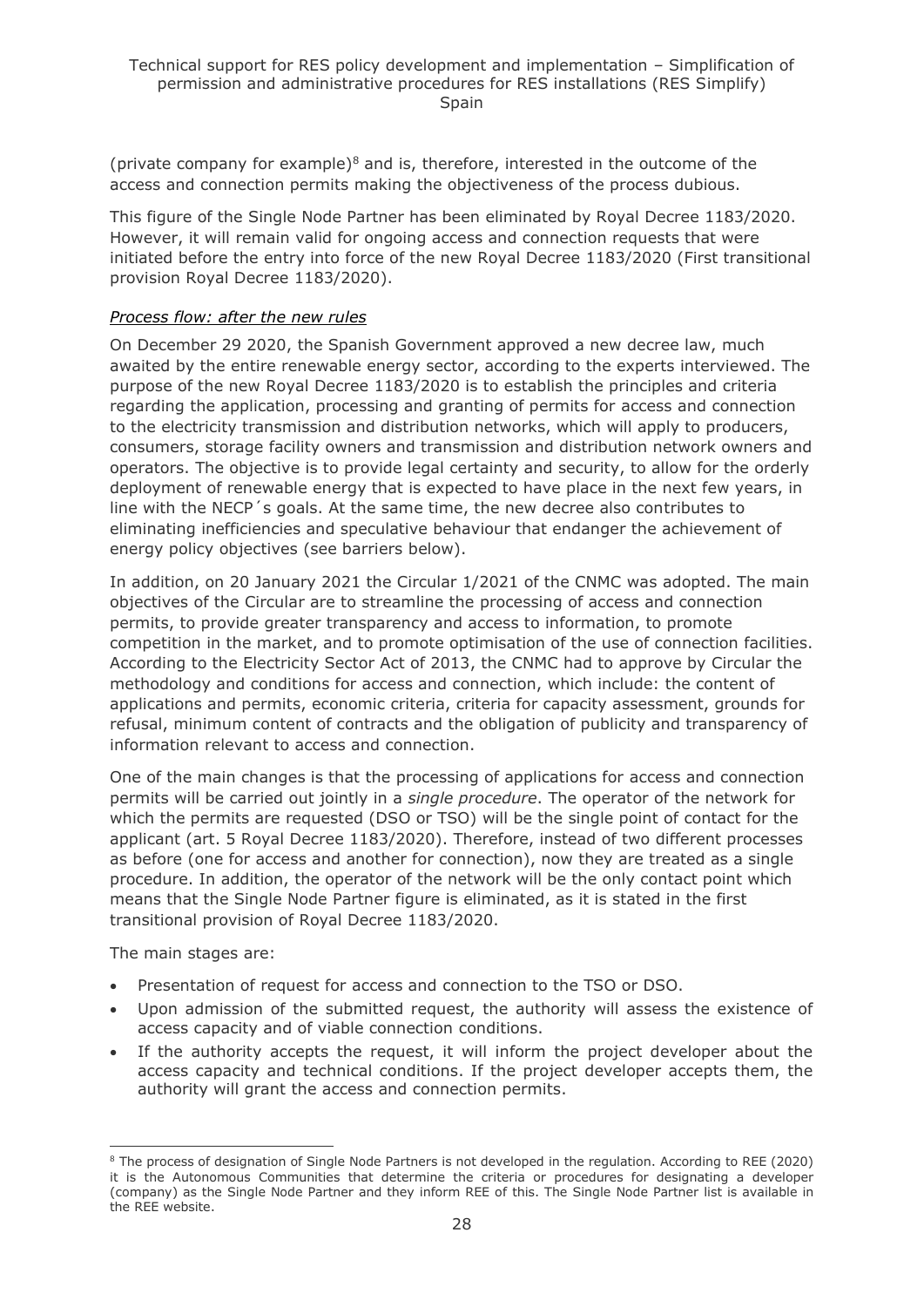(private company for example)[8] and is, therefore, interested in the outcome of the access and connection permits making the objectiveness of the process dubious.

This figure of the Single Node Partner has been eliminated by Royal Decree 1183/2020. However, it will remain valid for ongoing access and connection requests that were initiated before the entry into force of the new Royal Decree 1183/2020 (First transitional provision Royal Decree 1183/2020).

*Process flow: after the new rules*

On December 29 2020, the Spanish Government approved a new decree law, much awaited by the entire renewable energy sector, according to the experts interviewed. The purpose of the new Royal Decree 1183/2020 is to establish the principles and criteria regarding the application, processing and granting of permits for access and connection to the electricity transmission and distribution networks, which will apply to producers, consumers, storage facility owners and transmission and distribution network owners and operators. The objective is to provide legal certainty and security, to allow for the orderly deployment of renewable energy that is expected to have place in the next few years, in line with the NECP´s goals. At the same time, the new decree also contributes to eliminating inefficiencies and speculative behaviour that endanger the achievement of energy policy objectives (see barriers below).

In addition, on 20 January 2021 the Circular 1/2021 of the CNMC was adopted. The main objectives of the Circular are to streamline the processing of access and connection permits, to provide greater transparency and access to information, to promote competition in the market, and to promote optimisation of the use of connection facilities. According to the Electricity Sector Act of 2013, the CNMC had to approve by Circular the methodology and conditions for access and connection, which include: the content of applications and permits, economic criteria, criteria for capacity assessment, grounds for refusal, minimum content of contracts and the obligation of publicity and transparency of information relevant to access and connection.

One of the main changes is that the processing of applications for access and connection permits will be carried out jointly in a *single procedure*. The operator of the network for which the permits are requested (DSO or TSO) will be the single point of contact for the applicant (art. 5 Royal Decree 1183/2020). Therefore, instead of two different processes as before (one for access and another for connection), now they are treated as a single procedure. In addition, the operator of the network will be the only contact point which means that the Single Node Partner figure is eliminated, as it is stated in the first transitional provision of Royal Decree 1183/2020.

The main stages are:

- Presentation of request for access and connection to the TSO or DSO.
- Upon admission of the submitted request, the authority will assess the existence of access capacity and of viable connection conditions.
- If the authority accepts the request, it will inform the project developer about the access capacity and technical conditions. If the project developer accepts them, the authority will grant the access and connection permits.

[8] The process of designation of Single Node Partners is not developed in the regulation. According to REE (2020) it is the Autonomous Communities that determine the criteria or procedures for designating a developer (company) as the Single Node Partner and they inform REE of this. The Single Node Partner list is available in the REE website.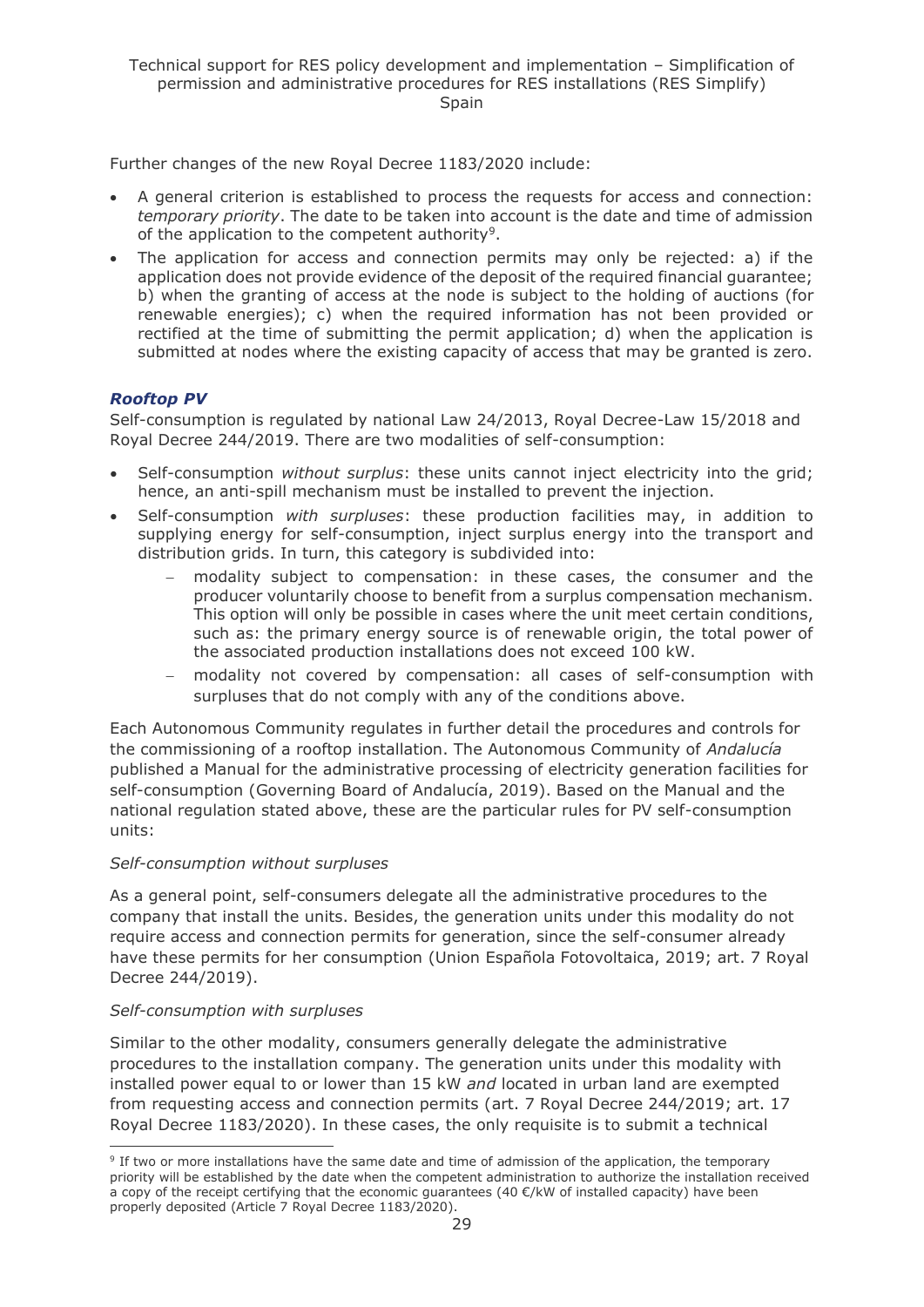Further changes of the new Royal Decree 1183/2020 include:

- A general criterion is established to process the requests for access and connection: *temporary priority*. The date to be taken into account is the date and time of admission of the application to the competent authority[9].
- The application for access and connection permits may only be rejected: a) if the application does not provide evidence of the deposit of the required financial guarantee; b) when the granting of access at the node is subject to the holding of auctions (for renewable energies); c) when the required information has not been provided or rectified at the time of submitting the permit application; d) when the application is submitted at nodes where the existing capacity of access that may be granted is zero.

### *Rooftop PV*

Self-consumption is regulated by national Law 24/2013, Royal Decree-Law 15/2018 and Royal Decree 244/2019. There are two modalities of self-consumption:

- Self-consumption *without surplus*: these units cannot inject electricity into the grid; hence, an anti-spill mechanism must be installed to prevent the injection.
- Self-consumption *with surpluses*: these production facilities may, in addition to supplying energy for self-consumption, inject surplus energy into the transport and distribution grids. In turn, this category is subdivided into:
  - modality subject to compensation: in these cases, the consumer and the producer voluntarily choose to benefit from a surplus compensation mechanism. This option will only be possible in cases where the unit meet certain conditions, such as: the primary energy source is of renewable origin, the total power of the associated production installations does not exceed 100 kW.
  - modality not covered by compensation: all cases of self-consumption with surpluses that do not comply with any of the conditions above.

Each Autonomous Community regulates in further detail the procedures and controls for the commissioning of a rooftop installation. The Autonomous Community of *Andalucía* published a Manual for the administrative processing of electricity generation facilities for self-consumption (Governing Board of Andalucía, 2019). Based on the Manual and the national regulation stated above, these are the particular rules for PV self-consumption units:

*Self-consumption without surpluses*

As a general point, self-consumers delegate all the administrative procedures to the company that install the units. Besides, the generation units under this modality do not require access and connection permits for generation, since the self-consumer already have these permits for her consumption (Union Española Fotovoltaica, 2019; art. 7 Royal Decree 244/2019).

*Self-consumption with surpluses*

Similar to the other modality, consumers generally delegate the administrative procedures to the installation company. The generation units under this modality with installed power equal to or lower than 15 kW *and* located in urban land are exempted from requesting access and connection permits (art. 7 Royal Decree 244/2019; art. 17 Royal Decree 1183/2020). In these cases, the only requisite is to submit a technical

[9] If two or more installations have the same date and time of admission of the application, the temporary priority will be established by the date when the competent administration to authorize the installation received a copy of the receipt certifying that the economic guarantees (40 €/kW of installed capacity) have been properly deposited (Article 7 Royal Decree 1183/2020).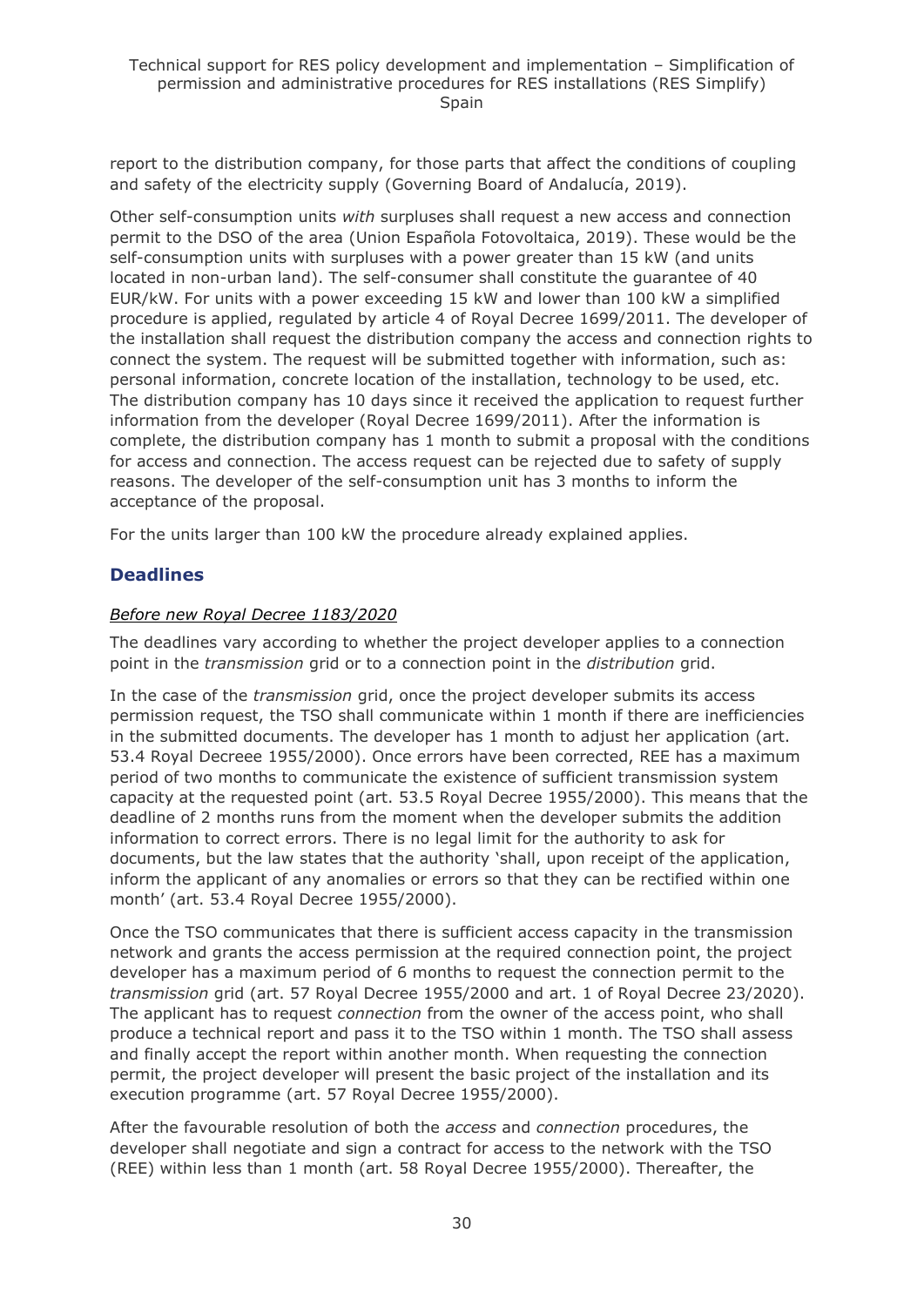report to the distribution company, for those parts that affect the conditions of coupling and safety of the electricity supply (Governing Board of Andalucía, 2019).

Other self-consumption units *with* surpluses shall request a new access and connection permit to the DSO of the area (Union Española Fotovoltaica, 2019). These would be the self-consumption units with surpluses with a power greater than 15 kW (and units located in non-urban land). The self-consumer shall constitute the guarantee of 40 EUR/kW. For units with a power exceeding 15 kW and lower than 100 kW a simplified procedure is applied, regulated by article 4 of Royal Decree 1699/2011. The developer of the installation shall request the distribution company the access and connection rights to connect the system. The request will be submitted together with information, such as: personal information, concrete location of the installation, technology to be used, etc. The distribution company has 10 days since it received the application to request further information from the developer (Royal Decree 1699/2011). After the information is complete, the distribution company has 1 month to submit a proposal with the conditions for access and connection. The access request can be rejected due to safety of supply reasons. The developer of the self-consumption unit has 3 months to inform the acceptance of the proposal.

For the units larger than 100 kW the procedure already explained applies.

## Deadlines

*Before new Royal Decree 1183/2020*

The deadlines vary according to whether the project developer applies to a connection point in the *transmission* grid or to a connection point in the *distribution* grid.

In the case of the *transmission* grid, once the project developer submits its access permission request, the TSO shall communicate within 1 month if there are inefficiencies in the submitted documents. The developer has 1 month to adjust her application (art. 53.4 Royal Decreee 1955/2000). Once errors have been corrected, REE has a maximum period of two months to communicate the existence of sufficient transmission system capacity at the requested point (art. 53.5 Royal Decree 1955/2000). This means that the deadline of 2 months runs from the moment when the developer submits the addition information to correct errors. There is no legal limit for the authority to ask for documents, but the law states that the authority 'shall, upon receipt of the application, inform the applicant of any anomalies or errors so that they can be rectified within one month' (art. 53.4 Royal Decree 1955/2000).

Once the TSO communicates that there is sufficient access capacity in the transmission network and grants the access permission at the required connection point, the project developer has a maximum period of 6 months to request the connection permit to the *transmission* grid (art. 57 Royal Decree 1955/2000 and art. 1 of Royal Decree 23/2020). The applicant has to request *connection* from the owner of the access point, who shall produce a technical report and pass it to the TSO within 1 month. The TSO shall assess and finally accept the report within another month. When requesting the connection permit, the project developer will present the basic project of the installation and its execution programme (art. 57 Royal Decree 1955/2000).

After the favourable resolution of both the *access* and *connection* procedures, the developer shall negotiate and sign a contract for access to the network with the TSO (REE) within less than 1 month (art. 58 Royal Decree 1955/2000). Thereafter, the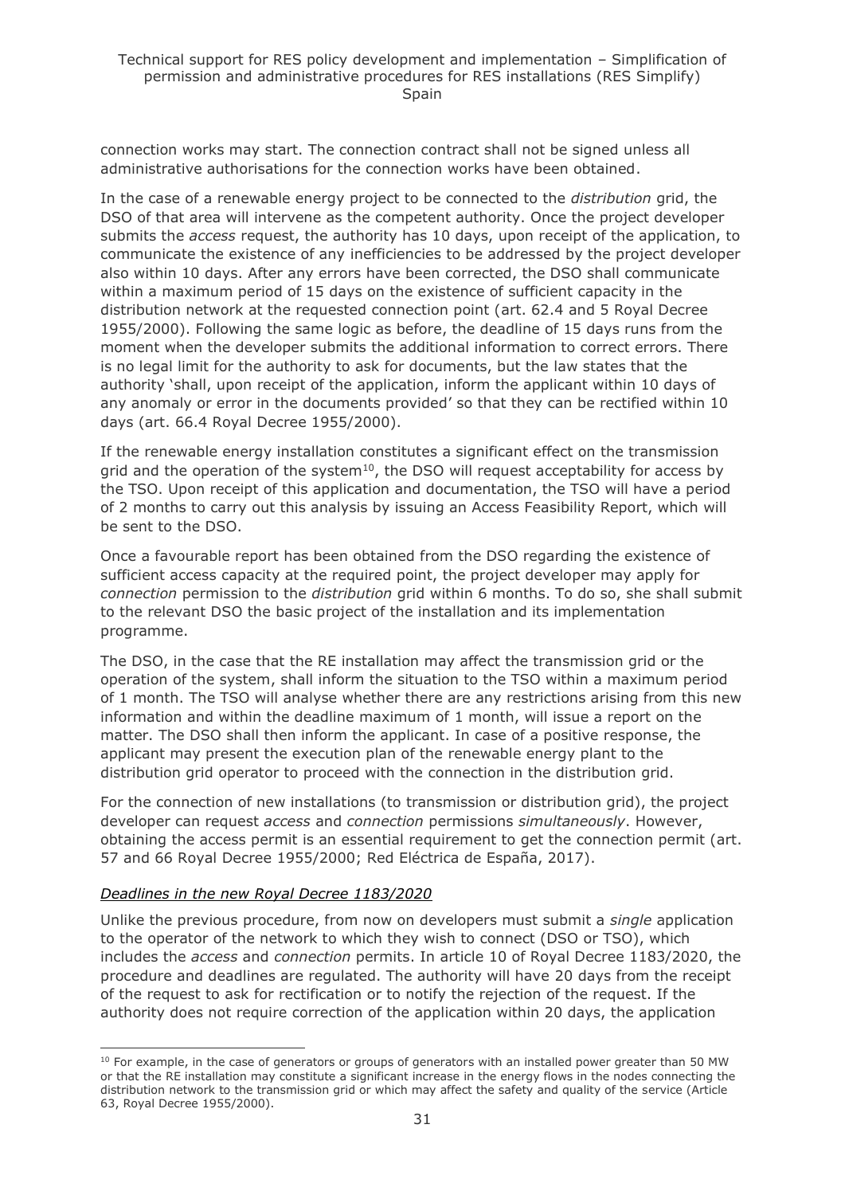connection works may start. The connection contract shall not be signed unless all administrative authorisations for the connection works have been obtained.

In the case of a renewable energy project to be connected to the *distribution* grid, the DSO of that area will intervene as the competent authority. Once the project developer submits the *access* request, the authority has 10 days, upon receipt of the application, to communicate the existence of any inefficiencies to be addressed by the project developer also within 10 days. After any errors have been corrected, the DSO shall communicate within a maximum period of 15 days on the existence of sufficient capacity in the distribution network at the requested connection point (art. 62.4 and 5 Royal Decree 1955/2000). Following the same logic as before, the deadline of 15 days runs from the moment when the developer submits the additional information to correct errors. There is no legal limit for the authority to ask for documents, but the law states that the authority 'shall, upon receipt of the application, inform the applicant within 10 days of any anomaly or error in the documents provided' so that they can be rectified within 10 days (art. 66.4 Royal Decree 1955/2000).

If the renewable energy installation constitutes a significant effect on the transmission grid and the operation of the system[10], the DSO will request acceptability for access by the TSO. Upon receipt of this application and documentation, the TSO will have a period of 2 months to carry out this analysis by issuing an Access Feasibility Report, which will be sent to the DSO.

Once a favourable report has been obtained from the DSO regarding the existence of sufficient access capacity at the required point, the project developer may apply for *connection* permission to the *distribution* grid within 6 months. To do so, she shall submit to the relevant DSO the basic project of the installation and its implementation programme.

The DSO, in the case that the RE installation may affect the transmission grid or the operation of the system, shall inform the situation to the TSO within a maximum period of 1 month. The TSO will analyse whether there are any restrictions arising from this new information and within the deadline maximum of 1 month, will issue a report on the matter. The DSO shall then inform the applicant. In case of a positive response, the applicant may present the execution plan of the renewable energy plant to the distribution grid operator to proceed with the connection in the distribution grid.

For the connection of new installations (to transmission or distribution grid), the project developer can request *access* and *connection* permissions *simultaneously*. However, obtaining the access permit is an essential requirement to get the connection permit (art. 57 and 66 Royal Decree 1955/2000; Red Eléctrica de España, 2017).

*Deadlines in the new Royal Decree 1183/2020*

Unlike the previous procedure, from now on developers must submit a *single* application to the operator of the network to which they wish to connect (DSO or TSO), which includes the *access* and *connection* permits. In article 10 of Royal Decree 1183/2020, the procedure and deadlines are regulated. The authority will have 20 days from the receipt of the request to ask for rectification or to notify the rejection of the request. If the authority does not require correction of the application within 20 days, the application

[10] For example, in the case of generators or groups of generators with an installed power greater than 50 MW or that the RE installation may constitute a significant increase in the energy flows in the nodes connecting the distribution network to the transmission grid or which may affect the safety and quality of the service (Article 63, Royal Decree 1955/2000).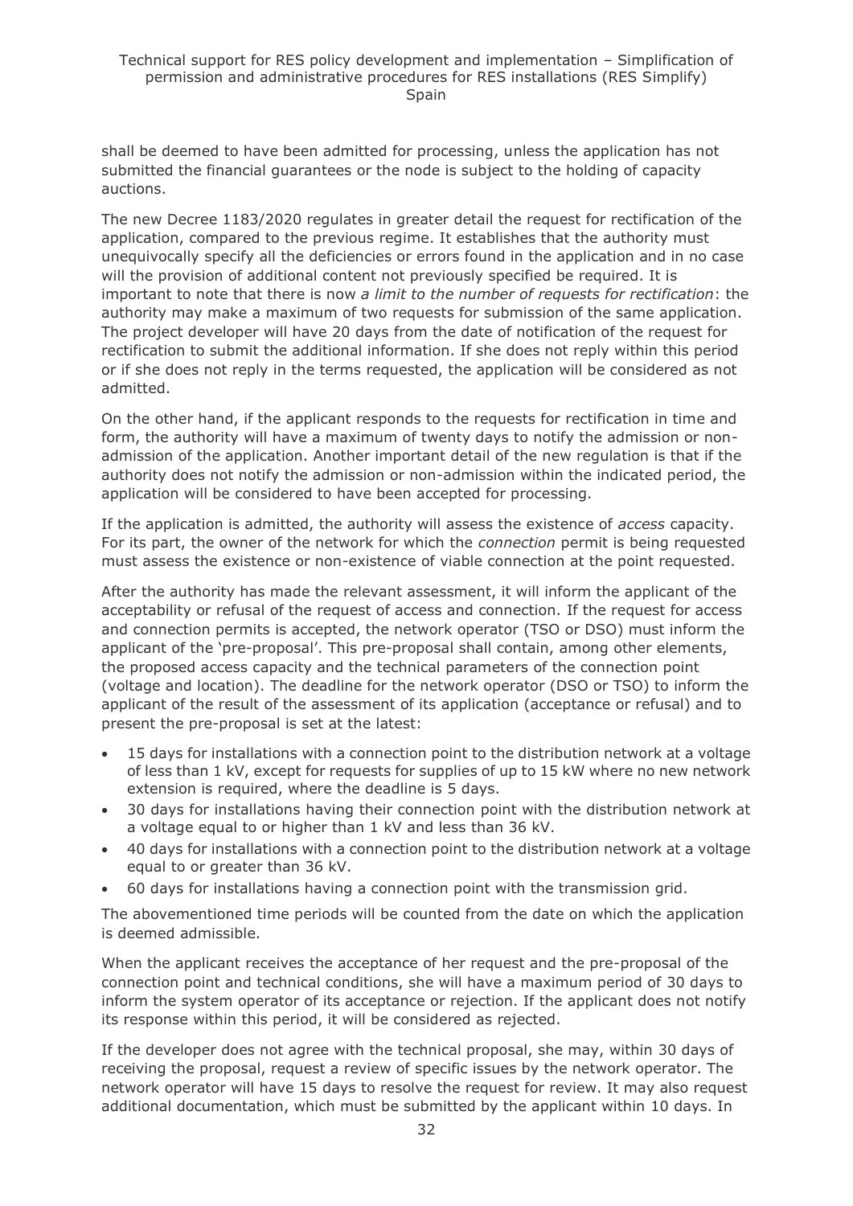shall be deemed to have been admitted for processing, unless the application has not submitted the financial guarantees or the node is subject to the holding of capacity auctions.

The new Decree 1183/2020 regulates in greater detail the request for rectification of the application, compared to the previous regime. It establishes that the authority must unequivocally specify all the deficiencies or errors found in the application and in no case will the provision of additional content not previously specified be required. It is important to note that there is now *a limit to the number of requests for rectification*: the authority may make a maximum of two requests for submission of the same application. The project developer will have 20 days from the date of notification of the request for rectification to submit the additional information. If she does not reply within this period or if she does not reply in the terms requested, the application will be considered as not admitted.

On the other hand, if the applicant responds to the requests for rectification in time and form, the authority will have a maximum of twenty days to notify the admission or non-admission of the application. Another important detail of the new regulation is that if the authority does not notify the admission or non-admission within the indicated period, the application will be considered to have been accepted for processing.

If the application is admitted, the authority will assess the existence of *access* capacity. For its part, the owner of the network for which the *connection* permit is being requested must assess the existence or non-existence of viable connection at the point requested.

After the authority has made the relevant assessment, it will inform the applicant of the acceptability or refusal of the request of access and connection. If the request for access and connection permits is accepted, the network operator (TSO or DSO) must inform the applicant of the 'pre-proposal'. This pre-proposal shall contain, among other elements, the proposed access capacity and the technical parameters of the connection point (voltage and location). The deadline for the network operator (DSO or TSO) to inform the applicant of the result of the assessment of its application (acceptance or refusal) and to present the pre-proposal is set at the latest:

- 15 days for installations with a connection point to the distribution network at a voltage of less than 1 kV, except for requests for supplies of up to 15 kW where no new network extension is required, where the deadline is 5 days.
- 30 days for installations having their connection point with the distribution network at a voltage equal to or higher than 1 kV and less than 36 kV.
- 40 days for installations with a connection point to the distribution network at a voltage equal to or greater than 36 kV.
- 60 days for installations having a connection point with the transmission grid.

The abovementioned time periods will be counted from the date on which the application is deemed admissible.

When the applicant receives the acceptance of her request and the pre-proposal of the connection point and technical conditions, she will have a maximum period of 30 days to inform the system operator of its acceptance or rejection. If the applicant does not notify its response within this period, it will be considered as rejected.

If the developer does not agree with the technical proposal, she may, within 30 days of receiving the proposal, request a review of specific issues by the network operator. The network operator will have 15 days to resolve the request for review. It may also request additional documentation, which must be submitted by the applicant within 10 days. In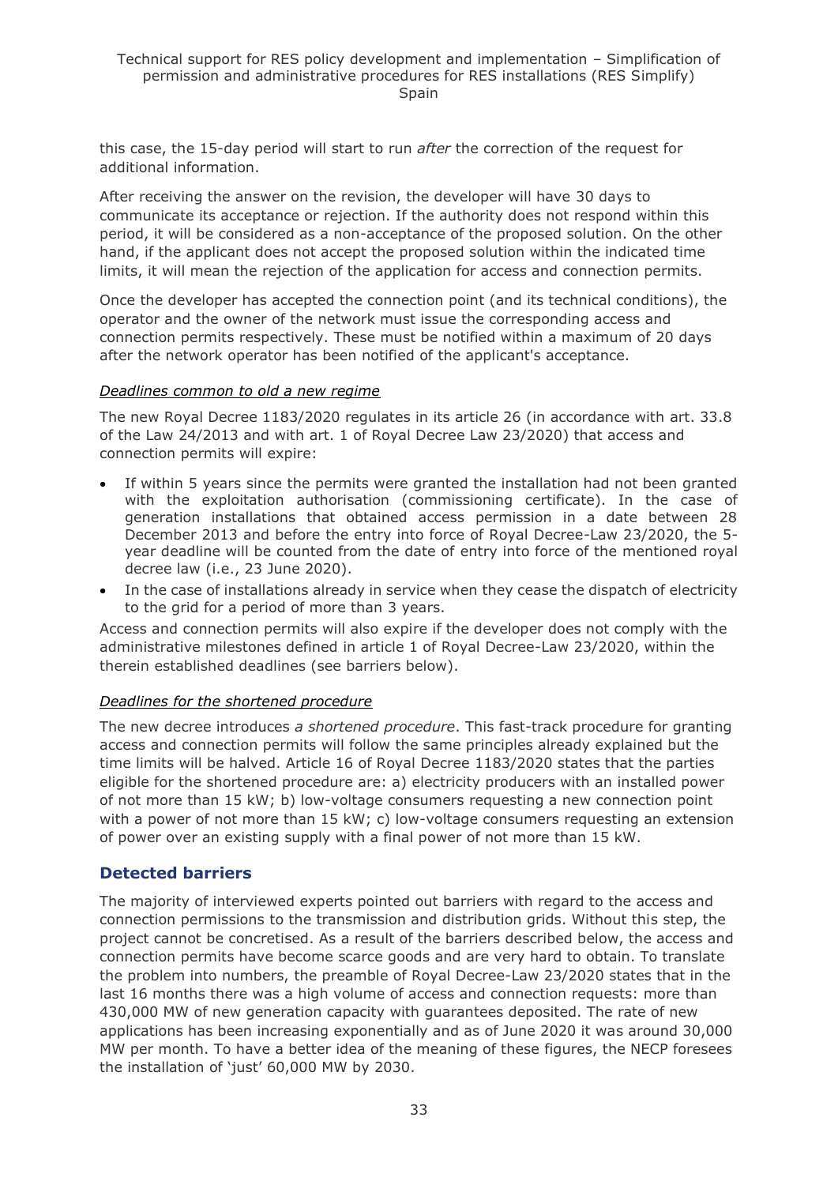this case, the 15-day period will start to run *after* the correction of the request for additional information.

After receiving the answer on the revision, the developer will have 30 days to communicate its acceptance or rejection. If the authority does not respond within this period, it will be considered as a non-acceptance of the proposed solution. On the other hand, if the applicant does not accept the proposed solution within the indicated time limits, it will mean the rejection of the application for access and connection permits.

Once the developer has accepted the connection point (and its technical conditions), the operator and the owner of the network must issue the corresponding access and connection permits respectively. These must be notified within a maximum of 20 days after the network operator has been notified of the applicant's acceptance.

*Deadlines common to old a new regime*

The new Royal Decree 1183/2020 regulates in its article 26 (in accordance with art. 33.8 of the Law 24/2013 and with art. 1 of Royal Decree Law 23/2020) that access and connection permits will expire:

- If within 5 years since the permits were granted the installation had not been granted with the exploitation authorisation (commissioning certificate). In the case of generation installations that obtained access permission in a date between 28 December 2013 and before the entry into force of Royal Decree-Law 23/2020, the 5-year deadline will be counted from the date of entry into force of the mentioned royal decree law (i.e., 23 June 2020).
- In the case of installations already in service when they cease the dispatch of electricity to the grid for a period of more than 3 years.

Access and connection permits will also expire if the developer does not comply with the administrative milestones defined in article 1 of Royal Decree-Law 23/2020, within the therein established deadlines (see barriers below).

*Deadlines for the shortened procedure*

The new decree introduces *a shortened procedure*. This fast-track procedure for granting access and connection permits will follow the same principles already explained but the time limits will be halved. Article 16 of Royal Decree 1183/2020 states that the parties eligible for the shortened procedure are: a) electricity producers with an installed power of not more than 15 kW; b) low-voltage consumers requesting a new connection point with a power of not more than 15 kW; c) low-voltage consumers requesting an extension of power over an existing supply with a final power of not more than 15 kW.

## Detected barriers

The majority of interviewed experts pointed out barriers with regard to the access and connection permissions to the transmission and distribution grids. Without this step, the project cannot be concretised. As a result of the barriers described below, the access and connection permits have become scarce goods and are very hard to obtain. To translate the problem into numbers, the preamble of Royal Decree-Law 23/2020 states that in the last 16 months there was a high volume of access and connection requests: more than 430,000 MW of new generation capacity with guarantees deposited. The rate of new applications has been increasing exponentially and as of June 2020 it was around 30,000 MW per month. To have a better idea of the meaning of these figures, the NECP foresees the installation of 'just' 60,000 MW by 2030.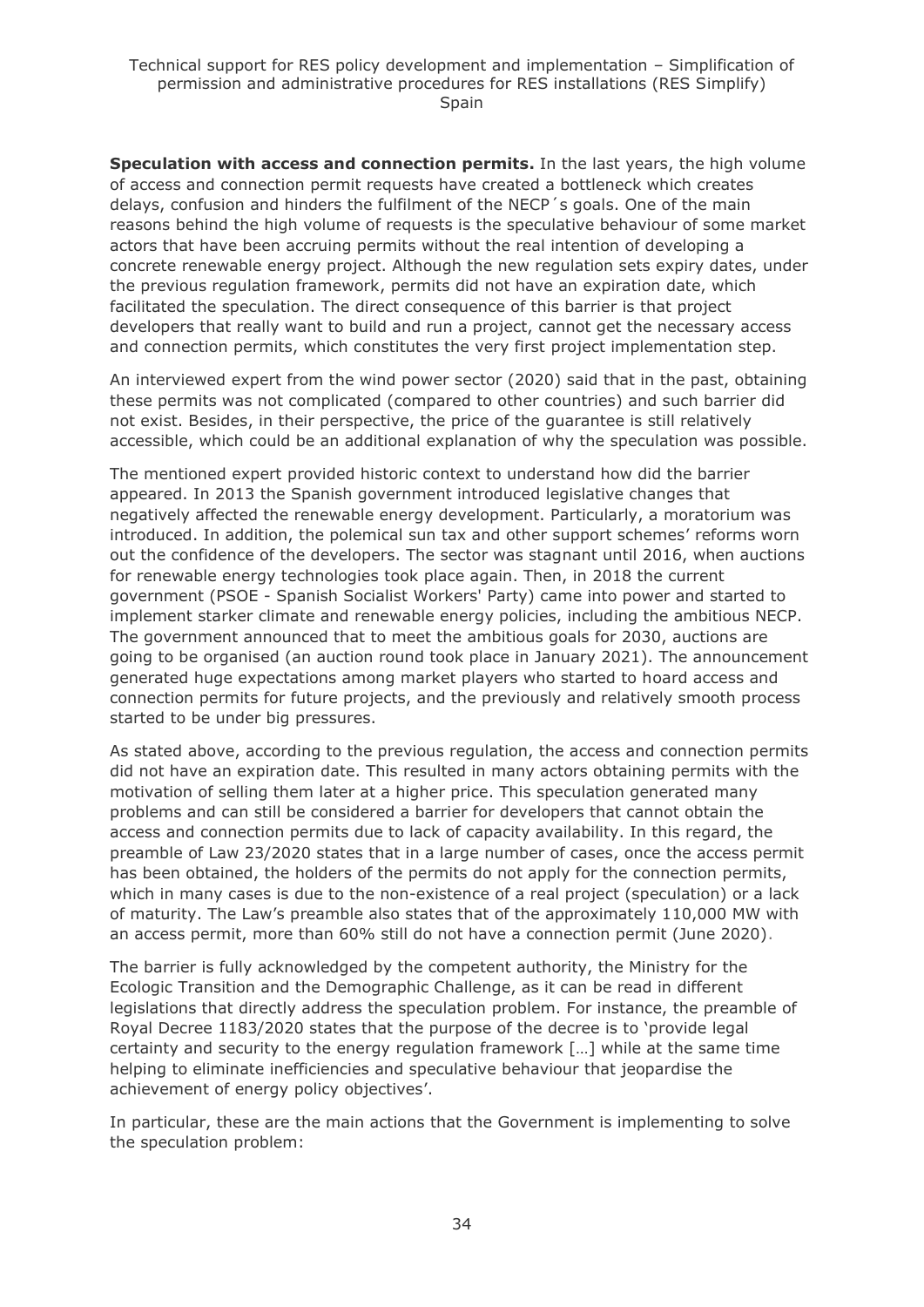**Speculation with access and connection permits.** In the last years, the high volume of access and connection permit requests have created a bottleneck which creates delays, confusion and hinders the fulfilment of the NECP´s goals. One of the main reasons behind the high volume of requests is the speculative behaviour of some market actors that have been accruing permits without the real intention of developing a concrete renewable energy project. Although the new regulation sets expiry dates, under the previous regulation framework, permits did not have an expiration date, which facilitated the speculation. The direct consequence of this barrier is that project developers that really want to build and run a project, cannot get the necessary access and connection permits, which constitutes the very first project implementation step.

An interviewed expert from the wind power sector (2020) said that in the past, obtaining these permits was not complicated (compared to other countries) and such barrier did not exist. Besides, in their perspective, the price of the guarantee is still relatively accessible, which could be an additional explanation of why the speculation was possible.

The mentioned expert provided historic context to understand how did the barrier appeared. In 2013 the Spanish government introduced legislative changes that negatively affected the renewable energy development. Particularly, a moratorium was introduced. In addition, the polemical sun tax and other support schemes' reforms worn out the confidence of the developers. The sector was stagnant until 2016, when auctions for renewable energy technologies took place again. Then, in 2018 the current government (PSOE - Spanish Socialist Workers' Party) came into power and started to implement starker climate and renewable energy policies, including the ambitious NECP. The government announced that to meet the ambitious goals for 2030, auctions are going to be organised (an auction round took place in January 2021). The announcement generated huge expectations among market players who started to hoard access and connection permits for future projects, and the previously and relatively smooth process started to be under big pressures.

As stated above, according to the previous regulation, the access and connection permits did not have an expiration date. This resulted in many actors obtaining permits with the motivation of selling them later at a higher price. This speculation generated many problems and can still be considered a barrier for developers that cannot obtain the access and connection permits due to lack of capacity availability. In this regard, the preamble of Law 23/2020 states that in a large number of cases, once the access permit has been obtained, the holders of the permits do not apply for the connection permits, which in many cases is due to the non-existence of a real project (speculation) or a lack of maturity. The Law's preamble also states that of the approximately 110,000 MW with an access permit, more than 60% still do not have a connection permit (June 2020).

The barrier is fully acknowledged by the competent authority, the Ministry for the Ecologic Transition and the Demographic Challenge, as it can be read in different legislations that directly address the speculation problem. For instance, the preamble of Royal Decree 1183/2020 states that the purpose of the decree is to 'provide legal certainty and security to the energy regulation framework […] while at the same time helping to eliminate inefficiencies and speculative behaviour that jeopardise the achievement of energy policy objectives'.

In particular, these are the main actions that the Government is implementing to solve the speculation problem: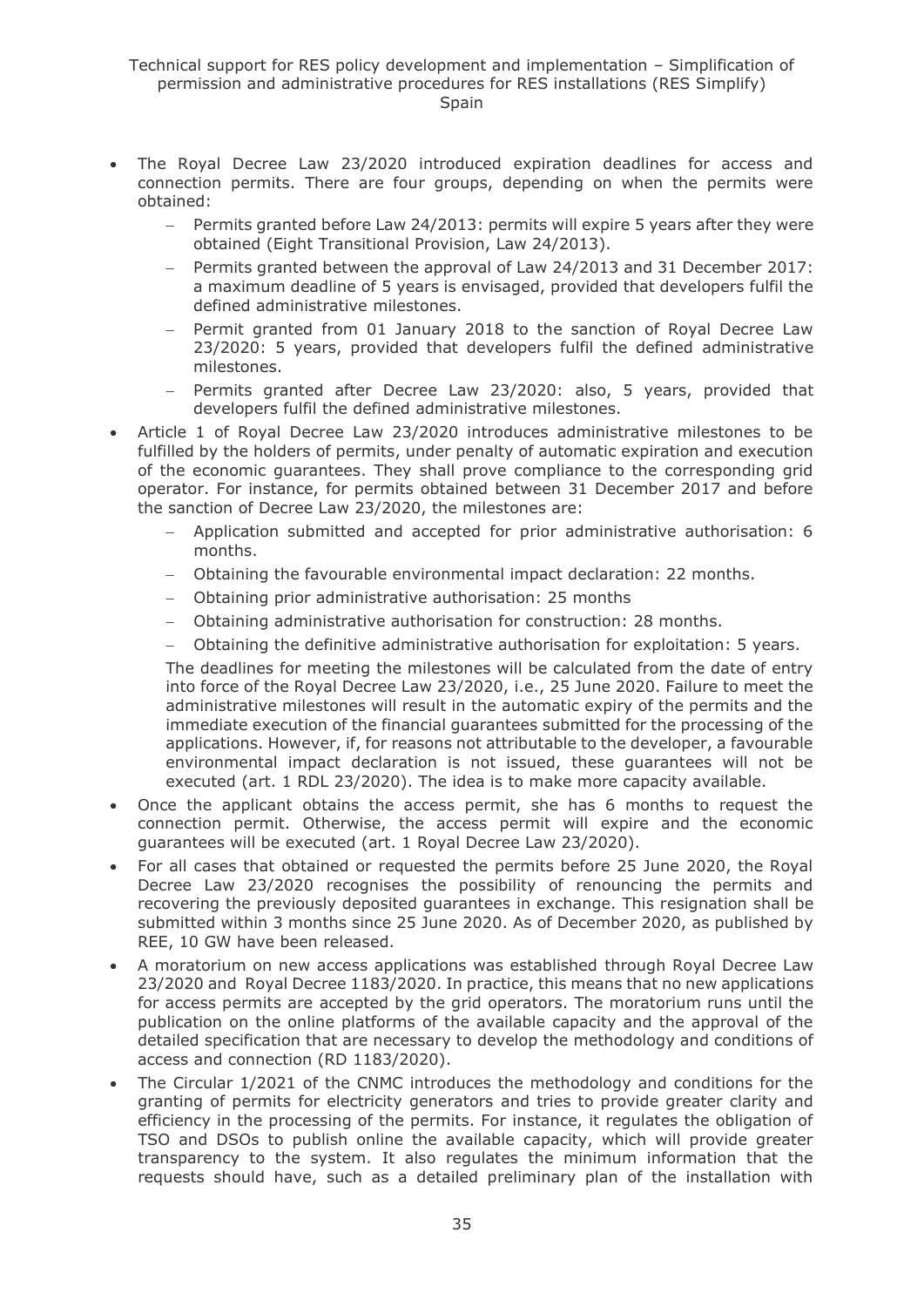- The Royal Decree Law 23/2020 introduced expiration deadlines for access and connection permits. There are four groups, depending on when the permits were obtained:
  - Permits granted before Law 24/2013: permits will expire 5 years after they were obtained (Eight Transitional Provision, Law 24/2013).
  - Permits granted between the approval of Law 24/2013 and 31 December 2017: a maximum deadline of 5 years is envisaged, provided that developers fulfil the defined administrative milestones.
  - Permit granted from 01 January 2018 to the sanction of Royal Decree Law 23/2020: 5 years, provided that developers fulfil the defined administrative milestones.
  - Permits granted after Decree Law 23/2020: also, 5 years, provided that developers fulfil the defined administrative milestones.
- Article 1 of Royal Decree Law 23/2020 introduces administrative milestones to be fulfilled by the holders of permits, under penalty of automatic expiration and execution of the economic guarantees. They shall prove compliance to the corresponding grid operator. For instance, for permits obtained between 31 December 2017 and before the sanction of Decree Law 23/2020, the milestones are:
  - Application submitted and accepted for prior administrative authorisation: 6 months.
  - Obtaining the favourable environmental impact declaration: 22 months.
  - Obtaining prior administrative authorisation: 25 months
  - Obtaining administrative authorisation for construction: 28 months.
  - Obtaining the definitive administrative authorisation for exploitation: 5 years.

  The deadlines for meeting the milestones will be calculated from the date of entry into force of the Royal Decree Law 23/2020, i.e., 25 June 2020. Failure to meet the administrative milestones will result in the automatic expiry of the permits and the immediate execution of the financial guarantees submitted for the processing of the applications. However, if, for reasons not attributable to the developer, a favourable environmental impact declaration is not issued, these guarantees will not be executed (art. 1 RDL 23/2020). The idea is to make more capacity available.
- Once the applicant obtains the access permit, she has 6 months to request the connection permit. Otherwise, the access permit will expire and the economic guarantees will be executed (art. 1 Royal Decree Law 23/2020).
- For all cases that obtained or requested the permits before 25 June 2020, the Royal Decree Law 23/2020 recognises the possibility of renouncing the permits and recovering the previously deposited guarantees in exchange. This resignation shall be submitted within 3 months since 25 June 2020. As of December 2020, as published by REE, 10 GW have been released.
- A moratorium on new access applications was established through Royal Decree Law 23/2020 and Royal Decree 1183/2020. In practice, this means that no new applications for access permits are accepted by the grid operators. The moratorium runs until the publication on the online platforms of the available capacity and the approval of the detailed specification that are necessary to develop the methodology and conditions of access and connection (RD 1183/2020).
- The Circular 1/2021 of the CNMC introduces the methodology and conditions for the granting of permits for electricity generators and tries to provide greater clarity and efficiency in the processing of the permits. For instance, it regulates the obligation of TSO and DSOs to publish online the available capacity, which will provide greater transparency to the system. It also regulates the minimum information that the requests should have, such as a detailed preliminary plan of the installation with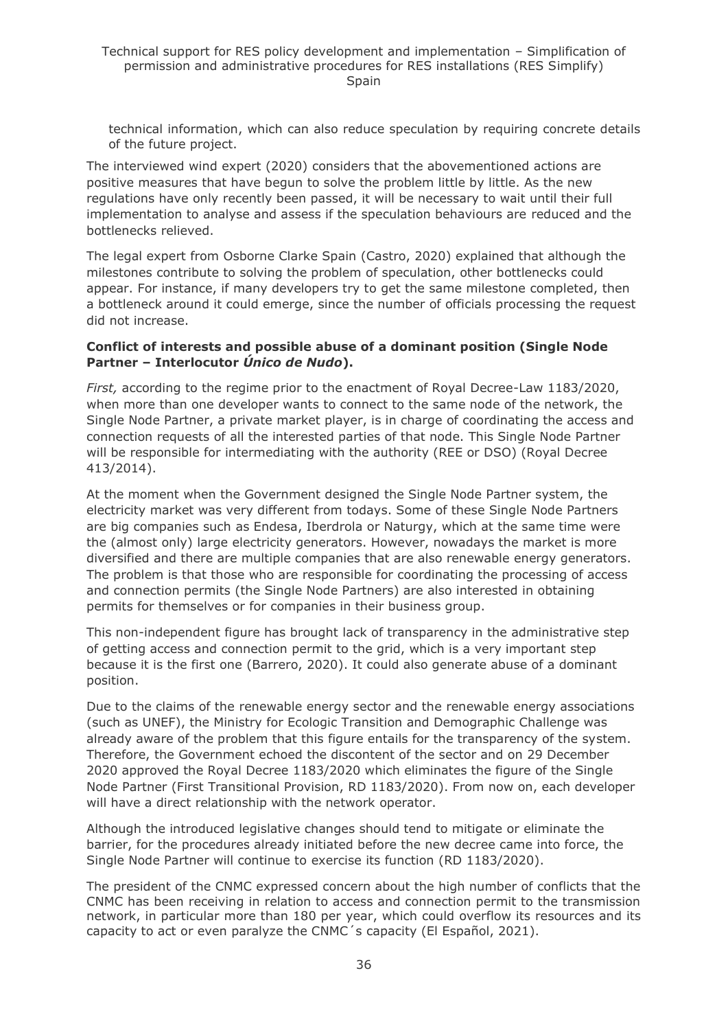technical information, which can also reduce speculation by requiring concrete details of the future project.

The interviewed wind expert (2020) considers that the abovementioned actions are positive measures that have begun to solve the problem little by little. As the new regulations have only recently been passed, it will be necessary to wait until their full implementation to analyse and assess if the speculation behaviours are reduced and the bottlenecks relieved.

The legal expert from Osborne Clarke Spain (Castro, 2020) explained that although the milestones contribute to solving the problem of speculation, other bottlenecks could appear. For instance, if many developers try to get the same milestone completed, then a bottleneck around it could emerge, since the number of officials processing the request did not increase.

**Conflict of interests and possible abuse of a dominant position (Single Node Partner – Interlocutor *Único de Nudo*).**

*First,* according to the regime prior to the enactment of Royal Decree-Law 1183/2020, when more than one developer wants to connect to the same node of the network, the Single Node Partner, a private market player, is in charge of coordinating the access and connection requests of all the interested parties of that node. This Single Node Partner will be responsible for intermediating with the authority (REE or DSO) (Royal Decree 413/2014).

At the moment when the Government designed the Single Node Partner system, the electricity market was very different from todays. Some of these Single Node Partners are big companies such as Endesa, Iberdrola or Naturgy, which at the same time were the (almost only) large electricity generators. However, nowadays the market is more diversified and there are multiple companies that are also renewable energy generators. The problem is that those who are responsible for coordinating the processing of access and connection permits (the Single Node Partners) are also interested in obtaining permits for themselves or for companies in their business group.

This non-independent figure has brought lack of transparency in the administrative step of getting access and connection permit to the grid, which is a very important step because it is the first one (Barrero, 2020). It could also generate abuse of a dominant position.

Due to the claims of the renewable energy sector and the renewable energy associations (such as UNEF), the Ministry for Ecologic Transition and Demographic Challenge was already aware of the problem that this figure entails for the transparency of the system. Therefore, the Government echoed the discontent of the sector and on 29 December 2020 approved the Royal Decree 1183/2020 which eliminates the figure of the Single Node Partner (First Transitional Provision, RD 1183/2020). From now on, each developer will have a direct relationship with the network operator.

Although the introduced legislative changes should tend to mitigate or eliminate the barrier, for the procedures already initiated before the new decree came into force, the Single Node Partner will continue to exercise its function (RD 1183/2020).

The president of the CNMC expressed concern about the high number of conflicts that the CNMC has been receiving in relation to access and connection permit to the transmission network, in particular more than 180 per year, which could overflow its resources and its capacity to act or even paralyze the CNMC´s capacity (El Español, 2021).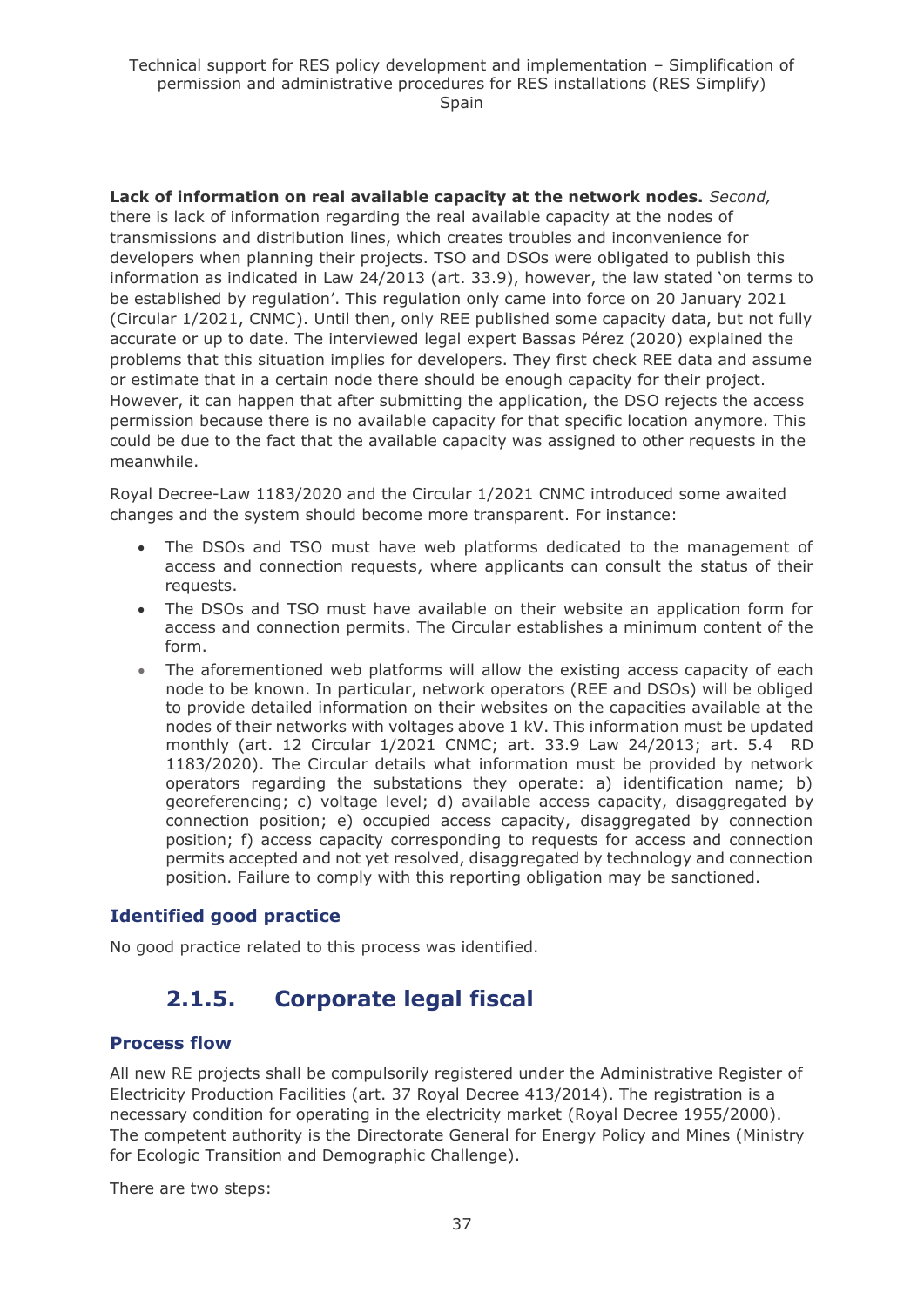**Lack of information on real available capacity at the network nodes.** *Second,* there is lack of information regarding the real available capacity at the nodes of transmissions and distribution lines, which creates troubles and inconvenience for developers when planning their projects. TSO and DSOs were obligated to publish this information as indicated in Law 24/2013 (art. 33.9), however, the law stated 'on terms to be established by regulation'. This regulation only came into force on 20 January 2021 (Circular 1/2021, CNMC). Until then, only REE published some capacity data, but not fully accurate or up to date. The interviewed legal expert Bassas Pérez (2020) explained the problems that this situation implies for developers. They first check REE data and assume or estimate that in a certain node there should be enough capacity for their project. However, it can happen that after submitting the application, the DSO rejects the access permission because there is no available capacity for that specific location anymore. This could be due to the fact that the available capacity was assigned to other requests in the meanwhile.

Royal Decree-Law 1183/2020 and the Circular 1/2021 CNMC introduced some awaited changes and the system should become more transparent. For instance:

- The DSOs and TSO must have web platforms dedicated to the management of access and connection requests, where applicants can consult the status of their requests.
- The DSOs and TSO must have available on their website an application form for access and connection permits. The Circular establishes a minimum content of the form.
- The aforementioned web platforms will allow the existing access capacity of each node to be known. In particular, network operators (REE and DSOs) will be obliged to provide detailed information on their websites on the capacities available at the nodes of their networks with voltages above 1 kV. This information must be updated monthly (art. 12 Circular 1/2021 CNMC; art. 33.9 Law 24/2013; art. 5.4 RD 1183/2020). The Circular details what information must be provided by network operators regarding the substations they operate: a) identification name; b) georeferencing; c) voltage level; d) available access capacity, disaggregated by connection position; e) occupied access capacity, disaggregated by connection position; f) access capacity corresponding to requests for access and connection permits accepted and not yet resolved, disaggregated by technology and connection position. Failure to comply with this reporting obligation may be sanctioned.

### Identified good practice

No good practice related to this process was identified.

## 2.1.5. Corporate legal fiscal

### Process flow

All new RE projects shall be compulsorily registered under the Administrative Register of Electricity Production Facilities (art. 37 Royal Decree 413/2014). The registration is a necessary condition for operating in the electricity market (Royal Decree 1955/2000). The competent authority is the Directorate General for Energy Policy and Mines (Ministry for Ecologic Transition and Demographic Challenge).

There are two steps: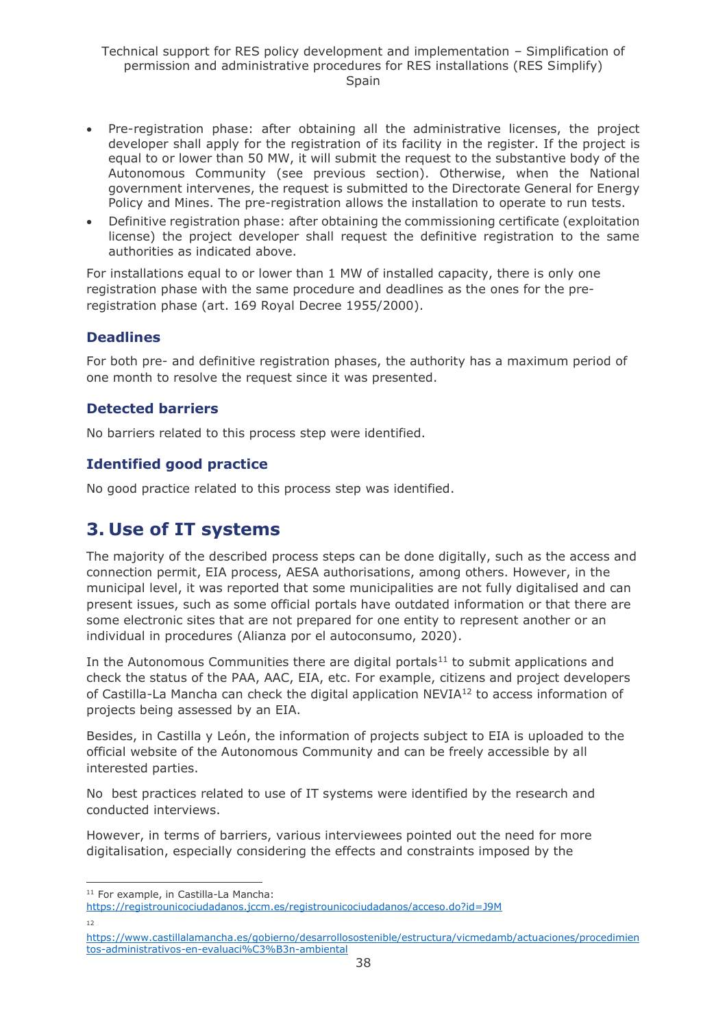- Pre-registration phase: after obtaining all the administrative licenses, the project developer shall apply for the registration of its facility in the register. If the project is equal to or lower than 50 MW, it will submit the request to the substantive body of the Autonomous Community (see previous section). Otherwise, when the National government intervenes, the request is submitted to the Directorate General for Energy Policy and Mines. The pre-registration allows the installation to operate to run tests.
- Definitive registration phase: after obtaining the commissioning certificate (exploitation license) the project developer shall request the definitive registration to the same authorities as indicated above.

For installations equal to or lower than 1 MW of installed capacity, there is only one registration phase with the same procedure and deadlines as the ones for the pre-registration phase (art. 169 Royal Decree 1955/2000).

### Deadlines

For both pre- and definitive registration phases, the authority has a maximum period of one month to resolve the request since it was presented.

### Detected barriers

No barriers related to this process step were identified.

### Identified good practice

No good practice related to this process step was identified.

## 3. Use of IT systems

The majority of the described process steps can be done digitally, such as the access and connection permit, EIA process, AESA authorisations, among others. However, in the municipal level, it was reported that some municipalities are not fully digitalised and can present issues, such as some official portals have outdated information or that there are some electronic sites that are not prepared for one entity to represent another or an individual in procedures (Alianza por el autoconsumo, 2020).

In the Autonomous Communities there are digital portals[11] to submit applications and check the status of the PAA, AAC, EIA, etc. For example, citizens and project developers of Castilla-La Mancha can check the digital application NEVIA[12] to access information of projects being assessed by an EIA.

Besides, in Castilla y León, the information of projects subject to EIA is uploaded to the official website of the Autonomous Community and can be freely accessible by all interested parties.

No best practices related to use of IT systems were identified by the research and conducted interviews.

However, in terms of barriers, various interviewees pointed out the need for more digitalisation, especially considering the effects and constraints imposed by the

[11] For example, in Castilla-La Mancha: https://registrounicociudadanos.jccm.es/registrounicociudadanos/acceso.do?id=J9M

[12] https://www.castillalamancha.es/gobierno/desarrollosostenible/estructura/vicmedamb/actuaciones/procedimientos-administrativos-en-evaluaci%C3%B3n-ambiental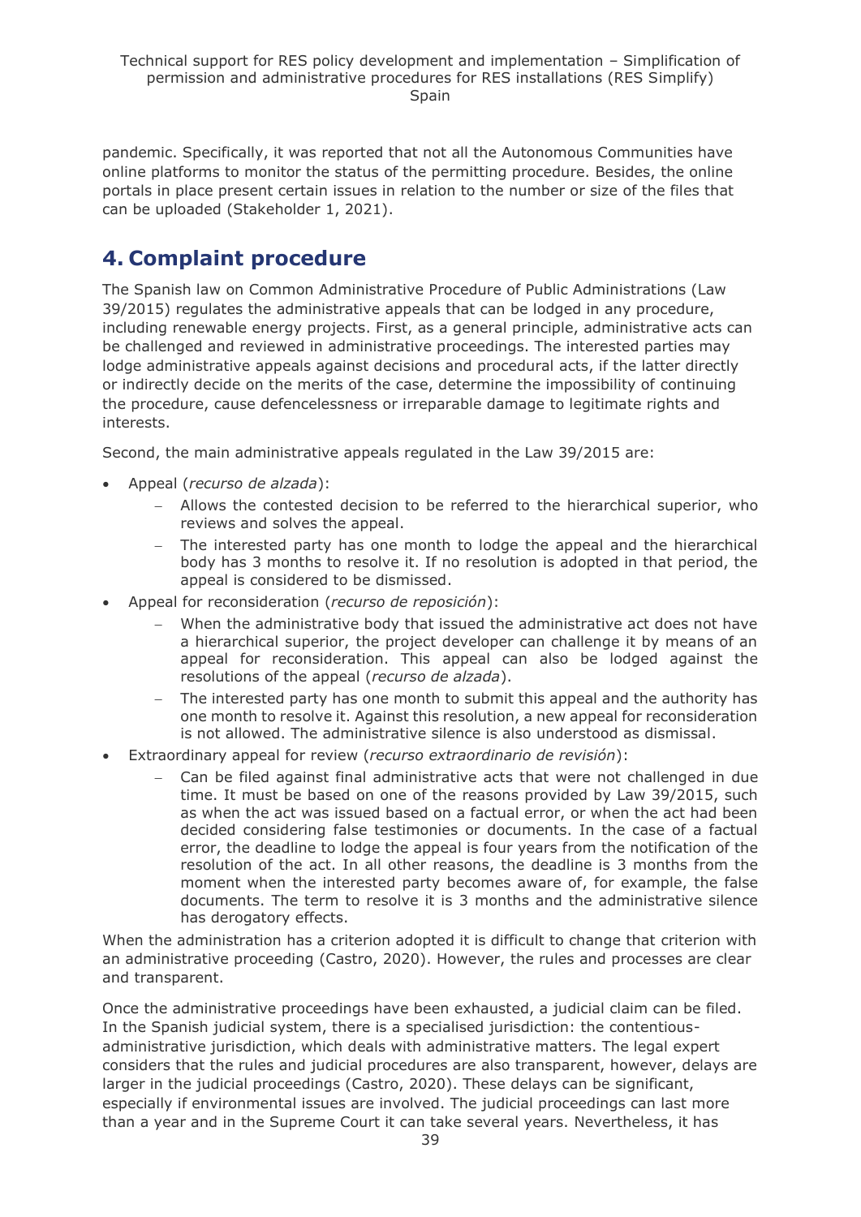pandemic. Specifically, it was reported that not all the Autonomous Communities have online platforms to monitor the status of the permitting procedure. Besides, the online portals in place present certain issues in relation to the number or size of the files that can be uploaded (Stakeholder 1, 2021).

# 4. Complaint procedure

The Spanish law on Common Administrative Procedure of Public Administrations (Law 39/2015) regulates the administrative appeals that can be lodged in any procedure, including renewable energy projects. First, as a general principle, administrative acts can be challenged and reviewed in administrative proceedings. The interested parties may lodge administrative appeals against decisions and procedural acts, if the latter directly or indirectly decide on the merits of the case, determine the impossibility of continuing the procedure, cause defencelessness or irreparable damage to legitimate rights and interests.

Second, the main administrative appeals regulated in the Law 39/2015 are:

- Appeal (*recurso de alzada*):
  - Allows the contested decision to be referred to the hierarchical superior, who reviews and solves the appeal.
  - The interested party has one month to lodge the appeal and the hierarchical body has 3 months to resolve it. If no resolution is adopted in that period, the appeal is considered to be dismissed.
- Appeal for reconsideration (*recurso de reposición*):
  - When the administrative body that issued the administrative act does not have a hierarchical superior, the project developer can challenge it by means of an appeal for reconsideration. This appeal can also be lodged against the resolutions of the appeal (*recurso de alzada*).
  - The interested party has one month to submit this appeal and the authority has one month to resolve it. Against this resolution, a new appeal for reconsideration is not allowed. The administrative silence is also understood as dismissal.
- Extraordinary appeal for review (*recurso extraordinario de revisión*):
  - Can be filed against final administrative acts that were not challenged in due time. It must be based on one of the reasons provided by Law 39/2015, such as when the act was issued based on a factual error, or when the act had been decided considering false testimonies or documents. In the case of a factual error, the deadline to lodge the appeal is four years from the notification of the resolution of the act. In all other reasons, the deadline is 3 months from the moment when the interested party becomes aware of, for example, the false documents. The term to resolve it is 3 months and the administrative silence has derogatory effects.

When the administration has a criterion adopted it is difficult to change that criterion with an administrative proceeding (Castro, 2020). However, the rules and processes are clear and transparent.

Once the administrative proceedings have been exhausted, a judicial claim can be filed. In the Spanish judicial system, there is a specialised jurisdiction: the contentious-administrative jurisdiction, which deals with administrative matters. The legal expert considers that the rules and judicial procedures are also transparent, however, delays are larger in the judicial proceedings (Castro, 2020). These delays can be significant, especially if environmental issues are involved. The judicial proceedings can last more than a year and in the Supreme Court it can take several years. Nevertheless, it has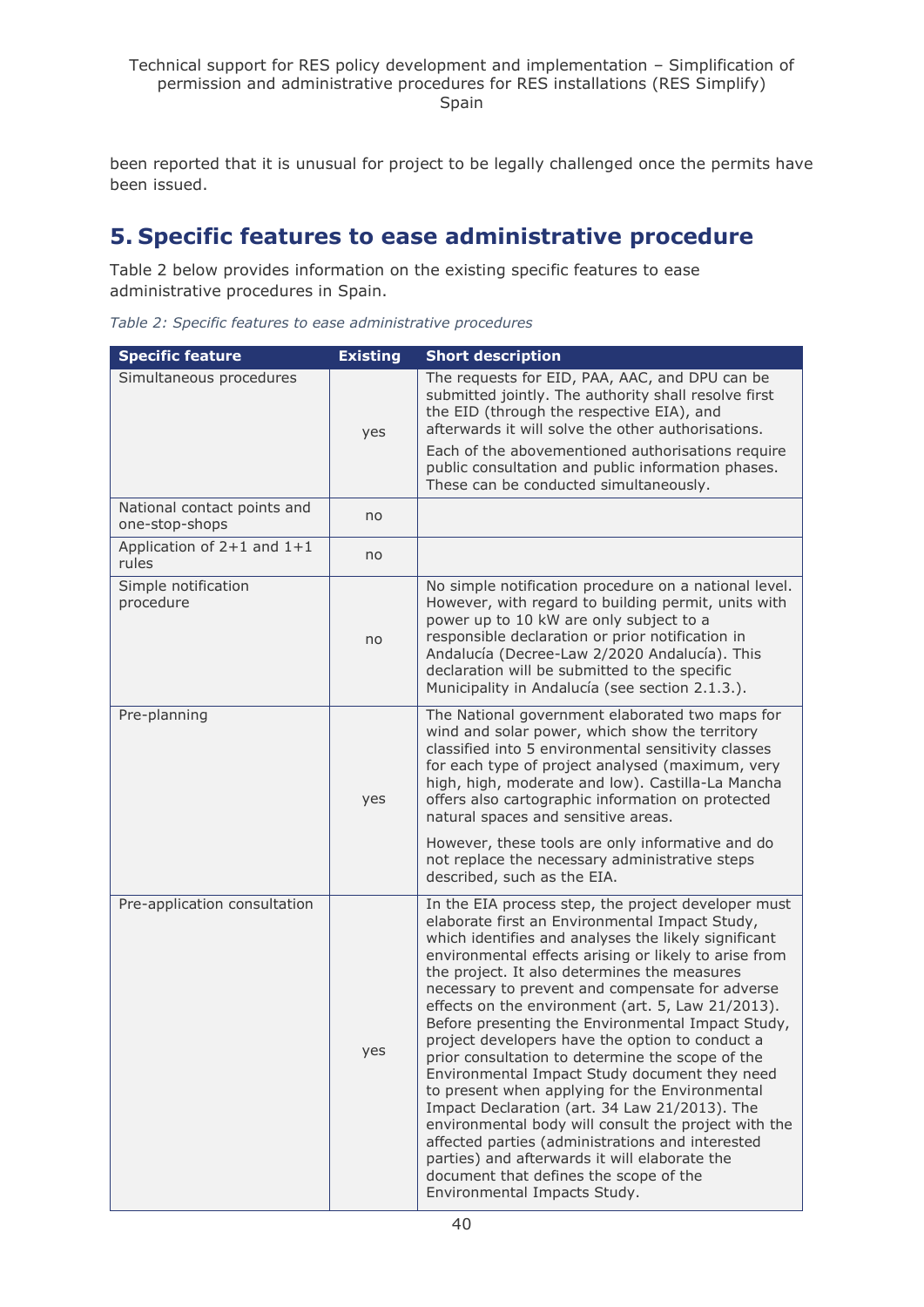been reported that it is unusual for project to be legally challenged once the permits have been issued.

# 5. Specific features to ease administrative procedure

Table 2 below provides information on the existing specific features to ease administrative procedures in Spain.

*Table 2: Specific features to ease administrative procedures*

| Specific feature | Existing | Short description |
|---|---|---|
| Simultaneous procedures | yes | The requests for EID, PAA, AAC, and DPU can be submitted jointly. The authority shall resolve first the EID (through the respective EIA), and afterwards it will solve the other authorisations. Each of the abovementioned authorisations require public consultation and public information phases. These can be conducted simultaneously. |
| National contact points and one-stop-shops | no | |
| Application of 2+1 and 1+1 rules | no | |
| Simple notification procedure | no | No simple notification procedure on a national level. However, with regard to building permit, units with power up to 10 kW are only subject to a responsible declaration or prior notification in Andalucía (Decree-Law 2/2020 Andalucía). This declaration will be submitted to the specific Municipality in Andalucía (see section 2.1.3.). |
| Pre-planning | yes | The National government elaborated two maps for wind and solar power, which show the territory classified into 5 environmental sensitivity classes for each type of project analysed (maximum, very high, high, moderate and low). Castilla-La Mancha offers also cartographic information on protected natural spaces and sensitive areas. However, these tools are only informative and do not replace the necessary administrative steps described, such as the EIA. |
| Pre-application consultation | yes | In the EIA process step, the project developer must elaborate first an Environmental Impact Study, which identifies and analyses the likely significant environmental effects arising or likely to arise from the project. It also determines the measures necessary to prevent and compensate for adverse effects on the environment (art. 5, Law 21/2013). Before presenting the Environmental Impact Study, project developers have the option to conduct a prior consultation to determine the scope of the Environmental Impact Study document they need to present when applying for the Environmental Impact Declaration (art. 34 Law 21/2013). The environmental body will consult the project with the affected parties (administrations and interested parties) and afterwards it will elaborate the document that defines the scope of the Environmental Impacts Study. |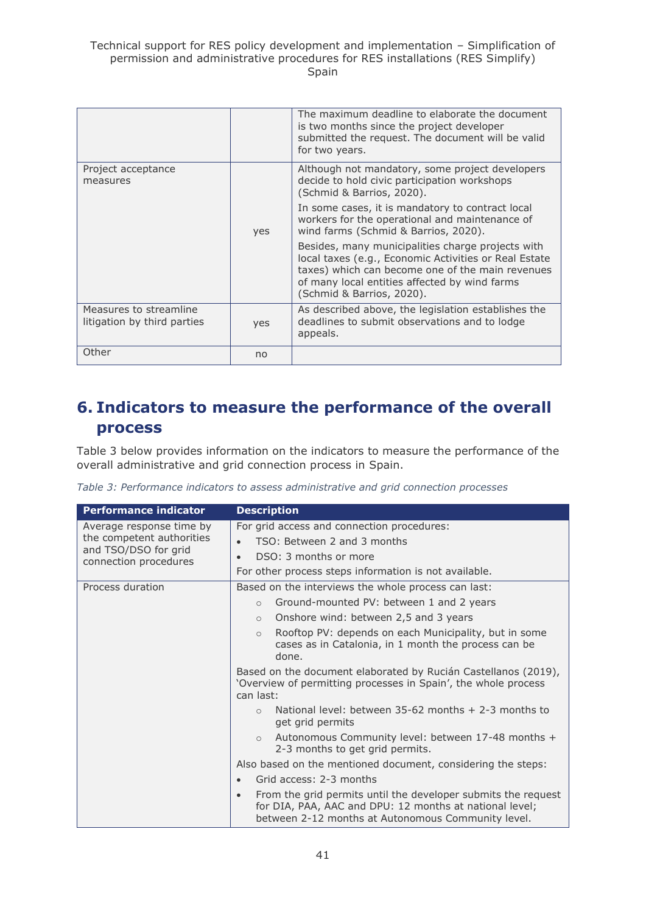|  |  | The maximum deadline to elaborate the document is two months since the project developer submitted the request. The document will be valid for two years. |
| --- | --- | --- |
| Project acceptance measures | yes | Although not mandatory, some project developers decide to hold civic participation workshops (Schmid & Barrios, 2020).<br><br>In some cases, it is mandatory to contract local workers for the operational and maintenance of wind farms (Schmid & Barrios, 2020).<br><br>Besides, many municipalities charge projects with local taxes (e.g., Economic Activities or Real Estate taxes) which can become one of the main revenues of many local entities affected by wind farms (Schmid & Barrios, 2020). |
| Measures to streamline litigation by third parties | yes | As described above, the legislation establishes the deadlines to submit observations and to lodge appeals. |
| Other | no |  |

# 6. Indicators to measure the performance of the overall process

Table 3 below provides information on the indicators to measure the performance of the overall administrative and grid connection process in Spain.

*Table 3: Performance indicators to assess administrative and grid connection processes*

| Performance indicator | Description |
| --- | --- |
| Average response time by the competent authorities and TSO/DSO for grid connection procedures | For grid access and connection procedures:<br>• TSO: Between 2 and 3 months<br>• DSO: 3 months or more<br>For other process steps information is not available. |
| Process duration | Based on the interviews the whole process can last:<br>◦ Ground-mounted PV: between 1 and 2 years<br>◦ Onshore wind: between 2,5 and 3 years<br>◦ Rooftop PV: depends on each Municipality, but in some cases as in Catalonia, in 1 month the process can be done.<br>Based on the document elaborated by Rucián Castellanos (2019), 'Overview of permitting processes in Spain', the whole process can last:<br>◦ National level: between 35-62 months + 2-3 months to get grid permits<br>◦ Autonomous Community level: between 17-48 months + 2-3 months to get grid permits.<br>Also based on the mentioned document, considering the steps:<br>• Grid access: 2-3 months<br>• From the grid permits until the developer submits the request for DIA, PAA, AAC and DPU: 12 months at national level; between 2-12 months at Autonomous Community level. |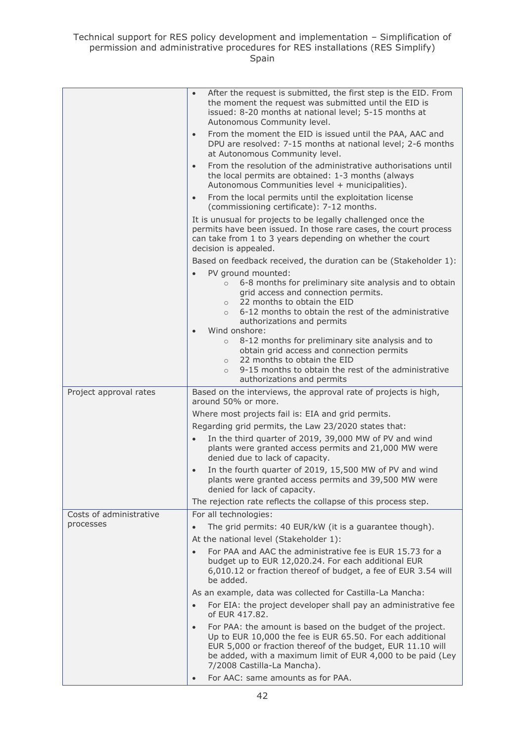| | |
|---|---|
| | • After the request is submitted, the first step is the EID. From the moment the request was submitted until the EID is issued: 8-20 months at national level; 5-15 months at Autonomous Community level.<br>• From the moment the EID is issued until the PAA, AAC and DPU are resolved: 7-15 months at national level; 2-6 months at Autonomous Community level.<br>• From the resolution of the administrative authorisations until the local permits are obtained: 1-3 months (always Autonomous Communities level + municipalities).<br>• From the local permits until the exploitation license (commissioning certificate): 7-12 months.<br><br>It is unusual for projects to be legally challenged once the permits have been issued. In those rare cases, the court process can take from 1 to 3 years depending on whether the court decision is appealed.<br><br>Based on feedback received, the duration can be (Stakeholder 1):<br>• PV ground mounted:<br>&nbsp;&nbsp;&nbsp;&nbsp;○ 6-8 months for preliminary site analysis and to obtain grid access and connection permits.<br>&nbsp;&nbsp;&nbsp;&nbsp;○ 22 months to obtain the EID<br>&nbsp;&nbsp;&nbsp;&nbsp;○ 6-12 months to obtain the rest of the administrative authorizations and permits<br>• Wind onshore:<br>&nbsp;&nbsp;&nbsp;&nbsp;○ 8-12 months for preliminary site analysis and to obtain grid access and connection permits<br>&nbsp;&nbsp;&nbsp;&nbsp;○ 22 months to obtain the EID<br>&nbsp;&nbsp;&nbsp;&nbsp;○ 9-15 months to obtain the rest of the administrative authorizations and permits |
| Project approval rates | Based on the interviews, the approval rate of projects is high, around 50% or more.<br><br>Where most projects fail is: EIA and grid permits.<br><br>Regarding grid permits, the Law 23/2020 states that:<br>• In the third quarter of 2019, 39,000 MW of PV and wind plants were granted access permits and 21,000 MW were denied due to lack of capacity.<br>• In the fourth quarter of 2019, 15,500 MW of PV and wind plants were granted access permits and 39,500 MW were denied for lack of capacity.<br><br>The rejection rate reflects the collapse of this process step. |
| Costs of administrative processes | For all technologies:<br>• The grid permits: 40 EUR/kW (it is a guarantee though).<br><br>At the national level (Stakeholder 1):<br>• For PAA and AAC the administrative fee is EUR 15.73 for a budget up to EUR 12,020.24. For each additional EUR 6,010.12 or fraction thereof of budget, a fee of EUR 3.54 will be added.<br><br>As an example, data was collected for Castilla-La Mancha:<br>• For EIA: the project developer shall pay an administrative fee of EUR 417.82.<br>• For PAA: the amount is based on the budget of the project. Up to EUR 10,000 the fee is EUR 65.50. For each additional EUR 5,000 or fraction thereof of the budget, EUR 11.10 will be added, with a maximum limit of EUR 4,000 to be paid (Ley 7/2008 Castilla-La Mancha).<br>• For AAC: same amounts as for PAA. |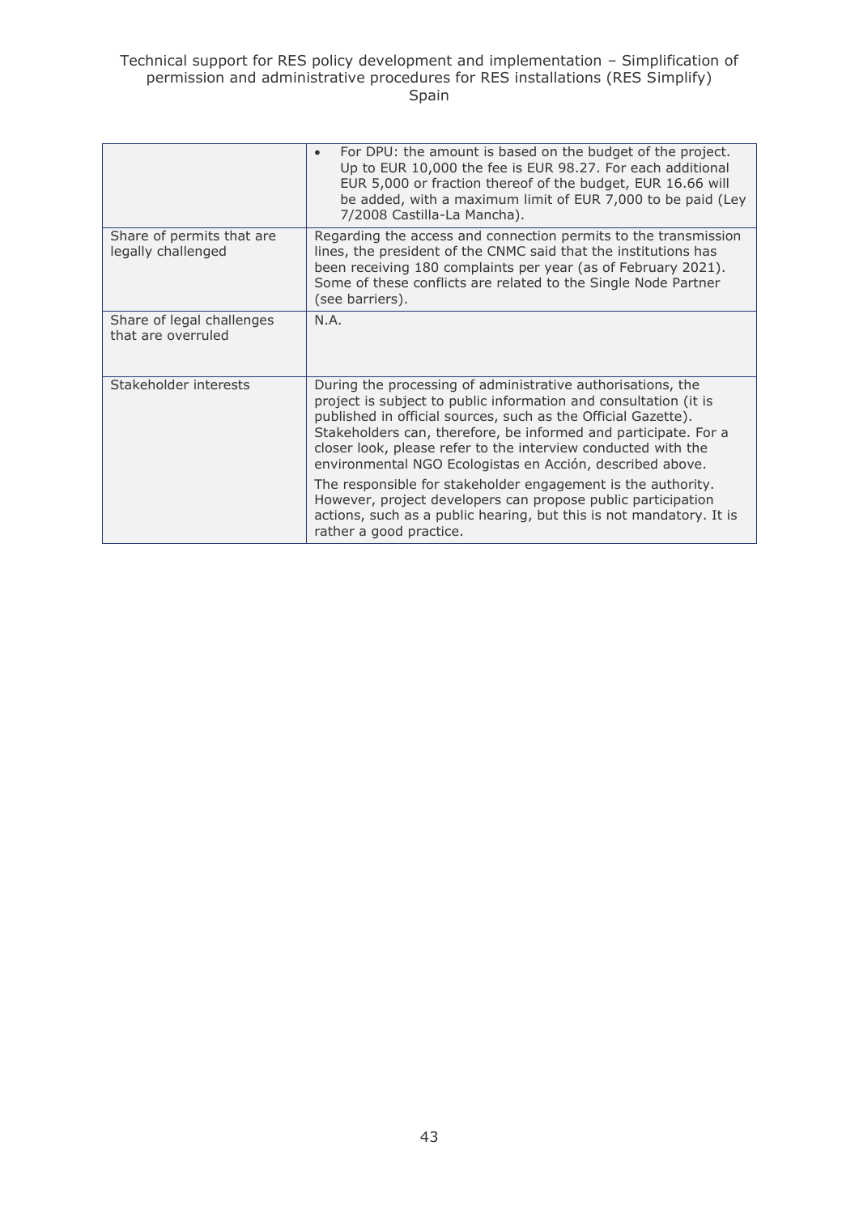| | |
|---|---|
| | • For DPU: the amount is based on the budget of the project. Up to EUR 10,000 the fee is EUR 98.27. For each additional EUR 5,000 or fraction thereof of the budget, EUR 16.66 will be added, with a maximum limit of EUR 7,000 to be paid (Ley 7/2008 Castilla-La Mancha). |
| Share of permits that are legally challenged | Regarding the access and connection permits to the transmission lines, the president of the CNMC said that the institutions has been receiving 180 complaints per year (as of February 2021). Some of these conflicts are related to the Single Node Partner (see barriers). |
| Share of legal challenges that are overruled | N.A. |
| Stakeholder interests | During the processing of administrative authorisations, the project is subject to public information and consultation (it is published in official sources, such as the Official Gazette). Stakeholders can, therefore, be informed and participate. For a closer look, please refer to the interview conducted with the environmental NGO Ecologistas en Acción, described above.<br><br>The responsible for stakeholder engagement is the authority. However, project developers can propose public participation actions, such as a public hearing, but this is not mandatory. It is rather a good practice. |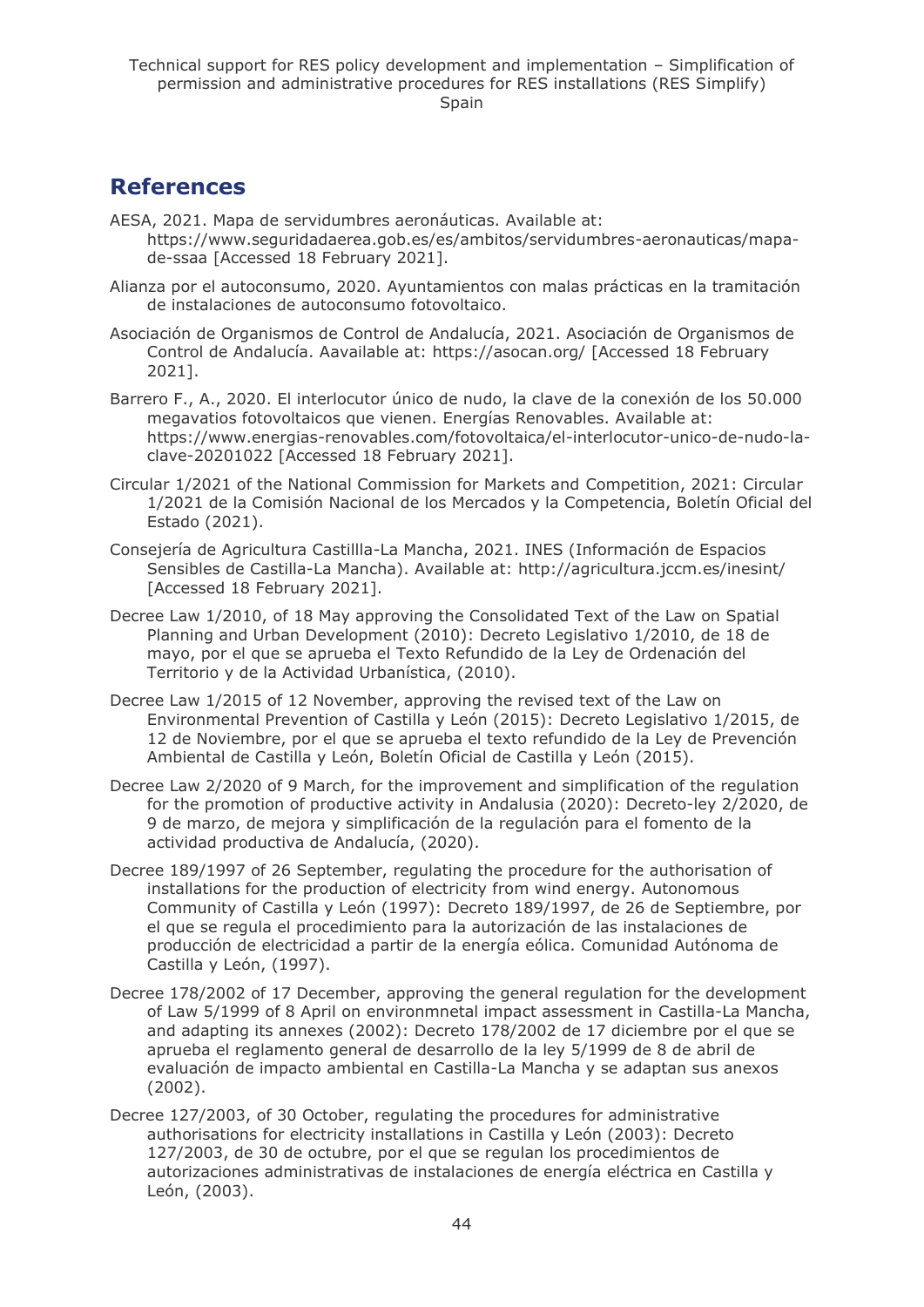## References

AESA, 2021. Mapa de servidumbres aeronáuticas. Available at: https://www.seguridadaerea.gob.es/es/ambitos/servidumbres-aeronauticas/mapa-de-ssaa [Accessed 18 February 2021].

Alianza por el autoconsumo, 2020. Ayuntamientos con malas prácticas en la tramitación de instalaciones de autoconsumo fotovoltaico.

Asociación de Organismos de Control de Andalucía, 2021. Asociación de Organismos de Control de Andalucía. Aavailable at: https://asocan.org/ [Accessed 18 February 2021].

Barrero F., A., 2020. El interlocutor único de nudo, la clave de la conexión de los 50.000 megavatios fotovoltaicos que vienen. Energías Renovables. Available at: https://www.energias-renovables.com/fotovoltaica/el-interlocutor-unico-de-nudo-la-clave-20201022 [Accessed 18 February 2021].

Circular 1/2021 of the National Commission for Markets and Competition, 2021: Circular 1/2021 de la Comisión Nacional de los Mercados y la Competencia, Boletín Oficial del Estado (2021).

Consejería de Agricultura Castillla-La Mancha, 2021. INES (Información de Espacios Sensibles de Castilla-La Mancha). Available at: http://agricultura.jccm.es/inesint/ [Accessed 18 February 2021].

Decree Law 1/2010, of 18 May approving the Consolidated Text of the Law on Spatial Planning and Urban Development (2010): Decreto Legislativo 1/2010, de 18 de mayo, por el que se aprueba el Texto Refundido de la Ley de Ordenación del Territorio y de la Actividad Urbanística, (2010).

Decree Law 1/2015 of 12 November, approving the revised text of the Law on Environmental Prevention of Castilla y León (2015): Decreto Legislativo 1/2015, de 12 de Noviembre, por el que se aprueba el texto refundido de la Ley de Prevención Ambiental de Castilla y León, Boletín Oficial de Castilla y León (2015).

Decree Law 2/2020 of 9 March, for the improvement and simplification of the regulation for the promotion of productive activity in Andalusia (2020): Decreto-ley 2/2020, de 9 de marzo, de mejora y simplificación de la regulación para el fomento de la actividad productiva de Andalucía, (2020).

Decree 189/1997 of 26 September, regulating the procedure for the authorisation of installations for the production of electricity from wind energy. Autonomous Community of Castilla y León (1997): Decreto 189/1997, de 26 de Septiembre, por el que se regula el procedimiento para la autorización de las instalaciones de producción de electricidad a partir de la energía eólica. Comunidad Autónoma de Castilla y León, (1997).

Decree 178/2002 of 17 December, approving the general regulation for the development of Law 5/1999 of 8 April on environmnetal impact assessment in Castilla-La Mancha, and adapting its annexes (2002): Decreto 178/2002 de 17 diciembre por el que se aprueba el reglamento general de desarrollo de la ley 5/1999 de 8 de abril de evaluación de impacto ambiental en Castilla-La Mancha y se adaptan sus anexos (2002).

Decree 127/2003, of 30 October, regulating the procedures for administrative authorisations for electricity installations in Castilla y León (2003): Decreto 127/2003, de 30 de octubre, por el que se regulan los procedimientos de autorizaciones administrativas de instalaciones de energía eléctrica en Castilla y León, (2003).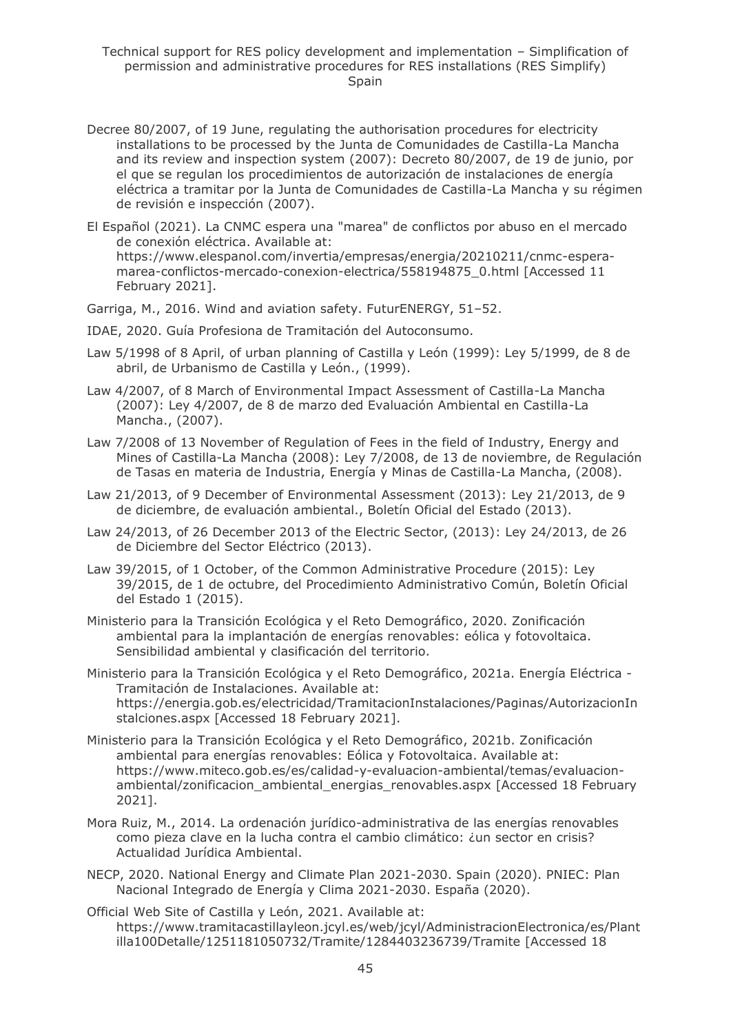Decree 80/2007, of 19 June, regulating the authorisation procedures for electricity installations to be processed by the Junta de Comunidades de Castilla-La Mancha and its review and inspection system (2007): Decreto 80/2007, de 19 de junio, por el que se regulan los procedimientos de autorización de instalaciones de energía eléctrica a tramitar por la Junta de Comunidades de Castilla-La Mancha y su régimen de revisión e inspección (2007).

El Español (2021). La CNMC espera una "marea" de conflictos por abuso en el mercado de conexión eléctrica. Available at: https://www.elespanol.com/invertia/empresas/energia/20210211/cnmc-espera-marea-conflictos-mercado-conexion-electrica/558194875_0.html [Accessed 11 February 2021].

Garriga, M., 2016. Wind and aviation safety. FuturENERGY, 51–52.

IDAE, 2020. Guía Profesiona de Tramitación del Autoconsumo.

Law 5/1998 of 8 April, of urban planning of Castilla y León (1999): Ley 5/1999, de 8 de abril, de Urbanismo de Castilla y León., (1999).

Law 4/2007, of 8 March of Environmental Impact Assessment of Castilla-La Mancha (2007): Ley 4/2007, de 8 de marzo ded Evaluación Ambiental en Castilla-La Mancha., (2007).

Law 7/2008 of 13 November of Regulation of Fees in the field of Industry, Energy and Mines of Castilla-La Mancha (2008): Ley 7/2008, de 13 de noviembre, de Regulación de Tasas en materia de Industria, Energía y Minas de Castilla-La Mancha, (2008).

Law 21/2013, of 9 December of Environmental Assessment (2013): Ley 21/2013, de 9 de diciembre, de evaluación ambiental., Boletín Oficial del Estado (2013).

Law 24/2013, of 26 December 2013 of the Electric Sector, (2013): Ley 24/2013, de 26 de Diciembre del Sector Eléctrico (2013).

Law 39/2015, of 1 October, of the Common Administrative Procedure (2015): Ley 39/2015, de 1 de octubre, del Procedimiento Administrativo Común, Boletín Oficial del Estado 1 (2015).

Ministerio para la Transición Ecológica y el Reto Demográfico, 2020. Zonificación ambiental para la implantación de energías renovables: eólica y fotovoltaica. Sensibilidad ambiental y clasificación del territorio.

Ministerio para la Transición Ecológica y el Reto Demográfico, 2021a. Energía Eléctrica - Tramitación de Instalaciones. Available at: https://energia.gob.es/electricidad/TramitacionInstalaciones/Paginas/AutorizacionInstalciones.aspx [Accessed 18 February 2021].

Ministerio para la Transición Ecológica y el Reto Demográfico, 2021b. Zonificación ambiental para energías renovables: Eólica y Fotovoltaica. Available at: https://www.miteco.gob.es/es/calidad-y-evaluacion-ambiental/temas/evaluacion-ambiental/zonificacion_ambiental_energias_renovables.aspx [Accessed 18 February 2021].

Mora Ruiz, M., 2014. La ordenación jurídico-administrativa de las energías renovables como pieza clave en la lucha contra el cambio climático: ¿un sector en crisis? Actualidad Jurídica Ambiental.

NECP, 2020. National Energy and Climate Plan 2021-2030. Spain (2020). PNIEC: Plan Nacional Integrado de Energía y Clima 2021-2030. España (2020).

Official Web Site of Castilla y León, 2021. Available at: https://www.tramitacastillayleon.jcyl.es/web/jcyl/AdministracionElectronica/es/Plantilla100Detalle/1251181050732/Tramite/1284403236739/Tramite [Accessed 18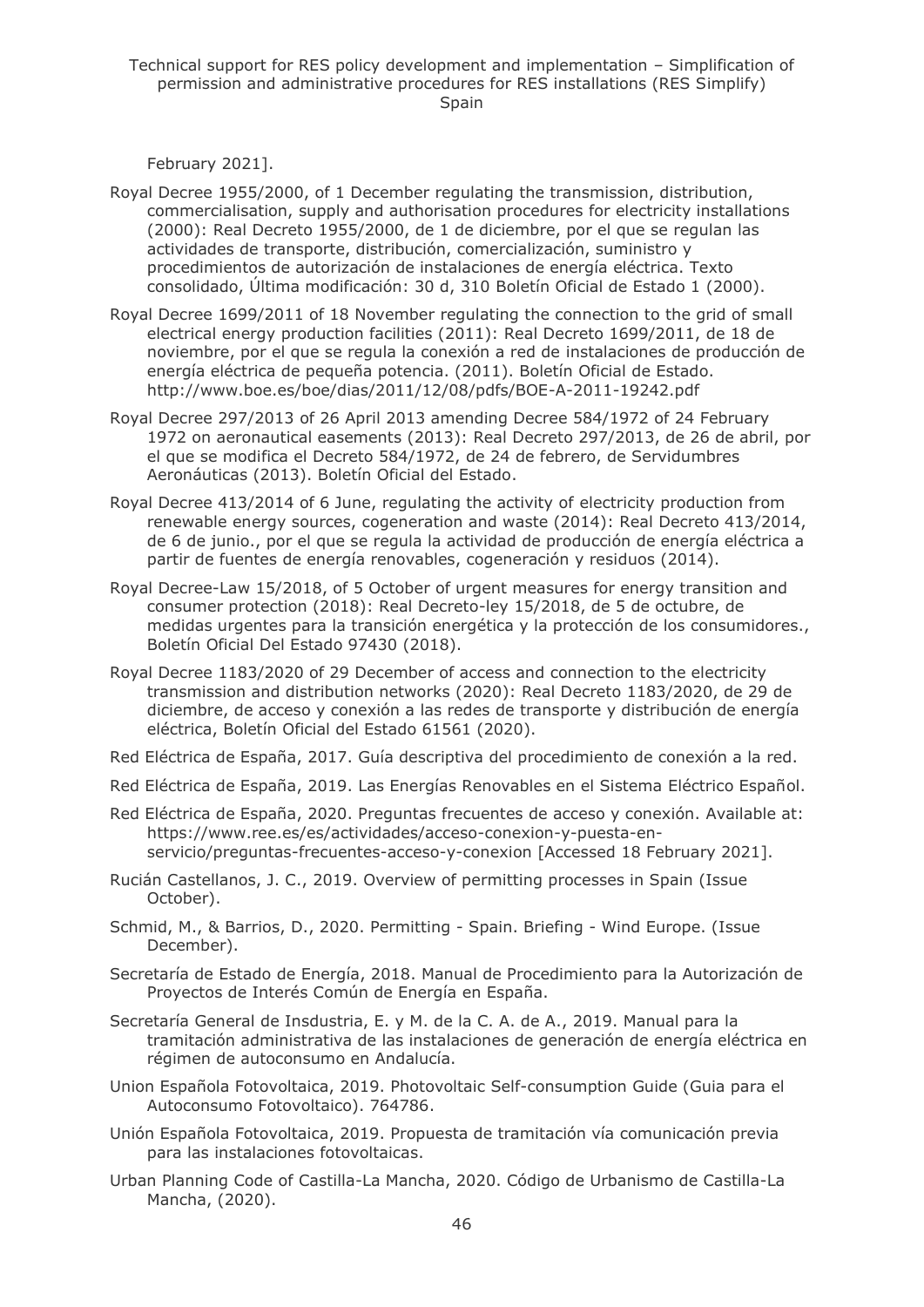February 2021].

Royal Decree 1955/2000, of 1 December regulating the transmission, distribution, commercialisation, supply and authorisation procedures for electricity installations (2000): Real Decreto 1955/2000, de 1 de diciembre, por el que se regulan las actividades de transporte, distribución, comercialización, suministro y procedimientos de autorización de instalaciones de energía eléctrica. Texto consolidado, Última modificación: 30 d, 310 Boletín Oficial de Estado 1 (2000).

Royal Decree 1699/2011 of 18 November regulating the connection to the grid of small electrical energy production facilities (2011): Real Decreto 1699/2011, de 18 de noviembre, por el que se regula la conexión a red de instalaciones de producción de energía eléctrica de pequeña potencia. (2011). Boletín Oficial de Estado. http://www.boe.es/boe/dias/2011/12/08/pdfs/BOE-A-2011-19242.pdf

Royal Decree 297/2013 of 26 April 2013 amending Decree 584/1972 of 24 February 1972 on aeronautical easements (2013): Real Decreto 297/2013, de 26 de abril, por el que se modifica el Decreto 584/1972, de 24 de febrero, de Servidumbres Aeronáuticas (2013). Boletín Oficial del Estado.

Royal Decree 413/2014 of 6 June, regulating the activity of electricity production from renewable energy sources, cogeneration and waste (2014): Real Decreto 413/2014, de 6 de junio., por el que se regula la actividad de producción de energía eléctrica a partir de fuentes de energía renovables, cogeneración y residuos (2014).

Royal Decree-Law 15/2018, of 5 October of urgent measures for energy transition and consumer protection (2018): Real Decreto-ley 15/2018, de 5 de octubre, de medidas urgentes para la transición energética y la protección de los consumidores., Boletín Oficial Del Estado 97430 (2018).

Royal Decree 1183/2020 of 29 December of access and connection to the electricity transmission and distribution networks (2020): Real Decreto 1183/2020, de 29 de diciembre, de acceso y conexión a las redes de transporte y distribución de energía eléctrica, Boletín Oficial del Estado 61561 (2020).

Red Eléctrica de España, 2017. Guía descriptiva del procedimiento de conexión a la red.

Red Eléctrica de España, 2019. Las Energías Renovables en el Sistema Eléctrico Español.

Red Eléctrica de España, 2020. Preguntas frecuentes de acceso y conexión. Available at: https://www.ree.es/es/actividades/acceso-conexion-y-puesta-en-servicio/preguntas-frecuentes-acceso-y-conexion [Accessed 18 February 2021].

Rucián Castellanos, J. C., 2019. Overview of permitting processes in Spain (Issue October).

Schmid, M., & Barrios, D., 2020. Permitting - Spain. Briefing - Wind Europe. (Issue December).

Secretaría de Estado de Energía, 2018. Manual de Procedimiento para la Autorización de Proyectos de Interés Común de Energía en España.

Secretaría General de Insdustria, E. y M. de la C. A. de A., 2019. Manual para la tramitación administrativa de las instalaciones de generación de energía eléctrica en régimen de autoconsumo en Andalucía.

Union Española Fotovoltaica, 2019. Photovoltaic Self-consumption Guide (Guia para el Autoconsumo Fotovoltaico). 764786.

Unión Española Fotovoltaica, 2019. Propuesta de tramitación vía comunicación previa para las instalaciones fotovoltaicas.

Urban Planning Code of Castilla-La Mancha, 2020. Código de Urbanismo de Castilla-La Mancha, (2020).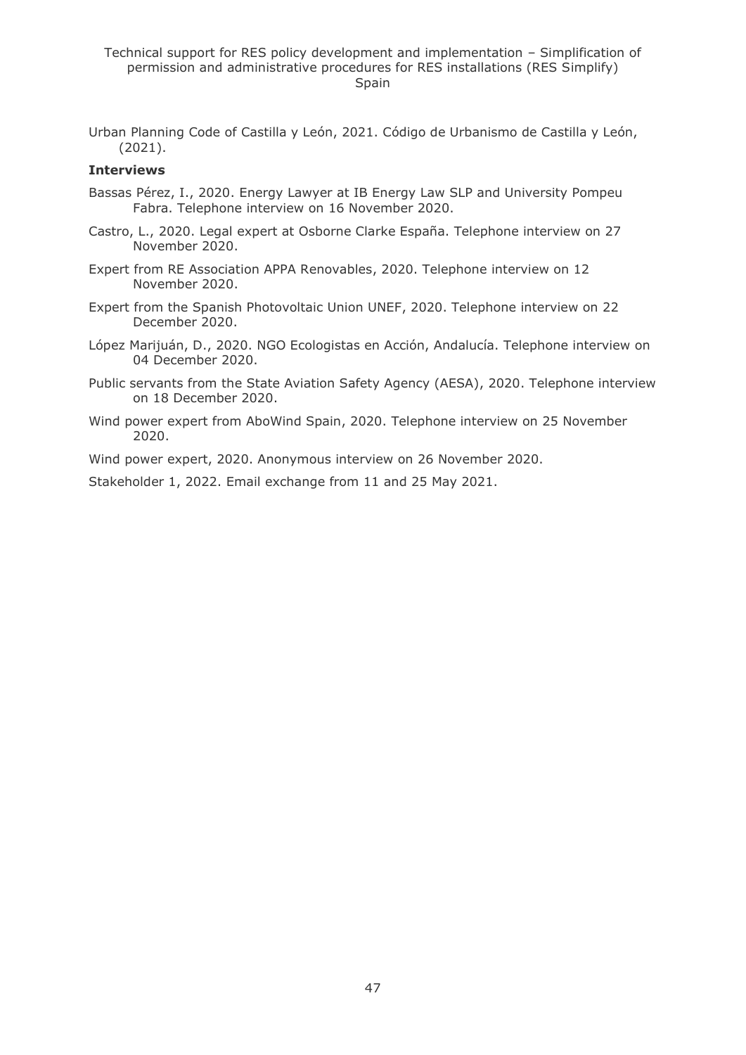Urban Planning Code of Castilla y León, 2021. Código de Urbanismo de Castilla y León, (2021).

**Interviews**

Bassas Pérez, I., 2020. Energy Lawyer at IB Energy Law SLP and University Pompeu Fabra. Telephone interview on 16 November 2020.

Castro, L., 2020. Legal expert at Osborne Clarke España. Telephone interview on 27 November 2020.

Expert from RE Association APPA Renovables, 2020. Telephone interview on 12 November 2020.

Expert from the Spanish Photovoltaic Union UNEF, 2020. Telephone interview on 22 December 2020.

López Marijuán, D., 2020. NGO Ecologistas en Acción, Andalucía. Telephone interview on 04 December 2020.

Public servants from the State Aviation Safety Agency (AESA), 2020. Telephone interview on 18 December 2020.

Wind power expert from AboWind Spain, 2020. Telephone interview on 25 November 2020.

Wind power expert, 2020. Anonymous interview on 26 November 2020.

Stakeholder 1, 2022. Email exchange from 11 and 25 May 2021.